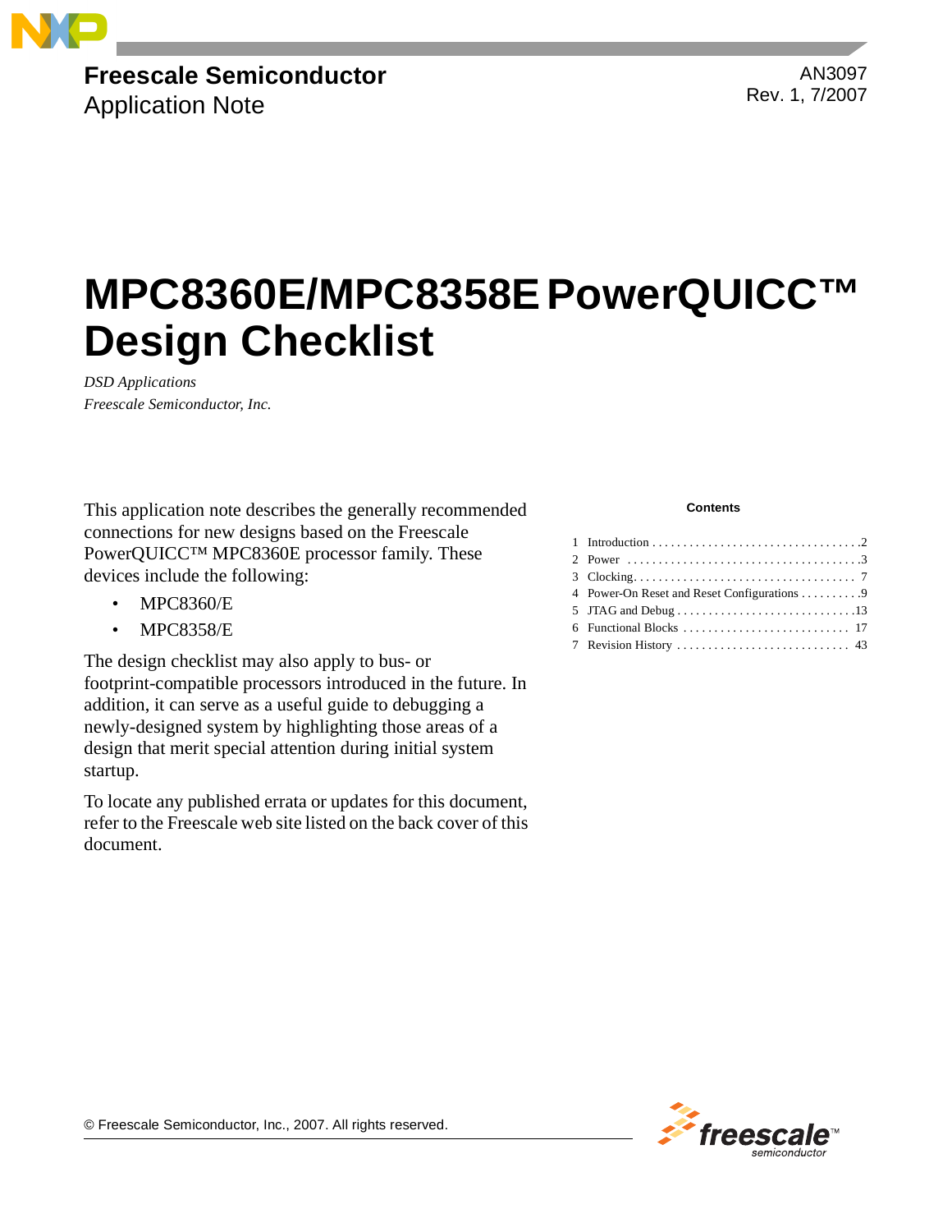Freescale Semiconductor
Application Note

AN3097
Rev. 1, 7/2007

# MPC8360E/MPC8358E PowerQUICC™ Design Checklist

*DSD Applications*
*Freescale Semiconductor, Inc.*

This application note describes the generally recommended connections for new designs based on the Freescale PowerQUICC™ MPC8360E processor family. These devices include the following:

- MPC8360/E
- MPC8358/E

The design checklist may also apply to bus- or footprint-compatible processors introduced in the future. In addition, it can serve as a useful guide to debugging a newly-designed system by highlighting those areas of a design that merit special attention during initial system startup.

To locate any published errata or updates for this document, refer to the Freescale web site listed on the back cover of this document.

**Contents**

1 Introduction . . . . . . . . . . 2
2 Power . . . . . . . . . . 3
3 Clocking . . . . . . . . . . 7
4 Power-On Reset and Reset Configurations . . . . . . . . . . 9
5 JTAG and Debug . . . . . . . . . . 13
6 Functional Blocks . . . . . . . . . . 17
7 Revision History . . . . . . . . . . 43

© Freescale Semiconductor, Inc., 2007. All rights reserved.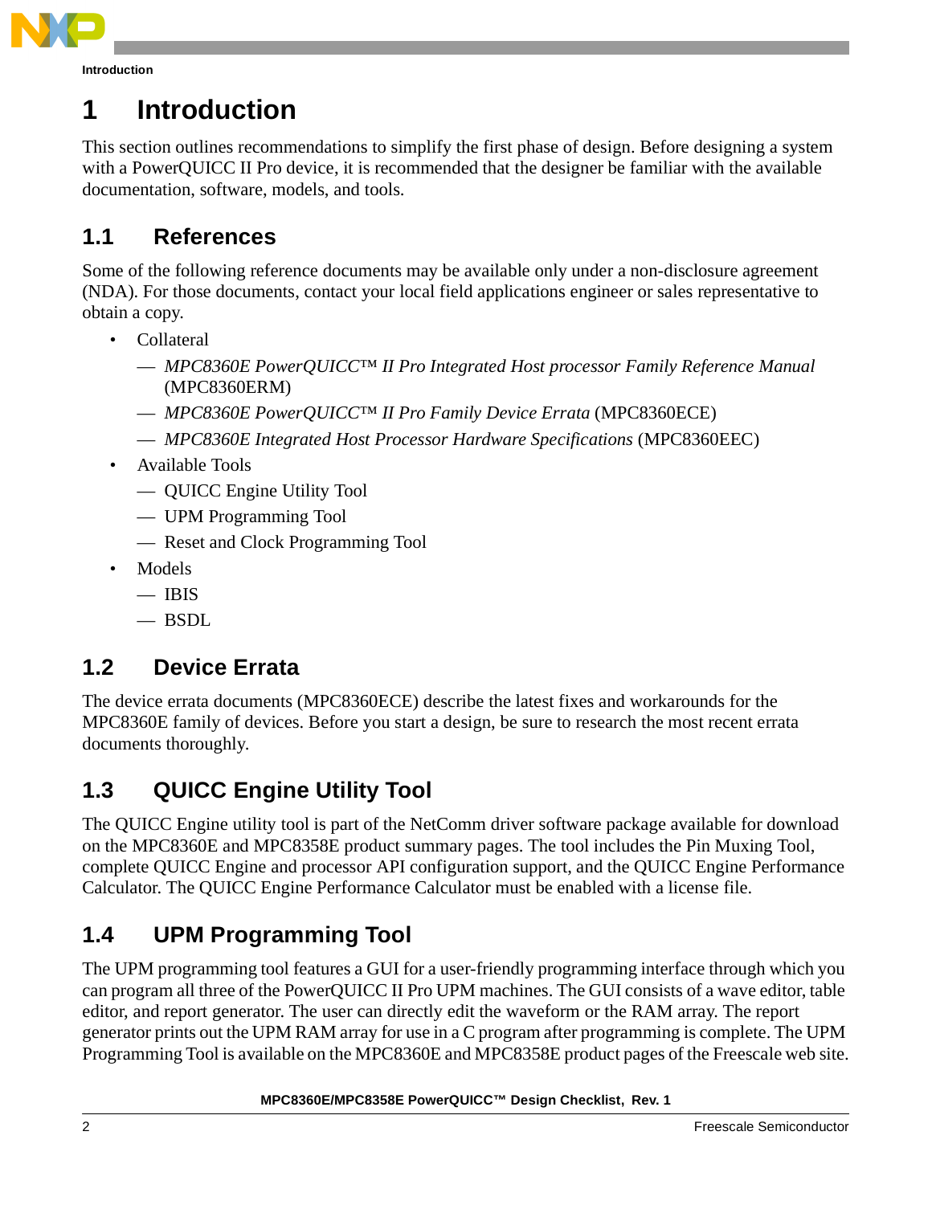# 1 Introduction

This section outlines recommendations to simplify the first phase of design. Before designing a system with a PowerQUICC II Pro device, it is recommended that the designer be familiar with the available documentation, software, models, and tools.

## 1.1 References

Some of the following reference documents may be available only under a non-disclosure agreement (NDA). For those documents, contact your local field applications engineer or sales representative to obtain a copy.

- Collateral
  - *MPC8360E PowerQUICC™ II Pro Integrated Host processor Family Reference Manual* (MPC8360ERM)
  - *MPC8360E PowerQUICC™ II Pro Family Device Errata* (MPC8360ECE)
  - *MPC8360E Integrated Host Processor Hardware Specifications* (MPC8360EEC)
- Available Tools
  - QUICC Engine Utility Tool
  - UPM Programming Tool
  - Reset and Clock Programming Tool
- Models
  - IBIS
  - BSDL

## 1.2 Device Errata

The device errata documents (MPC8360ECE) describe the latest fixes and workarounds for the MPC8360E family of devices. Before you start a design, be sure to research the most recent errata documents thoroughly.

## 1.3 QUICC Engine Utility Tool

The QUICC Engine utility tool is part of the NetComm driver software package available for download on the MPC8360E and MPC8358E product summary pages. The tool includes the Pin Muxing Tool, complete QUICC Engine and processor API configuration support, and the QUICC Engine Performance Calculator. The QUICC Engine Performance Calculator must be enabled with a license file.

## 1.4 UPM Programming Tool

The UPM programming tool features a GUI for a user-friendly programming interface through which you can program all three of the PowerQUICC II Pro UPM machines. The GUI consists of a wave editor, table editor, and report generator. The user can directly edit the waveform or the RAM array. The report generator prints out the UPM RAM array for use in a C program after programming is complete. The UPM Programming Tool is available on the MPC8360E and MPC8358E product pages of the Freescale web site.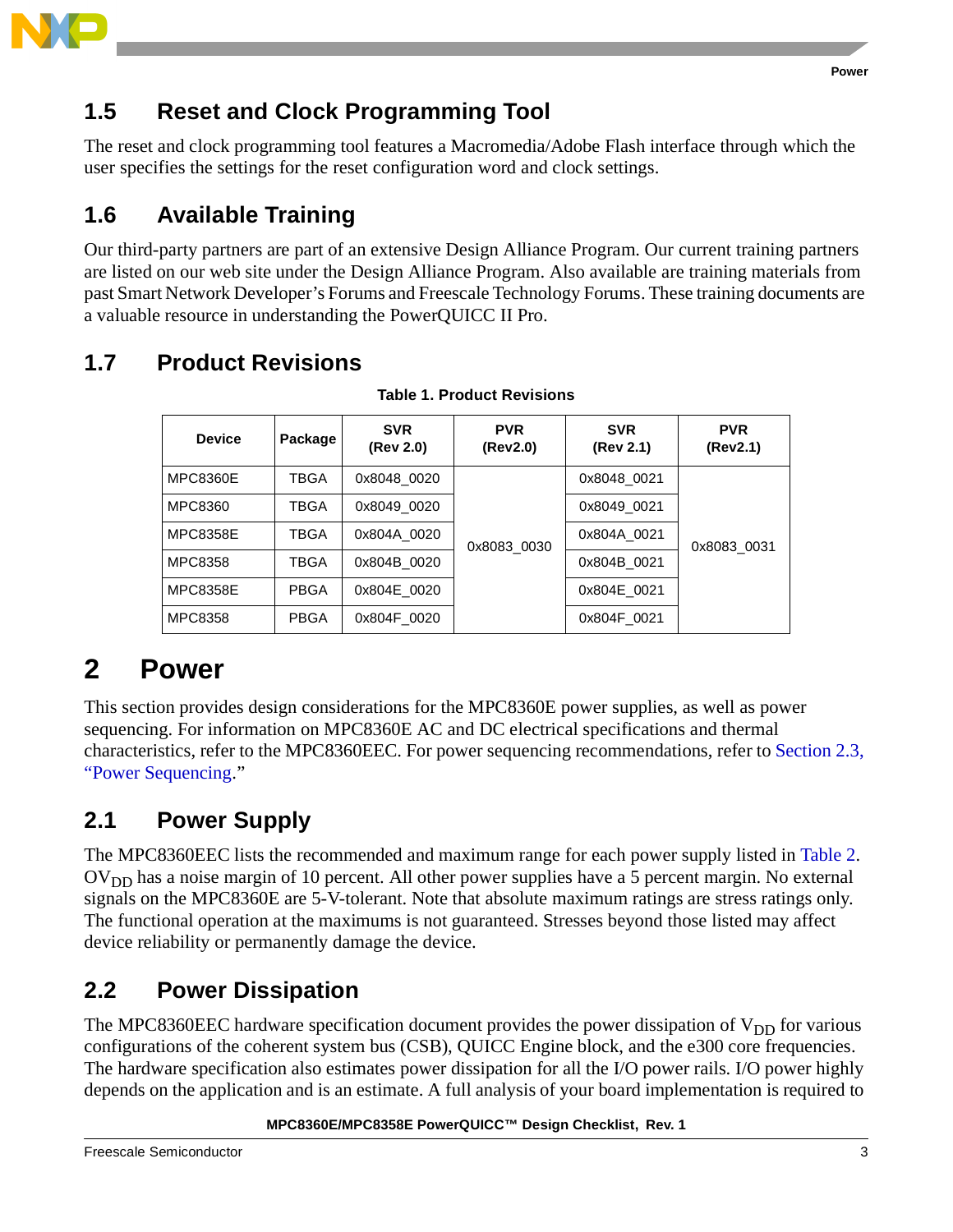## 1.5 Reset and Clock Programming Tool

The reset and clock programming tool features a Macromedia/Adobe Flash interface through which the user specifies the settings for the reset configuration word and clock settings.

## 1.6 Available Training

Our third-party partners are part of an extensive Design Alliance Program. Our current training partners are listed on our web site under the Design Alliance Program. Also available are training materials from past Smart Network Developer's Forums and Freescale Technology Forums. These training documents are a valuable resource in understanding the PowerQUICC II Pro.

## 1.7 Product Revisions

**Table 1. Product Revisions**

| Device | Package | SVR (Rev 2.0) | PVR (Rev2.0) | SVR (Rev 2.1) | PVR (Rev2.1) |
|---|---|---|---|---|---|
| MPC8360E | TBGA | 0x8048_0020 | 0x8083_0030 | 0x8048_0021 | 0x8083_0031 |
| MPC8360 | TBGA | 0x8049_0020 | | 0x8049_0021 | |
| MPC8358E | TBGA | 0x804A_0020 | | 0x804A_0021 | |
| MPC8358 | TBGA | 0x804B_0020 | | 0x804B_0021 | |
| MPC8358E | PBGA | 0x804E_0020 | | 0x804E_0021 | |
| MPC8358 | PBGA | 0x804F_0020 | | 0x804F_0021 | |

# 2 Power

This section provides design considerations for the MPC8360E power supplies, as well as power sequencing. For information on MPC8360E AC and DC electrical specifications and thermal characteristics, refer to the MPC8360EEC. For power sequencing recommendations, refer to Section 2.3, "Power Sequencing."

## 2.1 Power Supply

The MPC8360EEC lists the recommended and maximum range for each power supply listed in Table 2. $OV_{DD}$ has a noise margin of 10 percent. All other power supplies have a 5 percent margin. No external signals on the MPC8360E are 5-V-tolerant. Note that absolute maximum ratings are stress ratings only. The functional operation at the maximums is not guaranteed. Stresses beyond those listed may affect device reliability or permanently damage the device.

## 2.2 Power Dissipation

The MPC8360EEC hardware specification document provides the power dissipation of $V_{DD}$ for various configurations of the coherent system bus (CSB), QUICC Engine block, and the e300 core frequencies. The hardware specification also estimates power dissipation for all the I/O power rails. I/O power highly depends on the application and is an estimate. A full analysis of your board implementation is required to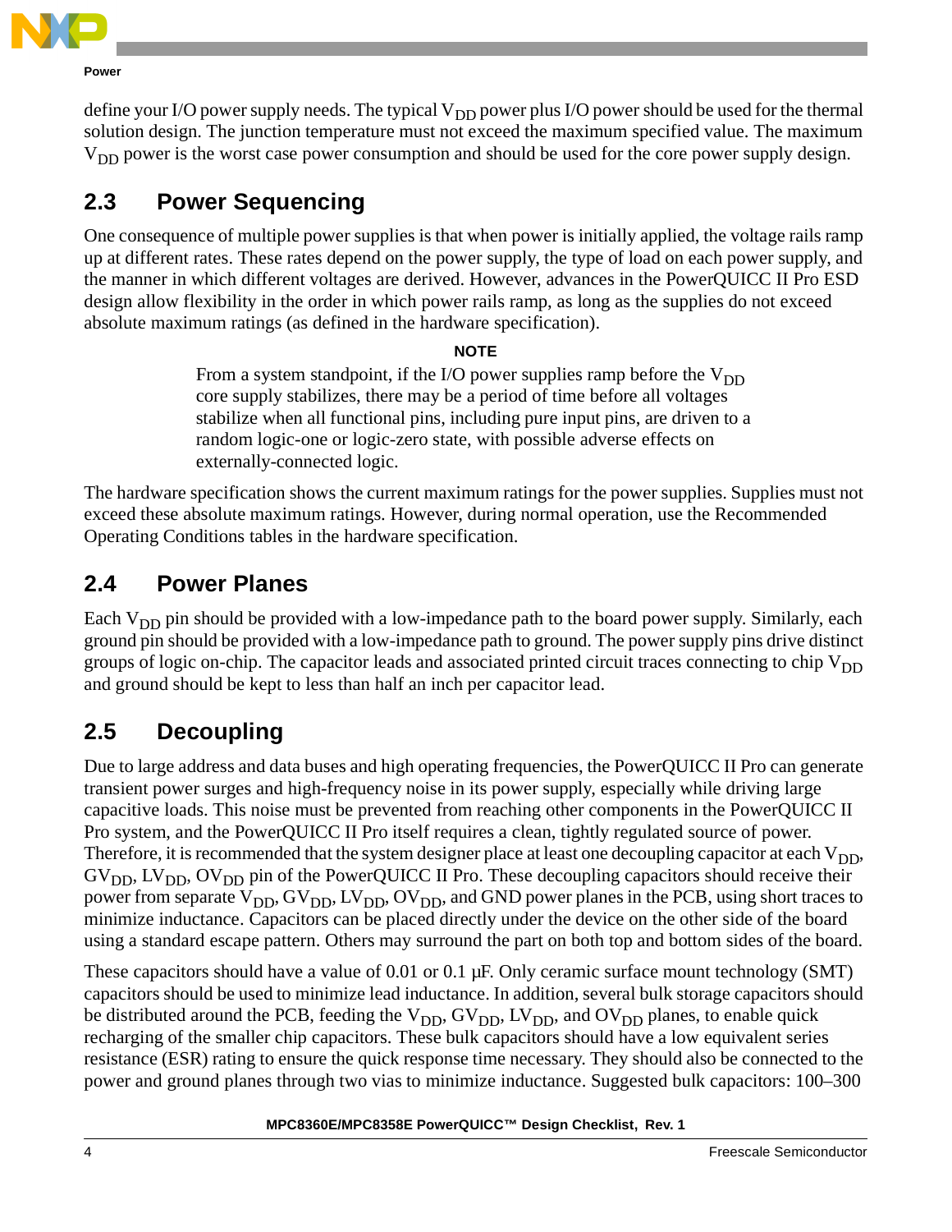define your I/O power supply needs. The typical $V_{DD}$ power plus I/O power should be used for the thermal solution design. The junction temperature must not exceed the maximum specified value. The maximum $V_{DD}$ power is the worst case power consumption and should be used for the core power supply design.

## 2.3 Power Sequencing

One consequence of multiple power supplies is that when power is initially applied, the voltage rails ramp up at different rates. These rates depend on the power supply, the type of load on each power supply, and the manner in which different voltages are derived. However, advances in the PowerQUICC II Pro ESD design allow flexibility in the order in which power rails ramp, as long as the supplies do not exceed absolute maximum ratings (as defined in the hardware specification).

**NOTE**

From a system standpoint, if the I/O power supplies ramp before the $V_{DD}$ core supply stabilizes, there may be a period of time before all voltages stabilize when all functional pins, including pure input pins, are driven to a random logic-one or logic-zero state, with possible adverse effects on externally-connected logic.

The hardware specification shows the current maximum ratings for the power supplies. Supplies must not exceed these absolute maximum ratings. However, during normal operation, use the Recommended Operating Conditions tables in the hardware specification.

## 2.4 Power Planes

Each $V_{DD}$ pin should be provided with a low-impedance path to the board power supply. Similarly, each ground pin should be provided with a low-impedance path to ground. The power supply pins drive distinct groups of logic on-chip. The capacitor leads and associated printed circuit traces connecting to chip $V_{DD}$ and ground should be kept to less than half an inch per capacitor lead.

## 2.5 Decoupling

Due to large address and data buses and high operating frequencies, the PowerQUICC II Pro can generate transient power surges and high-frequency noise in its power supply, especially while driving large capacitive loads. This noise must be prevented from reaching other components in the PowerQUICC II Pro system, and the PowerQUICC II Pro itself requires a clean, tightly regulated source of power. Therefore, it is recommended that the system designer place at least one decoupling capacitor at each $V_{DD}$, $GV_{DD}$, $LV_{DD}$, $OV_{DD}$ pin of the PowerQUICC II Pro. These decoupling capacitors should receive their power from separate $V_{DD}$, $GV_{DD}$, $LV_{DD}$, $OV_{DD}$, and GND power planes in the PCB, using short traces to minimize inductance. Capacitors can be placed directly under the device on the other side of the board using a standard escape pattern. Others may surround the part on both top and bottom sides of the board.

These capacitors should have a value of 0.01 or 0.1 µF. Only ceramic surface mount technology (SMT) capacitors should be used to minimize lead inductance. In addition, several bulk storage capacitors should be distributed around the PCB, feeding the $V_{DD}$, $GV_{DD}$, $LV_{DD}$, and $OV_{DD}$ planes, to enable quick recharging of the smaller chip capacitors. These bulk capacitors should have a low equivalent series resistance (ESR) rating to ensure the quick response time necessary. They should also be connected to the power and ground planes through two vias to minimize inductance. Suggested bulk capacitors: 100–300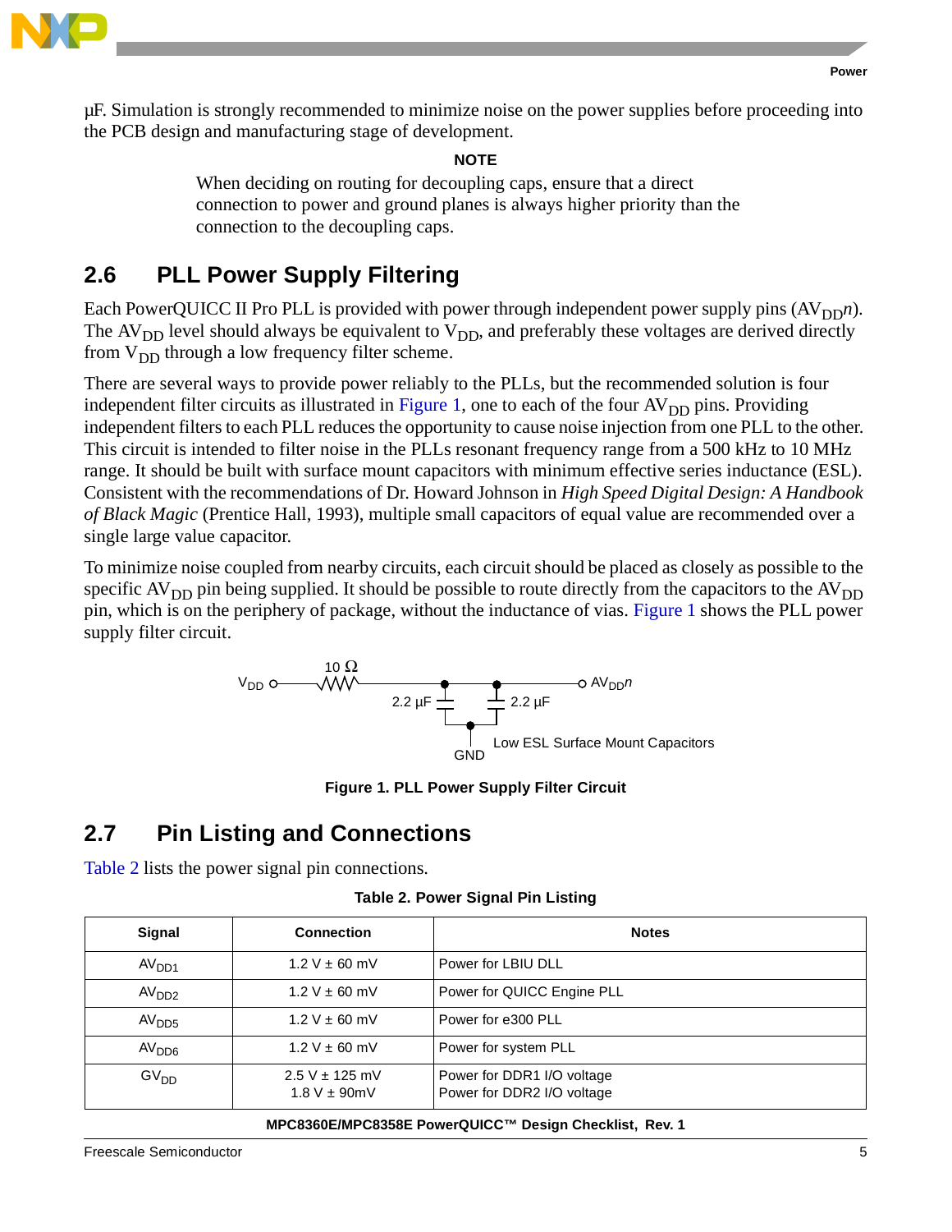µF. Simulation is strongly recommended to minimize noise on the power supplies before proceeding into the PCB design and manufacturing stage of development.

**NOTE**

When deciding on routing for decoupling caps, ensure that a direct connection to power and ground planes is always higher priority than the connection to the decoupling caps.

## 2.6 PLL Power Supply Filtering

Each PowerQUICC II Pro PLL is provided with power through independent power supply pins ($AV_{DD}n$). The $AV_{DD}$ level should always be equivalent to $V_{DD}$, and preferably these voltages are derived directly from $V_{DD}$ through a low frequency filter scheme.

There are several ways to provide power reliably to the PLLs, but the recommended solution is four independent filter circuits as illustrated in Figure 1, one to each of the four $AV_{DD}$ pins. Providing independent filters to each PLL reduces the opportunity to cause noise injection from one PLL to the other. This circuit is intended to filter noise in the PLLs resonant frequency range from a 500 kHz to 10 MHz range. It should be built with surface mount capacitors with minimum effective series inductance (ESL). Consistent with the recommendations of Dr. Howard Johnson in *High Speed Digital Design: A Handbook of Black Magic* (Prentice Hall, 1993), multiple small capacitors of equal value are recommended over a single large value capacitor.

To minimize noise coupled from nearby circuits, each circuit should be placed as closely as possible to the specific $AV_{DD}$ pin being supplied. It should be possible to route directly from the capacitors to the $AV_{DD}$ pin, which is on the periphery of package, without the inductance of vias. Figure 1 shows the PLL power supply filter circuit.

$V_{DD}$ — 10 Ω — $AV_{DD}n$; 2.2 µF, 2.2 µF to GND; Low ESL Surface Mount Capacitors

**Figure 1. PLL Power Supply Filter Circuit**

## 2.7 Pin Listing and Connections

Table 2 lists the power signal pin connections.

**Table 2. Power Signal Pin Listing**

| Signal | Connection | Notes |
|---|---|---|
| $AV_{DD1}$ | 1.2 V ± 60 mV | Power for LBIU DLL |
| $AV_{DD2}$ | 1.2 V ± 60 mV | Power for QUICC Engine PLL |
| $AV_{DD5}$ | 1.2 V ± 60 mV | Power for e300 PLL |
| $AV_{DD6}$ | 1.2 V ± 60 mV | Power for system PLL |
| $GV_{DD}$ | 2.5 V ± 125 mV<br>1.8 V ± 90mV | Power for DDR1 I/O voltage<br>Power for DDR2 I/O voltage |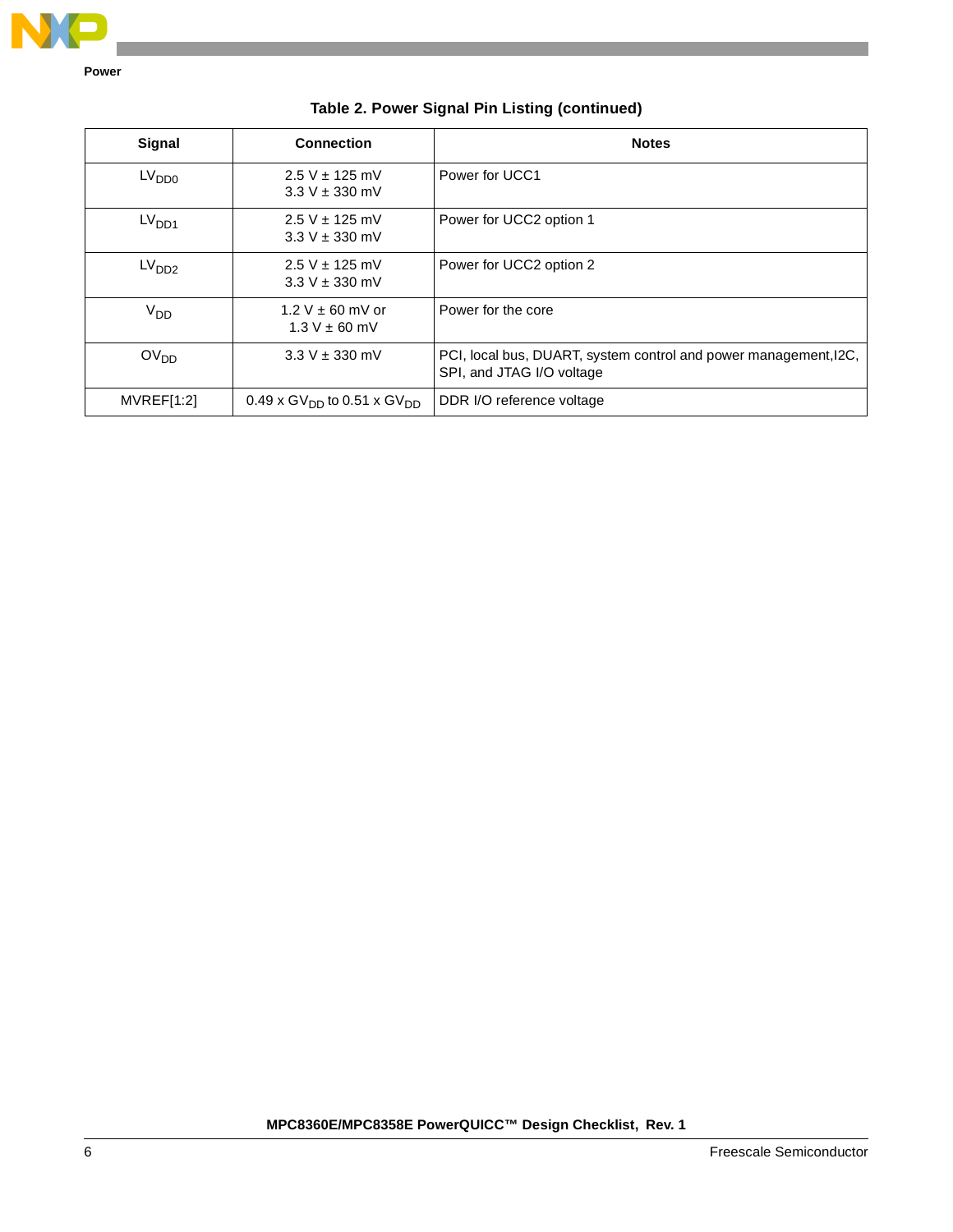**Table 2. Power Signal Pin Listing (continued)**

| Signal | Connection | Notes |
|---|---|---|
| $LV_{DD0}$ | 2.5 V ± 125 mV<br>3.3 V ± 330 mV | Power for UCC1 |
| $LV_{DD1}$ | 2.5 V ± 125 mV<br>3.3 V ± 330 mV | Power for UCC2 option 1 |
| $LV_{DD2}$ | 2.5 V ± 125 mV<br>3.3 V ± 330 mV | Power for UCC2 option 2 |
| $V_{DD}$ | 1.2 V ± 60 mV or<br>1.3 V ± 60 mV | Power for the core |
| $OV_{DD}$ | 3.3 V ± 330 mV | PCI, local bus, DUART, system control and power management,I2C, SPI, and JTAG I/O voltage |
| MVREF[1:2] | 0.49 x $GV_{DD}$ to 0.51 x $GV_{DD}$ | DDR I/O reference voltage |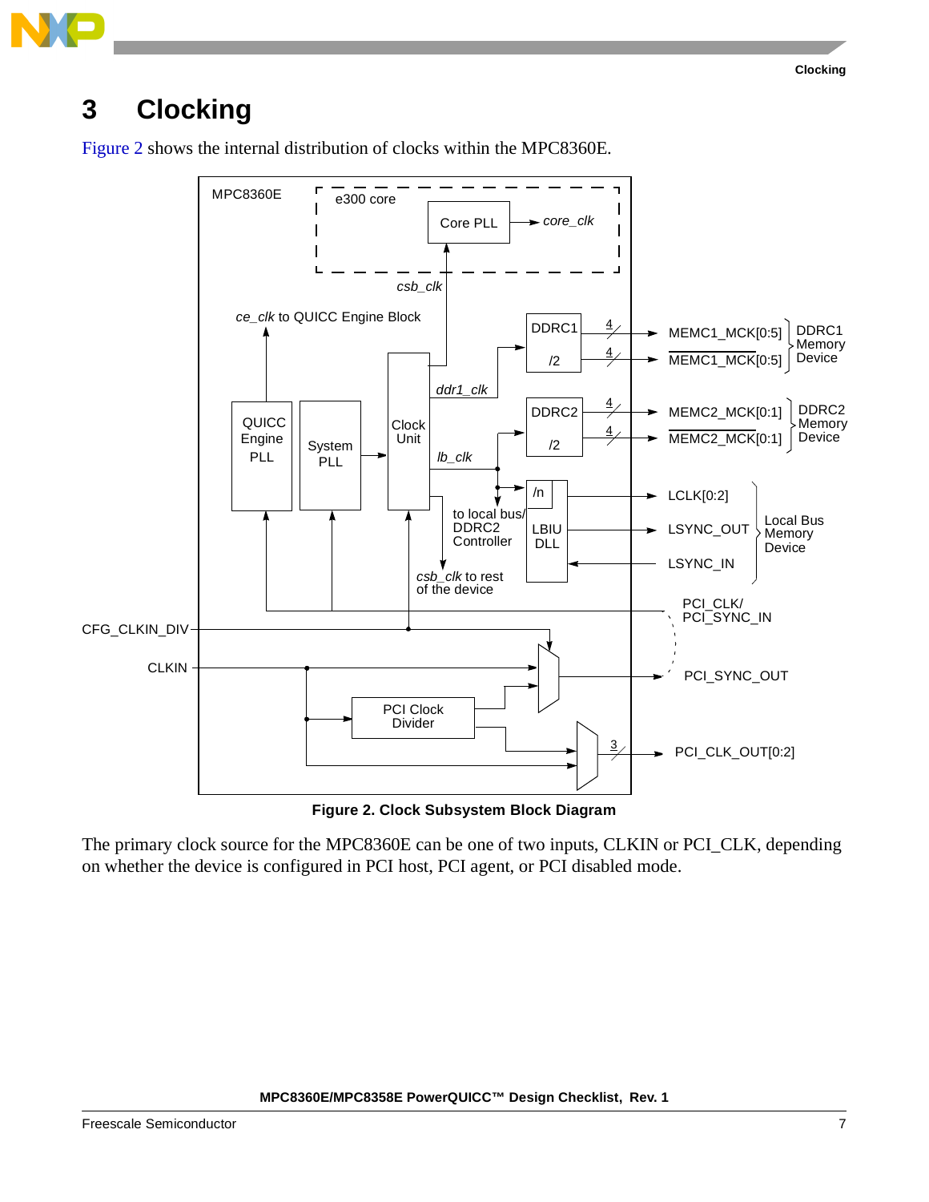# 3 Clocking

Figure 2 shows the internal distribution of clocks within the MPC8360E.

**Figure 2. Clock Subsystem Block Diagram**

The primary clock source for the MPC8360E can be one of two inputs, CLKIN or PCI_CLK, depending on whether the device is configured in PCI host, PCI agent, or PCI disabled mode.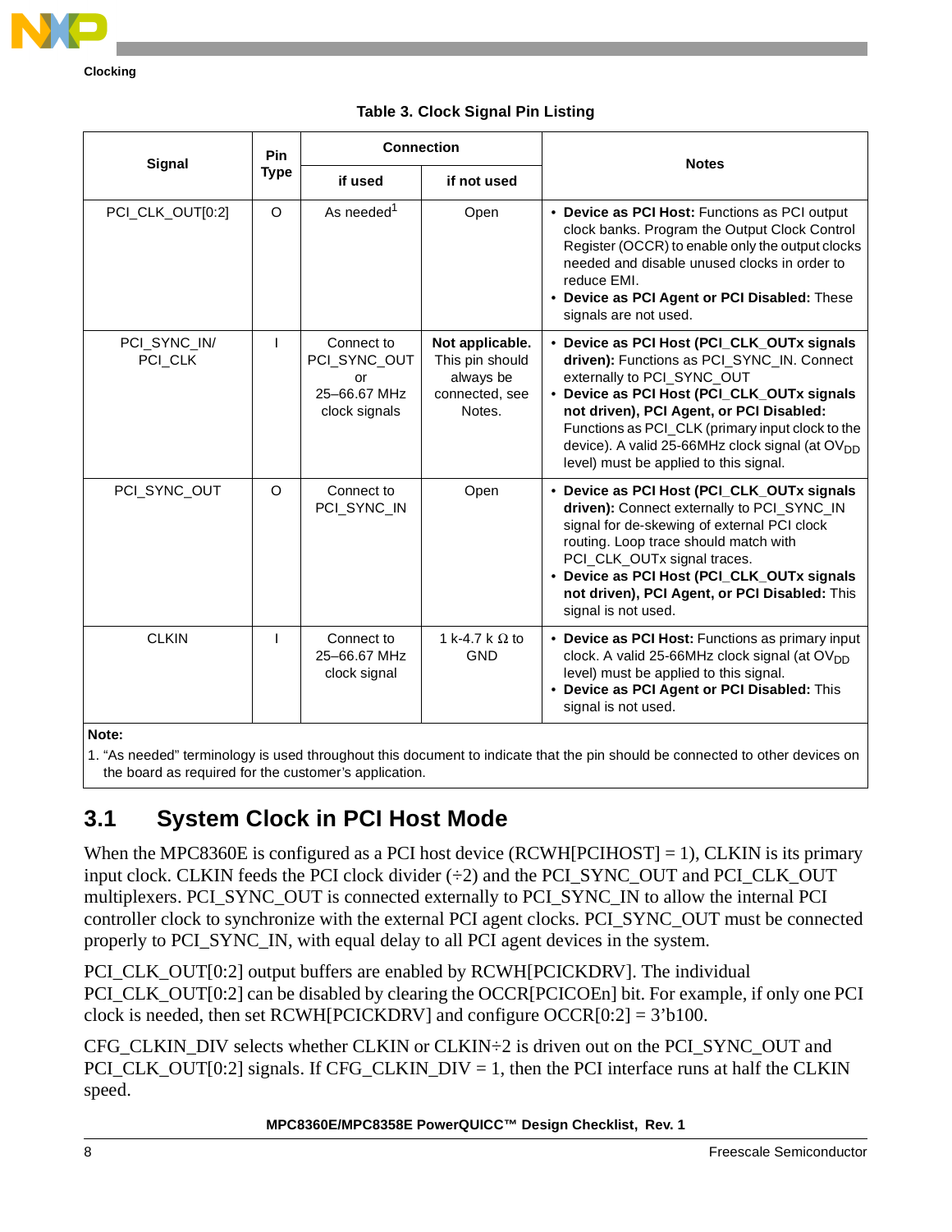**Table 3. Clock Signal Pin Listing**

| Signal | Pin Type | Connection | | Notes |
|---|---|---|---|---|
| | | if used | if not used | |
| PCI_CLK_OUT[0:2] | O | As needed[1] | Open | • **Device as PCI Host:** Functions as PCI output clock banks. Program the Output Clock Control Register (OCCR) to enable only the output clocks needed and disable unused clocks in order to reduce EMI. <br> • **Device as PCI Agent or PCI Disabled:** These signals are not used. |
| PCI_SYNC_IN/ PCI_CLK | I | Connect to PCI_SYNC_OUT or 25–66.67 MHz clock signals | **Not applicable.** This pin should always be connected, see Notes. | • **Device as PCI Host (PCI_CLK_OUTx signals driven):** Functions as PCI_SYNC_IN. Connect externally to PCI_SYNC_OUT <br> • **Device as PCI Host (PCI_CLK_OUTx signals not driven), PCI Agent, or PCI Disabled:** Functions as PCI_CLK (primary input clock to the device). A valid 25-66MHz clock signal (at $OV_{DD}$ level) must be applied to this signal. |
| PCI_SYNC_OUT | O | Connect to PCI_SYNC_IN | Open | • **Device as PCI Host (PCI_CLK_OUTx signals driven):** Connect externally to PCI_SYNC_IN signal for de-skewing of external PCI clock routing. Loop trace should match with PCI_CLK_OUTx signal traces. <br> • **Device as PCI Host (PCI_CLK_OUTx signals not driven), PCI Agent, or PCI Disabled:** This signal is not used. |
| CLKIN | I | Connect to 25–66.67 MHz clock signal | 1 k-4.7 k Ω to GND | • **Device as PCI Host:** Functions as primary input clock. A valid 25-66MHz clock signal (at $OV_{DD}$ level) must be applied to this signal. <br> • **Device as PCI Agent or PCI Disabled:** This signal is not used. |

**Note:**
1. “As needed” terminology is used throughout this document to indicate that the pin should be connected to other devices on the board as required for the customer’s application.

## 3.1 System Clock in PCI Host Mode

When the MPC8360E is configured as a PCI host device (RCWH[PCIHOST] = 1), CLKIN is its primary input clock. CLKIN feeds the PCI clock divider (÷2) and the PCI_SYNC_OUT and PCI_CLK_OUT multiplexers. PCI_SYNC_OUT is connected externally to PCI_SYNC_IN to allow the internal PCI controller clock to synchronize with the external PCI agent clocks. PCI_SYNC_OUT must be connected properly to PCI_SYNC_IN, with equal delay to all PCI agent devices in the system.

PCI_CLK_OUT[0:2] output buffers are enabled by RCWH[PCICKDRV]. The individual PCI_CLK_OUT[0:2] can be disabled by clearing the OCCR[PCICOEn] bit. For example, if only one PCI clock is needed, then set RCWH[PCICKDRV] and configure OCCR[0:2] = 3’b100.

CFG_CLKIN_DIV selects whether CLKIN or CLKIN÷2 is driven out on the PCI_SYNC_OUT and PCI_CLK_OUT[0:2] signals. If CFG_CLKIN_DIV = 1, then the PCI interface runs at half the CLKIN speed.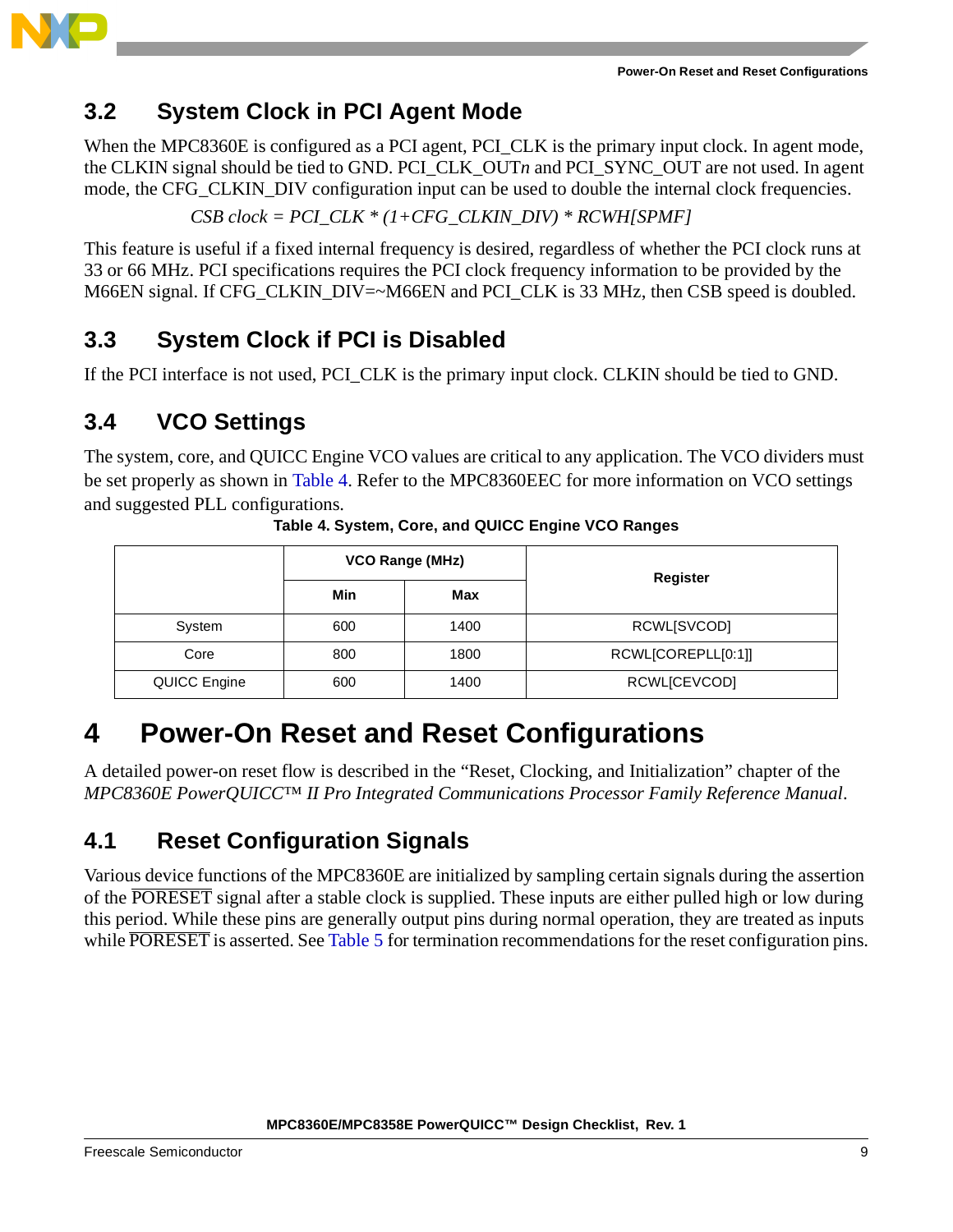## 3.2 System Clock in PCI Agent Mode

When the MPC8360E is configured as a PCI agent, PCI_CLK is the primary input clock. In agent mode, the CLKIN signal should be tied to GND. PCI_CLK_OUT*n* and PCI_SYNC_OUT are not used. In agent mode, the CFG_CLKIN_DIV configuration input can be used to double the internal clock frequencies.

*CSB clock = PCI_CLK * (1+CFG_CLKIN_DIV) * RCWH[SPMF]*

This feature is useful if a fixed internal frequency is desired, regardless of whether the PCI clock runs at 33 or 66 MHz. PCI specifications requires the PCI clock frequency information to be provided by the M66EN signal. If CFG_CLKIN_DIV=~M66EN and PCI_CLK is 33 MHz, then CSB speed is doubled.

## 3.3 System Clock if PCI is Disabled

If the PCI interface is not used, PCI_CLK is the primary input clock. CLKIN should be tied to GND.

## 3.4 VCO Settings

The system, core, and QUICC Engine VCO values are critical to any application. The VCO dividers must be set properly as shown in Table 4. Refer to the MPC8360EEC for more information on VCO settings and suggested PLL configurations.

**Table 4. System, Core, and QUICC Engine VCO Ranges**

| | VCO Range (MHz) | | Register |
|---|---|---|---|
| | Min | Max | |
| System | 600 | 1400 | RCWL[SVCOD] |
| Core | 800 | 1800 | RCWL[COREPLL[0:1]] |
| QUICC Engine | 600 | 1400 | RCWL[CEVCOD] |

# 4 Power-On Reset and Reset Configurations

A detailed power-on reset flow is described in the “Reset, Clocking, and Initialization” chapter of the *MPC8360E PowerQUICC™ II Pro Integrated Communications Processor Family Reference Manual*.

## 4.1 Reset Configuration Signals

Various device functions of the MPC8360E are initialized by sampling certain signals during the assertion of the $\overline{\text{PORESET}}$ signal after a stable clock is supplied. These inputs are either pulled high or low during this period. While these pins are generally output pins during normal operation, they are treated as inputs while $\overline{\text{PORESET}}$ is asserted. See Table 5 for termination recommendations for the reset configuration pins.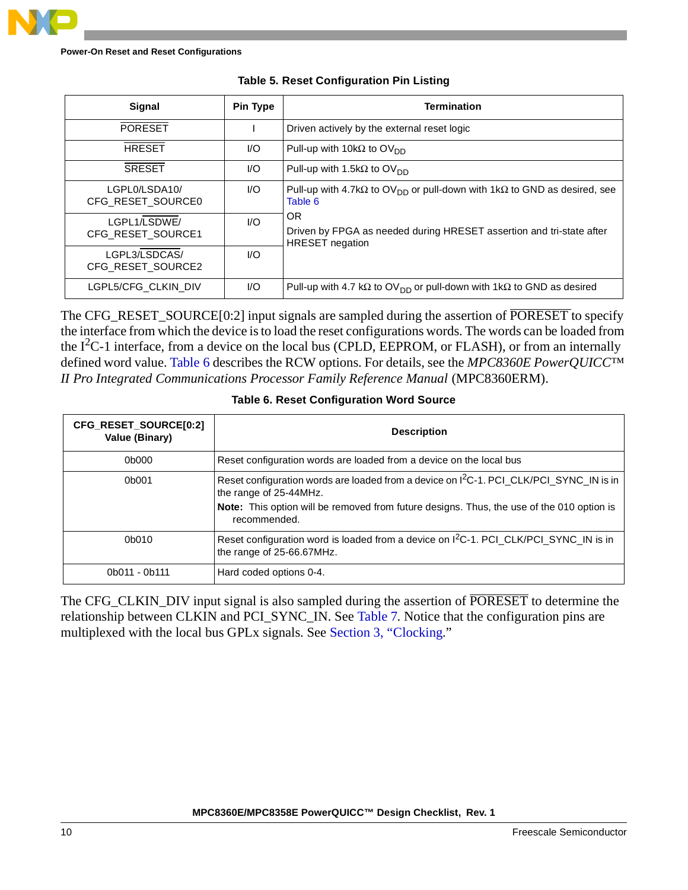**Table 5. Reset Configuration Pin Listing**

| Signal | Pin Type | Termination |
|---|---|---|
| $\overline{\text{PORESET}}$ | I | Driven actively by the external reset logic |
| $\overline{\text{HRESET}}$ | I/O | Pull-up with 10kΩ to $OV_{DD}$ |
| $\overline{\text{SRESET}}$ | I/O | Pull-up with 1.5kΩ to $OV_{DD}$ |
| LGPL0/LSDA10/ CFG_RESET_SOURCE0 | I/O | Pull-up with 4.7kΩ to $OV_{DD}$ or pull-down with 1kΩ to GND as desired, see Table 6 OR Driven by FPGA as needed during HRESET assertion and tri-state after HRESET negation |
| LGPL1/$\overline{\text{LSDWE}}$/ CFG_RESET_SOURCE1 | I/O | |
| LGPL3/$\overline{\text{LSDCAS}}$/ CFG_RESET_SOURCE2 | I/O | |
| LGPL5/CFG_CLKIN_DIV | I/O | Pull-up with 4.7 kΩ to $OV_{DD}$ or pull-down with 1kΩ to GND as desired |

The CFG_RESET_SOURCE[0:2] input signals are sampled during the assertion of $\overline{\text{PORESET}}$ to specify the interface from which the device is to load the reset configurations words. The words can be loaded from the I$^2$C-1 interface, from a device on the local bus (CPLD, EEPROM, or FLASH), or from an internally defined word value. Table 6 describes the RCW options. For details, see the *MPC8360E PowerQUICC™ II Pro Integrated Communications Processor Family Reference Manual* (MPC8360ERM).

**Table 6. Reset Configuration Word Source**

| CFG_RESET_SOURCE[0:2] Value (Binary) | Description |
|---|---|
| 0b000 | Reset configuration words are loaded from a device on the local bus |
| 0b001 | Reset configuration words are loaded from a device on I$^2$C-1. PCI_CLK/PCI_SYNC_IN is in the range of 25-44MHz. **Note:** This option will be removed from future designs. Thus, the use of the 010 option is recommended. |
| 0b010 | Reset configuration word is loaded from a device on I$^2$C-1. PCI_CLK/PCI_SYNC_IN is in the range of 25-66.67MHz. |
| 0b011 - 0b111 | Hard coded options 0-4. |

The CFG_CLKIN_DIV input signal is also sampled during the assertion of $\overline{\text{PORESET}}$ to determine the relationship between CLKIN and PCI_SYNC_IN. See Table 7. Notice that the configuration pins are multiplexed with the local bus GPLx signals. See Section 3, "Clocking."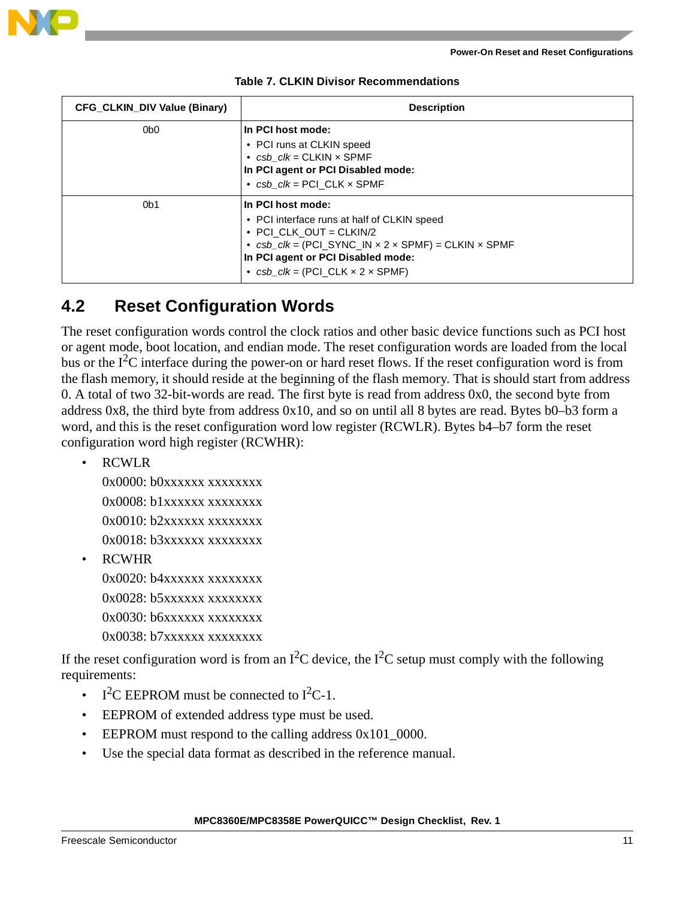**Table 7. CLKIN Divisor Recommendations**

| CFG_CLKIN_DIV Value (Binary) | Description |
|---|---|
| 0b0 | **In PCI host mode:**<br>• PCI runs at CLKIN speed<br>• *csb_clk* = CLKIN × SPMF<br>**In PCI agent or PCI Disabled mode:**<br>• *csb_clk* = PCI_CLK × SPMF |
| 0b1 | **In PCI host mode:**<br>• PCI interface runs at half of CLKIN speed<br>• PCI_CLK_OUT = CLKIN/2<br>• *csb_clk* = (PCI_SYNC_IN × 2 × SPMF) = CLKIN × SPMF<br>**In PCI agent or PCI Disabled mode:**<br>• *csb_clk* = (PCI_CLK × 2 × SPMF) |

## 4.2 Reset Configuration Words

The reset configuration words control the clock ratios and other basic device functions such as PCI host or agent mode, boot location, and endian mode. The reset configuration words are loaded from the local bus or the I$^2$C interface during the power-on or hard reset flows. If the reset configuration word is from the flash memory, it should reside at the beginning of the flash memory. That is should start from address 0. A total of two 32-bit-words are read. The first byte is read from address 0x0, the second byte from address 0x8, the third byte from address 0x10, and so on until all 8 bytes are read. Bytes b0–b3 form a word, and this is the reset configuration word low register (RCWLR). Bytes b4–b7 form the reset configuration word high register (RCWHR):

- RCWLR
  0x0000: b0xxxxxx xxxxxxxx
  0x0008: b1xxxxxx xxxxxxxx
  0x0010: b2xxxxxx xxxxxxxx
  0x0018: b3xxxxxx xxxxxxxx
- RCWHR
  0x0020: b4xxxxxx xxxxxxxx
  0x0028: b5xxxxxx xxxxxxxx
  0x0030: b6xxxxxx xxxxxxxx
  0x0038: b7xxxxxx xxxxxxxx

If the reset configuration word is from an I$^2$C device, the I$^2$C setup must comply with the following requirements:

- I$^2$C EEPROM must be connected to I$^2$C-1.
- EEPROM of extended address type must be used.
- EEPROM must respond to the calling address 0x101_0000.
- Use the special data format as described in the reference manual.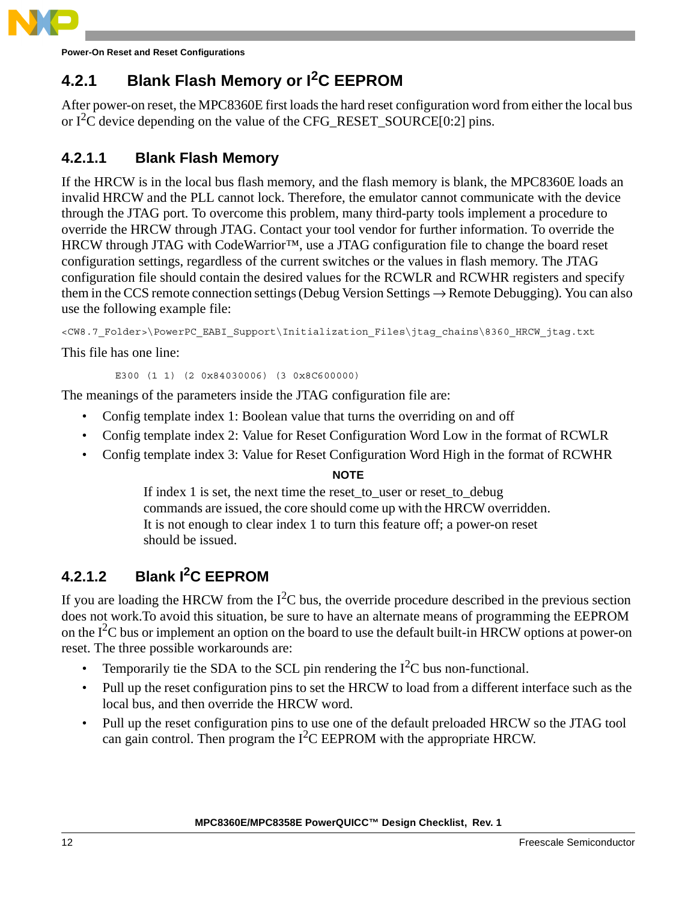## 4.2.1 Blank Flash Memory or I$^2$C EEPROM

After power-on reset, the MPC8360E first loads the hard reset configuration word from either the local bus or I$^2$C device depending on the value of the CFG_RESET_SOURCE[0:2] pins.

### 4.2.1.1 Blank Flash Memory

If the HRCW is in the local bus flash memory, and the flash memory is blank, the MPC8360E loads an invalid HRCW and the PLL cannot lock. Therefore, the emulator cannot communicate with the device through the JTAG port. To overcome this problem, many third-party tools implement a procedure to override the HRCW through JTAG. Contact your tool vendor for further information. To override the HRCW through JTAG with CodeWarrior™, use a JTAG configuration file to change the board reset configuration settings, regardless of the current switches or the values in flash memory. The JTAG configuration file should contain the desired values for the RCWLR and RCWHR registers and specify them in the CCS remote connection settings (Debug Version Settings → Remote Debugging). You can also use the following example file:

```
<CW8.7_Folder>\PowerPC_EABI_Support\Initialization_Files\jtag_chains\8360_HRCW_jtag.txt
```

This file has one line:

```
E300 (1 1) (2 0x84030006) (3 0x8C600000)
```

The meanings of the parameters inside the JTAG configuration file are:

- Config template index 1: Boolean value that turns the overriding on and off
- Config template index 2: Value for Reset Configuration Word Low in the format of RCWLR
- Config template index 3: Value for Reset Configuration Word High in the format of RCWHR

**NOTE**

If index 1 is set, the next time the reset_to_user or reset_to_debug commands are issued, the core should come up with the HRCW overridden. It is not enough to clear index 1 to turn this feature off; a power-on reset should be issued.

### 4.2.1.2 Blank I$^2$C EEPROM

If you are loading the HRCW from the I$^2$C bus, the override procedure described in the previous section does not work.To avoid this situation, be sure to have an alternate means of programming the EEPROM on the I$^2$C bus or implement an option on the board to use the default built-in HRCW options at power-on reset. The three possible workarounds are:

- Temporarily tie the SDA to the SCL pin rendering the I$^2$C bus non-functional.
- Pull up the reset configuration pins to set the HRCW to load from a different interface such as the local bus, and then override the HRCW word.
- Pull up the reset configuration pins to use one of the default preloaded HRCW so the JTAG tool can gain control. Then program the I$^2$C EEPROM with the appropriate HRCW.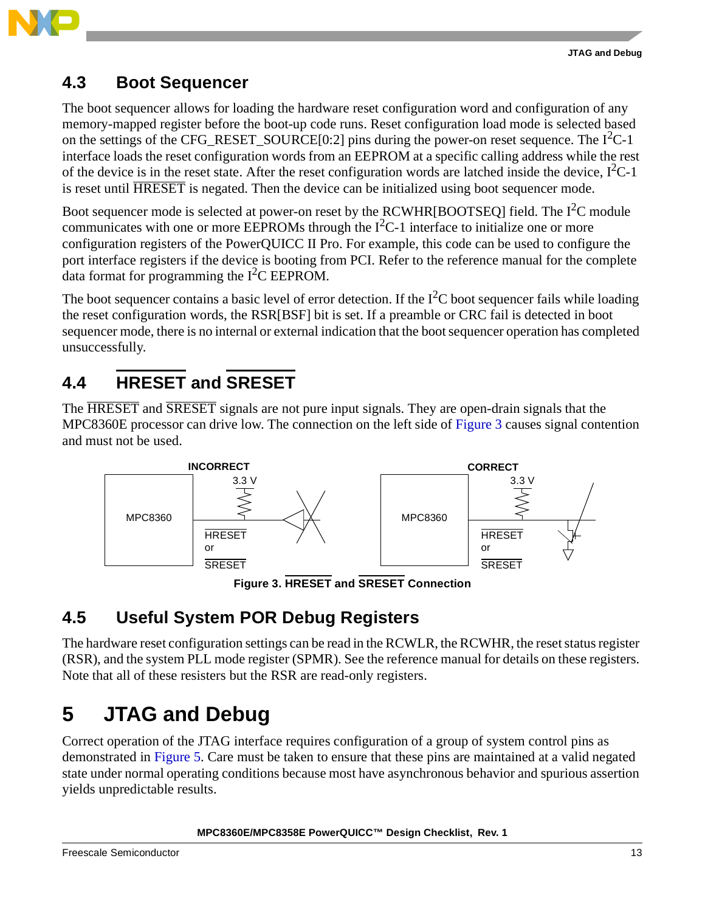## 4.3 Boot Sequencer

The boot sequencer allows for loading the hardware reset configuration word and configuration of any memory-mapped register before the boot-up code runs. Reset configuration load mode is selected based on the settings of the CFG_RESET_SOURCE[0:2] pins during the power-on reset sequence. The $I^2C$-1 interface loads the reset configuration words from an EEPROM at a specific calling address while the rest of the device is in the reset state. After the reset configuration words are latched inside the device, $I^2C$-1 is reset until $\overline{\text{HRESET}}$ is negated. Then the device can be initialized using boot sequencer mode.

Boot sequencer mode is selected at power-on reset by the RCWHR[BOOTSEQ] field. The $I^2C$ module communicates with one or more EEPROMs through the $I^2C$-1 interface to initialize one or more configuration registers of the PowerQUICC II Pro. For example, this code can be used to configure the port interface registers if the device is booting from PCI. Refer to the reference manual for the complete data format for programming the $I^2C$ EEPROM.

The boot sequencer contains a basic level of error detection. If the $I^2C$ boot sequencer fails while loading the reset configuration words, the RSR[BSF] bit is set. If a preamble or CRC fail is detected in boot sequencer mode, there is no internal or external indication that the boot sequencer operation has completed unsuccessfully.

## 4.4 $\overline{\text{HRESET}}$ and $\overline{\text{SRESET}}$

The $\overline{\text{HRESET}}$ and $\overline{\text{SRESET}}$ signals are not pure input signals. They are open-drain signals that the MPC8360E processor can drive low. The connection on the left side of Figure 3 causes signal contention and must not be used.

**Figure 3. $\overline{\text{HRESET}}$ and $\overline{\text{SRESET}}$ Connection**

## 4.5 Useful System POR Debug Registers

The hardware reset configuration settings can be read in the RCWLR, the RCWHR, the reset status register (RSR), and the system PLL mode register (SPMR). See the reference manual for details on these registers. Note that all of these resisters but the RSR are read-only registers.

# 5 JTAG and Debug

Correct operation of the JTAG interface requires configuration of a group of system control pins as demonstrated in Figure 5. Care must be taken to ensure that these pins are maintained at a valid negated state under normal operating conditions because most have asynchronous behavior and spurious assertion yields unpredictable results.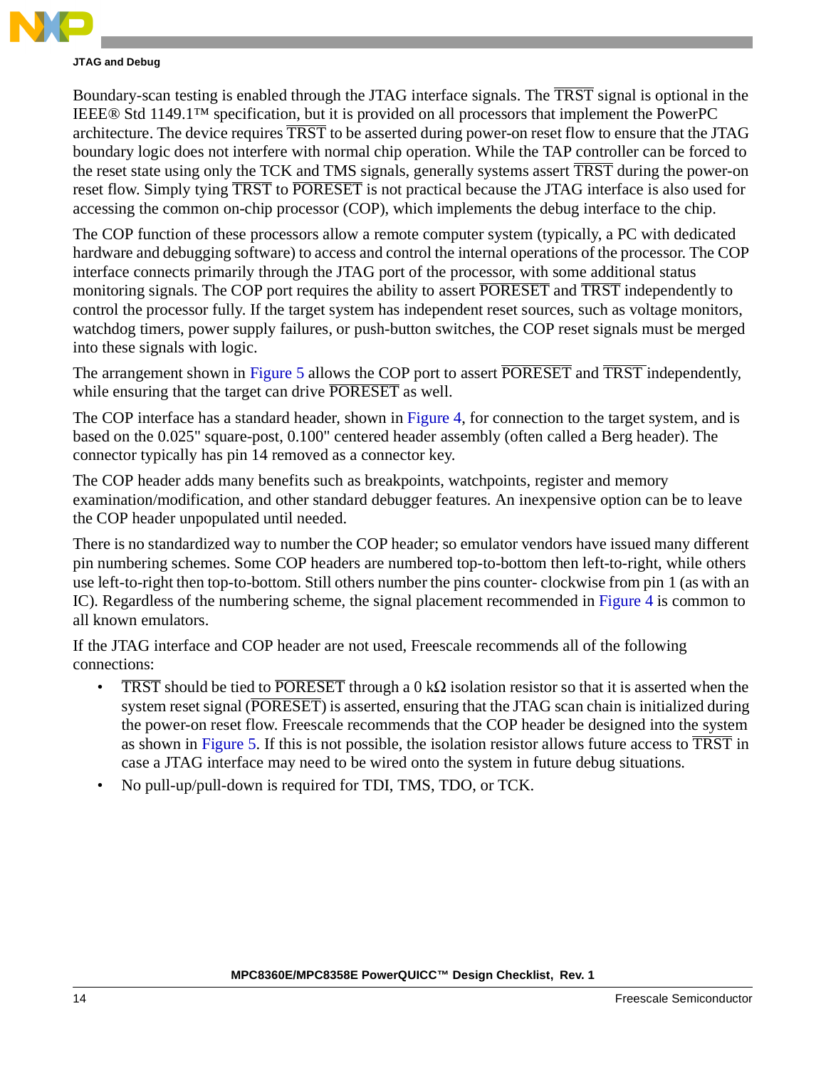Boundary-scan testing is enabled through the JTAG interface signals. The $\overline{\text{TRST}}$ signal is optional in the IEEE® Std 1149.1™ specification, but it is provided on all processors that implement the PowerPC architecture. The device requires $\overline{\text{TRST}}$ to be asserted during power-on reset flow to ensure that the JTAG boundary logic does not interfere with normal chip operation. While the TAP controller can be forced to the reset state using only the TCK and TMS signals, generally systems assert $\overline{\text{TRST}}$ during the power-on reset flow. Simply tying $\overline{\text{TRST}}$ to $\overline{\text{PORESET}}$ is not practical because the JTAG interface is also used for accessing the common on-chip processor (COP), which implements the debug interface to the chip.

The COP function of these processors allow a remote computer system (typically, a PC with dedicated hardware and debugging software) to access and control the internal operations of the processor. The COP interface connects primarily through the JTAG port of the processor, with some additional status monitoring signals. The COP port requires the ability to assert $\overline{\text{PORESET}}$ and $\overline{\text{TRST}}$ independently to control the processor fully. If the target system has independent reset sources, such as voltage monitors, watchdog timers, power supply failures, or push-button switches, the COP reset signals must be merged into these signals with logic.

The arrangement shown in Figure 5 allows the COP port to assert $\overline{\text{PORESET}}$ and $\overline{\text{TRST}}$ independently, while ensuring that the target can drive $\overline{\text{PORESET}}$ as well.

The COP interface has a standard header, shown in Figure 4, for connection to the target system, and is based on the 0.025" square-post, 0.100" centered header assembly (often called a Berg header). The connector typically has pin 14 removed as a connector key.

The COP header adds many benefits such as breakpoints, watchpoints, register and memory examination/modification, and other standard debugger features. An inexpensive option can be to leave the COP header unpopulated until needed.

There is no standardized way to number the COP header; so emulator vendors have issued many different pin numbering schemes. Some COP headers are numbered top-to-bottom then left-to-right, while others use left-to-right then top-to-bottom. Still others number the pins counter- clockwise from pin 1 (as with an IC). Regardless of the numbering scheme, the signal placement recommended in Figure 4 is common to all known emulators.

If the JTAG interface and COP header are not used, Freescale recommends all of the following connections:

- $\overline{\text{TRST}}$ should be tied to $\overline{\text{PORESET}}$ through a 0 kΩ isolation resistor so that it is asserted when the system reset signal ($\overline{\text{PORESET}}$) is asserted, ensuring that the JTAG scan chain is initialized during the power-on reset flow. Freescale recommends that the COP header be designed into the system as shown in Figure 5. If this is not possible, the isolation resistor allows future access to $\overline{\text{TRST}}$ in case a JTAG interface may need to be wired onto the system in future debug situations.
- No pull-up/pull-down is required for TDI, TMS, TDO, or TCK.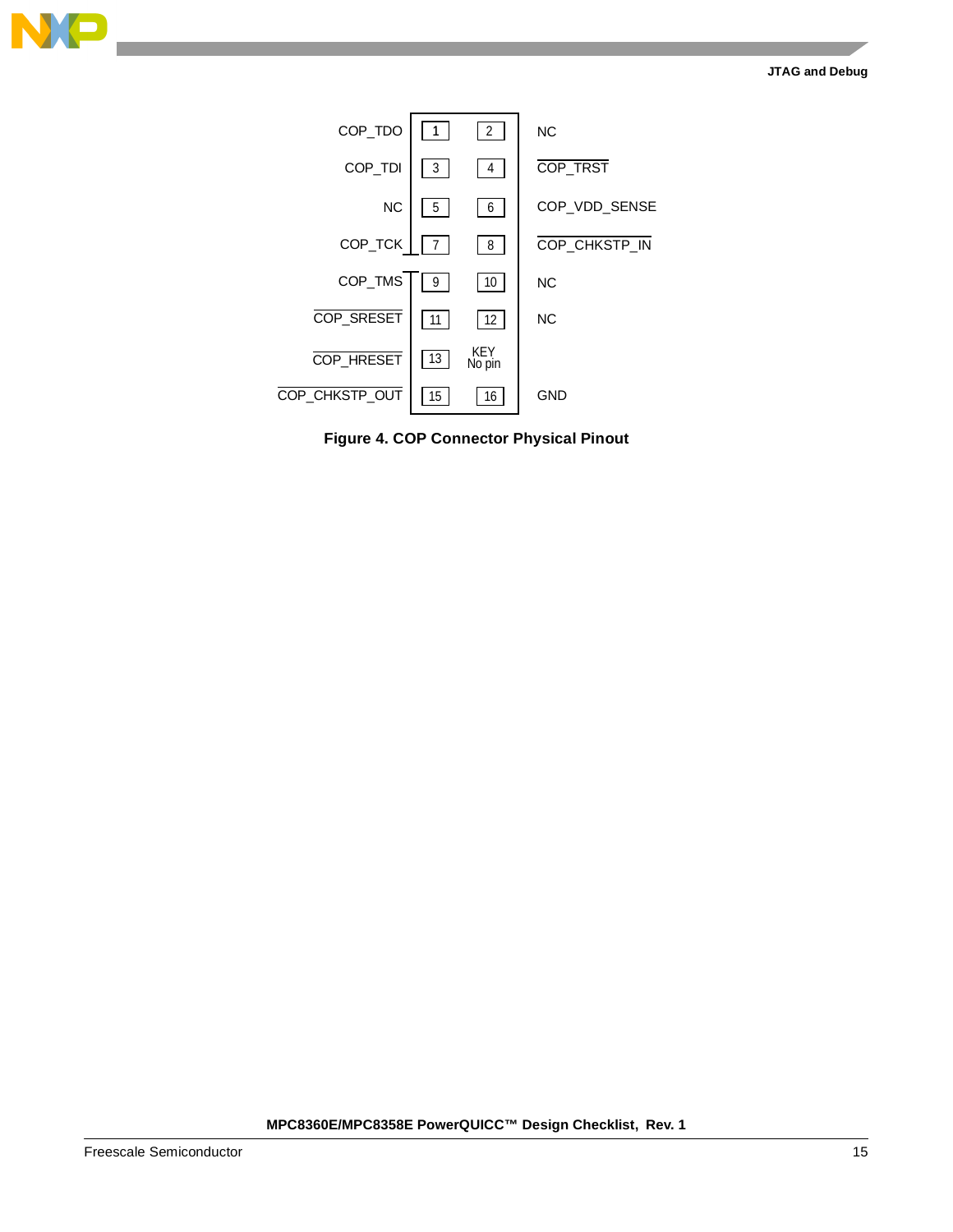| Signal | Pin | Pin | Signal |
|---|---|---|---|
| COP_TDO | 1 | 2 | NC |
| COP_TDI | 3 | 4 | $\overline{\text{COP\_TRST}}$ |
| NC | 5 | 6 | COP_VDD_SENSE |
| COP_TCK | 7 | 8 | $\overline{\text{COP\_CHKSTP\_IN}}$ |
| COP_TMS | 9 | 10 | NC |
| $\overline{\text{COP\_SRESET}}$ | 11 | 12 | NC |
| $\overline{\text{COP\_HRESET}}$ | 13 | KEY No pin | |
| $\overline{\text{COP\_CHKSTP\_OUT}}$ | 15 | 16 | GND |

**Figure 4. COP Connector Physical Pinout**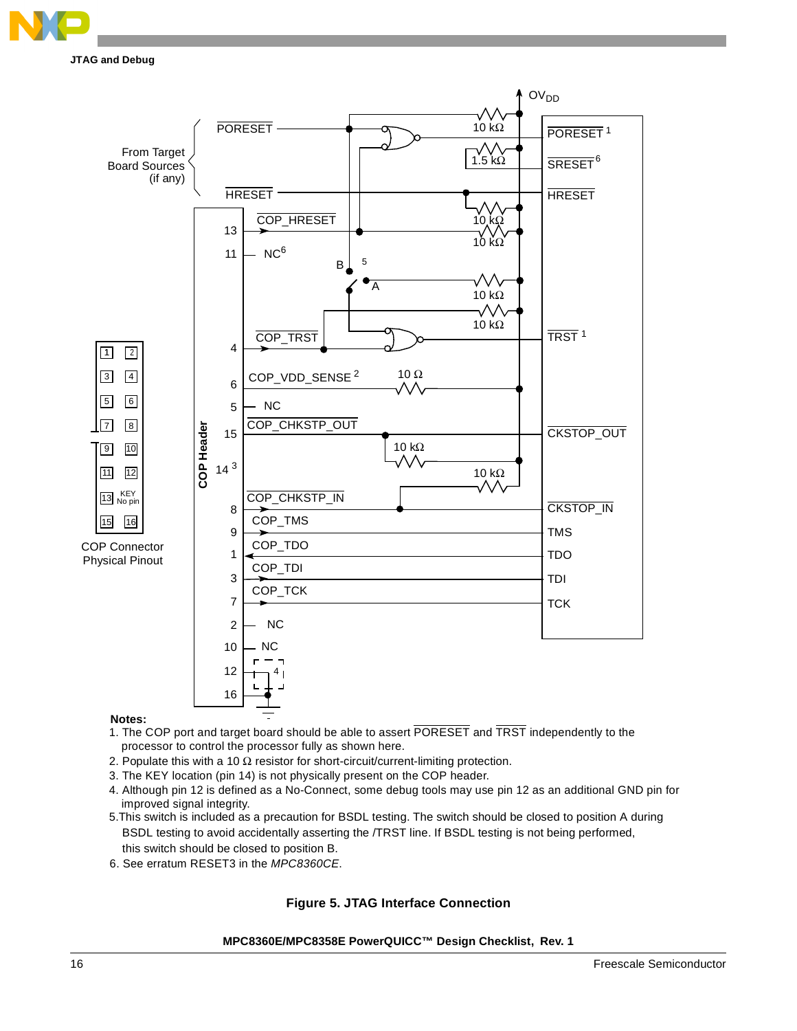**Notes:**

1. The COP port and target board should be able to assert PORESET and TRST independently to the processor to control the processor fully as shown here.
2. Populate this with a 10 Ω resistor for short-circuit/current-limiting protection.
3. The KEY location (pin 14) is not physically present on the COP header.
4. Although pin 12 is defined as a No-Connect, some debug tools may use pin 12 as an additional GND pin for improved signal integrity.
5. This switch is included as a precaution for BSDL testing. The switch should be closed to position A during BSDL testing to avoid accidentally asserting the /TRST line. If BSDL testing is not being performed, this switch should be closed to position B.
6. See erratum RESET3 in the *MPC8360CE*.

**Figure 5. JTAG Interface Connection**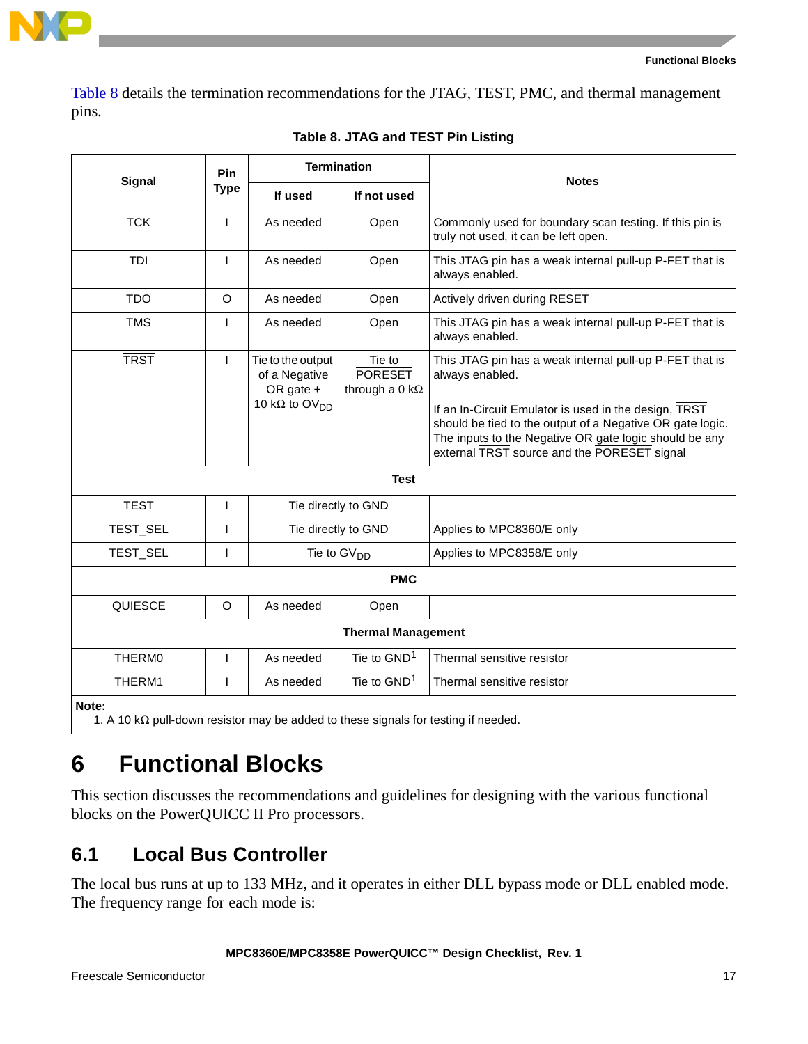Table 8 details the termination recommendations for the JTAG, TEST, PMC, and thermal management pins.

**Table 8. JTAG and TEST Pin Listing**

| Signal | Pin Type | Termination | | Notes |
|---|---|---|---|---|
| | | If used | If not used | |
| TCK | I | As needed | Open | Commonly used for boundary scan testing. If this pin is truly not used, it can be left open. |
| TDI | I | As needed | Open | This JTAG pin has a weak internal pull-up P-FET that is always enabled. |
| TDO | O | As needed | Open | Actively driven during RESET |
| TMS | I | As needed | Open | This JTAG pin has a weak internal pull-up P-FET that is always enabled. |
| $\overline{TRST}$ | I | Tie to the output of a Negative OR gate + 10 kΩ to $OV_{DD}$ | Tie to $\overline{PORESET}$ through a 0 kΩ | This JTAG pin has a weak internal pull-up P-FET that is always enabled. If an In-Circuit Emulator is used in the design, $\overline{TRST}$ should be tied to the output of a Negative OR gate logic. The inputs to the Negative OR gate logic should be any external $\overline{TRST}$ source and the $\overline{PORESET}$ signal |
| **Test** | | | | |
| TEST | I | Tie directly to GND | | |
| TEST_SEL | I | Tie directly to GND | | Applies to MPC8360/E only |
| $\overline{TEST\_SEL}$ | I | Tie to $GV_{DD}$ | | Applies to MPC8358/E only |
| **PMC** | | | | |
| $\overline{QUIESCE}$ | O | As needed | Open | |
| **Thermal Management** | | | | |
| THERM0 | I | As needed | Tie to GND[1] | Thermal sensitive resistor |
| THERM1 | I | As needed | Tie to GND[1] | Thermal sensitive resistor |

**Note:**
1. A 10 kΩ pull-down resistor may be added to these signals for testing if needed.

# 6 Functional Blocks

This section discusses the recommendations and guidelines for designing with the various functional blocks on the PowerQUICC II Pro processors.

## 6.1 Local Bus Controller

The local bus runs at up to 133 MHz, and it operates in either DLL bypass mode or DLL enabled mode. The frequency range for each mode is: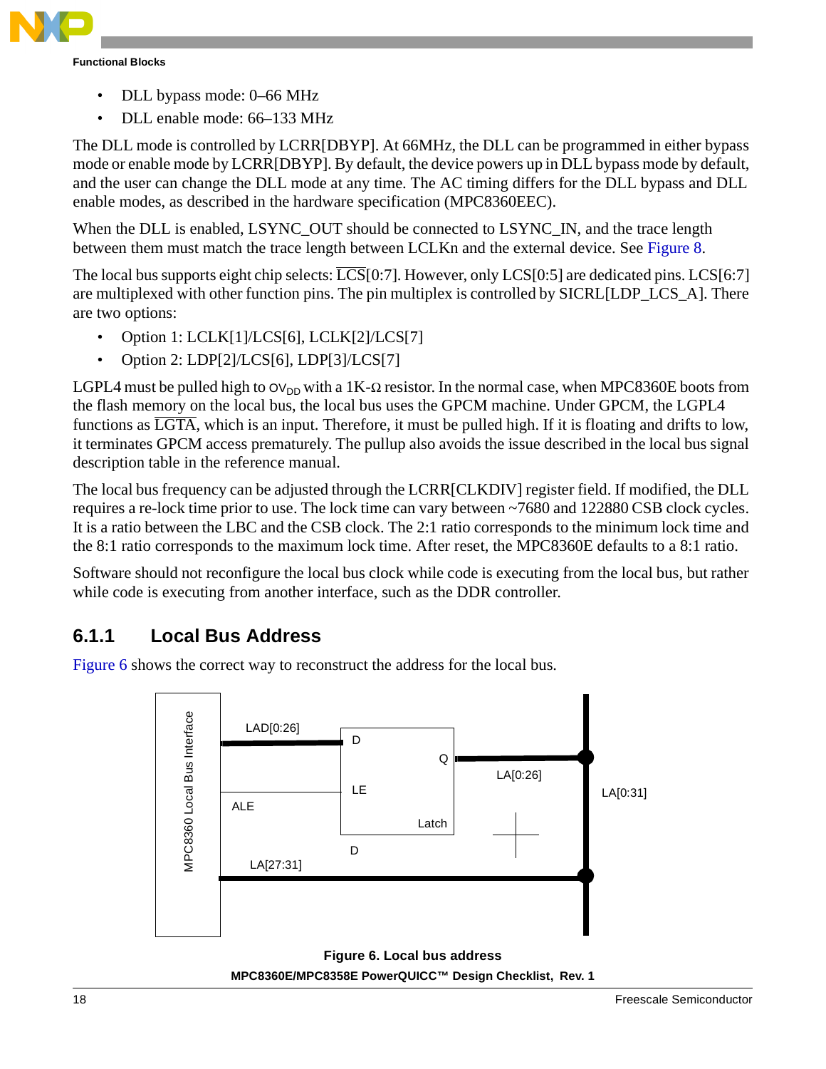- DLL bypass mode: 0–66 MHz
- DLL enable mode: 66–133 MHz

The DLL mode is controlled by LCRR[DBYP]. At 66MHz, the DLL can be programmed in either bypass mode or enable mode by LCRR[DBYP]. By default, the device powers up in DLL bypass mode by default, and the user can change the DLL mode at any time. The AC timing differs for the DLL bypass and DLL enable modes, as described in the hardware specification (MPC8360EEC).

When the DLL is enabled, LSYNC_OUT should be connected to LSYNC_IN, and the trace length between them must match the trace length between LCLKn and the external device. See Figure 8.

The local bus supports eight chip selects: $\overline{\text{LCS}}$[0:7]. However, only LCS[0:5] are dedicated pins. LCS[6:7] are multiplexed with other function pins. The pin multiplex is controlled by SICRL[LDP_LCS_A]. There are two options:

- Option 1: LCLK[1]/LCS[6], LCLK[2]/LCS[7]
- Option 2: LDP[2]/LCS[6], LDP[3]/LCS[7]

LGPL4 must be pulled high to $OV_{DD}$ with a 1K-Ω resistor. In the normal case, when MPC8360E boots from the flash memory on the local bus, the local bus uses the GPCM machine. Under GPCM, the LGPL4 functions as $\overline{\text{LGTA}}$, which is an input. Therefore, it must be pulled high. If it is floating and drifts to low, it terminates GPCM access prematurely. The pullup also avoids the issue described in the local bus signal description table in the reference manual.

The local bus frequency can be adjusted through the LCRR[CLKDIV] register field. If modified, the DLL requires a re-lock time prior to use. The lock time can vary between ~7680 and 122880 CSB clock cycles. It is a ratio between the LBC and the CSB clock. The 2:1 ratio corresponds to the minimum lock time and the 8:1 ratio corresponds to the maximum lock time. After reset, the MPC8360E defaults to a 8:1 ratio.

Software should not reconfigure the local bus clock while code is executing from the local bus, but rather while code is executing from another interface, such as the DDR controller.

### 6.1.1 Local Bus Address

Figure 6 shows the correct way to reconstruct the address for the local bus.

**Figure 6. Local bus address**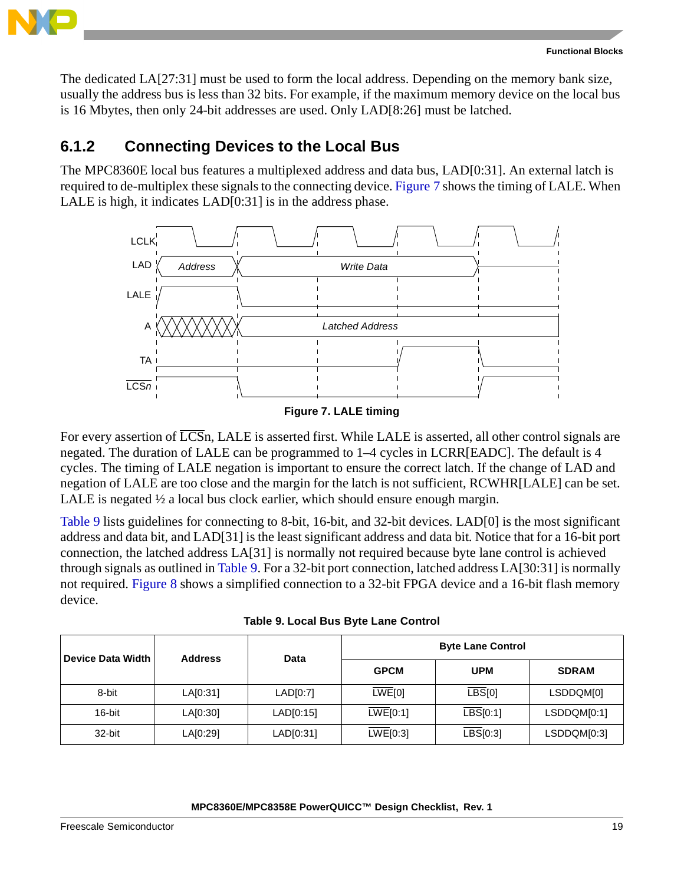The dedicated LA[27:31] must be used to form the local address. Depending on the memory bank size, usually the address bus is less than 32 bits. For example, if the maximum memory device on the local bus is 16 Mbytes, then only 24-bit addresses are used. Only LAD[8:26] must be latched.

### 6.1.2 Connecting Devices to the Local Bus

The MPC8360E local bus features a multiplexed address and data bus, LAD[0:31]. An external latch is required to de-multiplex these signals to the connecting device. Figure 7 shows the timing of LALE. When LALE is high, it indicates LAD[0:31] is in the address phase.

**Figure 7. LALE timing**

For every assertion of $\overline{\text{LCS}}$n, LALE is asserted first. While LALE is asserted, all other control signals are negated. The duration of LALE can be programmed to 1–4 cycles in LCRR[EADC]. The default is 4 cycles. The timing of LALE negation is important to ensure the correct latch. If the change of LAD and negation of LALE are too close and the margin for the latch is not sufficient, RCWHR[LALE] can be set. LALE is negated ½ a local bus clock earlier, which should ensure enough margin.

Table 9 lists guidelines for connecting to 8-bit, 16-bit, and 32-bit devices. LAD[0] is the most significant address and data bit, and LAD[31] is the least significant address and data bit. Notice that for a 16-bit port connection, the latched address LA[31] is normally not required because byte lane control is achieved through signals as outlined in Table 9. For a 32-bit port connection, latched address LA[30:31] is normally not required. Figure 8 shows a simplified connection to a 32-bit FPGA device and a 16-bit flash memory device.

**Table 9. Local Bus Byte Lane Control**

| Device Data Width | Address | Data | Byte Lane Control | | |
|---|---|---|---|---|---|
| | | | GPCM | UPM | SDRAM |
| 8-bit | LA[0:31] | LAD[0:7] | $\overline{\text{LWE}}$[0] | $\overline{\text{LBS}}$[0] | LSDDQM[0] |
| 16-bit | LA[0:30] | LAD[0:15] | $\overline{\text{LWE}}$[0:1] | $\overline{\text{LBS}}$[0:1] | LSDDQM[0:1] |
| 32-bit | LA[0:29] | LAD[0:31] | $\overline{\text{LWE}}$[0:3] | $\overline{\text{LBS}}$[0:3] | LSDDQM[0:3] |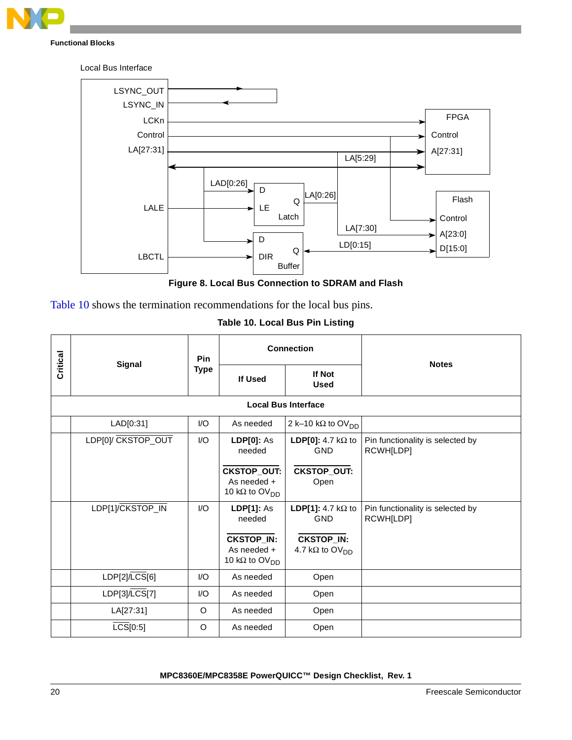Local Bus Interface

LSYNC_OUT
LSYNC_IN
LCKn
Control
LA[27:31]
LALE
LBCTL

FPGA
Control
A[27:31]

LA[5:29]
LAD[0:26]
D
LE
Q
Latch
LA[0:26]

Flash
Control
A[23:0]
D[15:0]

LA[7:30]
LD[0:15]
D
DIR
Q
Buffer

**Figure 8. Local Bus Connection to SDRAM and Flash**

Table 10 shows the termination recommendations for the local bus pins.

**Table 10. Local Bus Pin Listing**

| Critical | Signal | Pin Type | Connection | | Notes |
|---|---|---|---|---|---|
| | | | If Used | If Not Used | |
| **Local Bus Interface** | | | | | |
| | LAD[0:31] | I/O | As needed | 2 k–10 kΩ to $OV_{DD}$ | |
| | LDP[0]/ $\overline{\text{CKSTOP\_OUT}}$ | I/O | **LDP[0]:** As needed<br><br>**$\overline{\text{CKSTOP\_OUT}}$:** As needed + 10 kΩ to $OV_{DD}$ | **LDP[0]:** 4.7 kΩ to GND<br><br>**$\overline{\text{CKSTOP\_OUT}}$:** Open | Pin functionality is selected by RCWH[LDP] |
| | LDP[1]/$\overline{\text{CKSTOP\_IN}}$ | I/O | **LDP[1]:** As needed<br><br>**$\overline{\text{CKSTOP\_IN}}$:** As needed + 10 kΩ to $OV_{DD}$ | **LDP[1]:** 4.7 kΩ to GND<br><br>**$\overline{\text{CKSTOP\_IN}}$:** 4.7 kΩ to $OV_{DD}$ | Pin functionality is selected by RCWH[LDP] |
| | LDP[2]/$\overline{\text{LCS}}$[6] | I/O | As needed | Open | |
| | LDP[3]/$\overline{\text{LCS}}$[7] | I/O | As needed | Open | |
| | LA[27:31] | O | As needed | Open | |
| | $\overline{\text{LCS}}$[0:5] | O | As needed | Open | |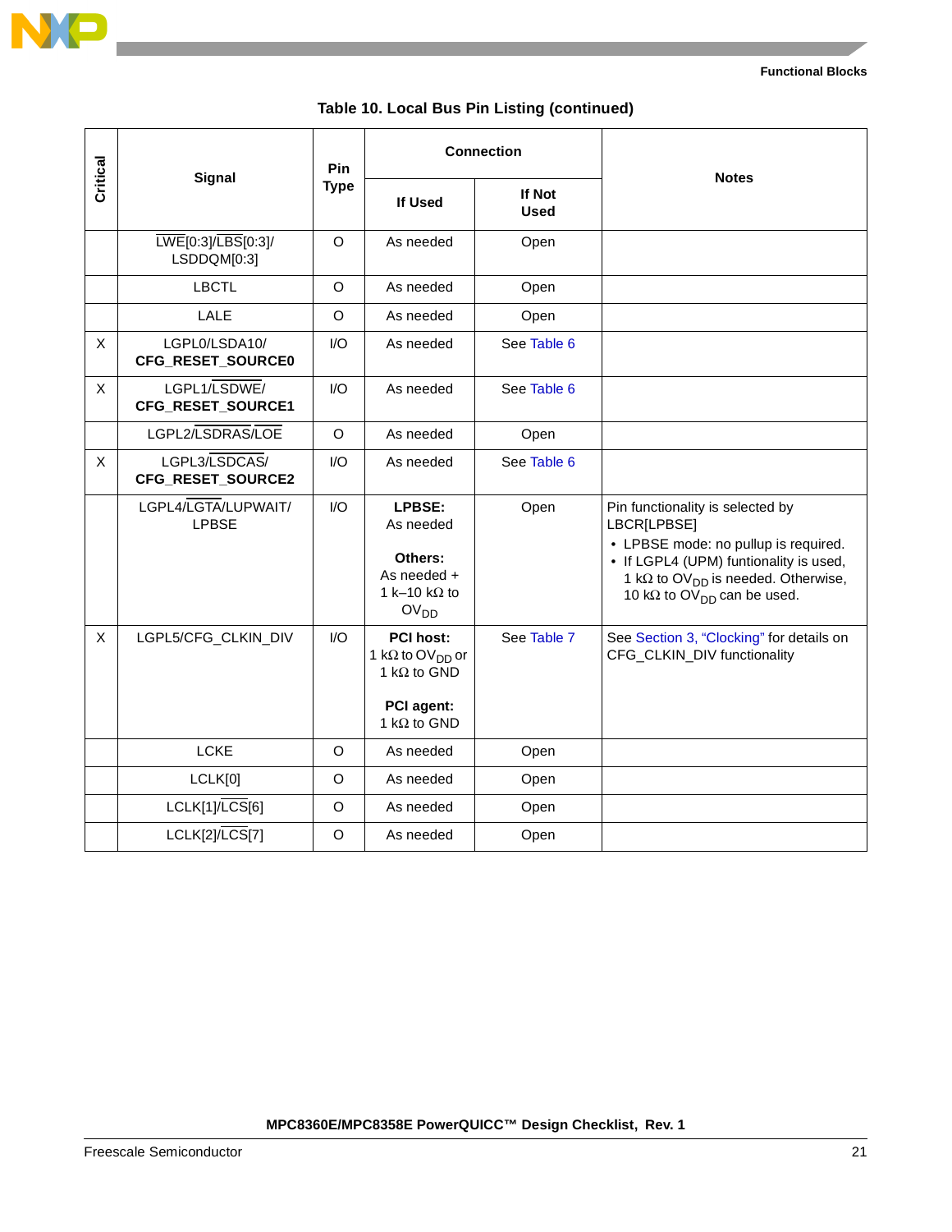**Table 10. Local Bus Pin Listing (continued)**

| Critical | Signal | Pin Type | Connection | | Notes |
|---|---|---|---|---|---|
| | | | If Used | If Not Used | |
| | LWE[0:3]/LBS[0:3]/ LSDDQM[0:3] | O | As needed | Open | |
| | LBCTL | O | As needed | Open | |
| | LALE | O | As needed | Open | |
| X | LGPL0/LSDA10/ **CFG_RESET_SOURCE0** | I/O | As needed | See Table 6 | |
| X | LGPL1/LSDWE/ **CFG_RESET_SOURCE1** | I/O | As needed | See Table 6 | |
| | LGPL2/LSDRAS/LOE | O | As needed | Open | |
| X | LGPL3/LSDCAS/ **CFG_RESET_SOURCE2** | I/O | As needed | See Table 6 | |
| | LGPL4/LGTA/LUPWAIT/ LPBSE | I/O | **LPBSE:** As needed<br><br>**Others:** As needed + 1 k–10 kΩ to $OV_{DD}$ | Open | Pin functionality is selected by LBCR[LPBSE]<br>• LPBSE mode: no pullup is required.<br>• If LGPL4 (UPM) funtionality is used, 1 kΩ to $OV_{DD}$ is needed. Otherwise, 10 kΩ to $OV_{DD}$ can be used. |
| X | LGPL5/CFG_CLKIN_DIV | I/O | **PCI host:** 1 kΩ to $OV_{DD}$ or 1 kΩ to GND<br><br>**PCI agent:** 1 kΩ to GND | See Table 7 | See Section 3, “Clocking” for details on CFG_CLKIN_DIV functionality |
| | LCKE | O | As needed | Open | |
| | LCLK[0] | O | As needed | Open | |
| | LCLK[1]/LCS[6] | O | As needed | Open | |
| | LCLK[2]/LCS[7] | O | As needed | Open | |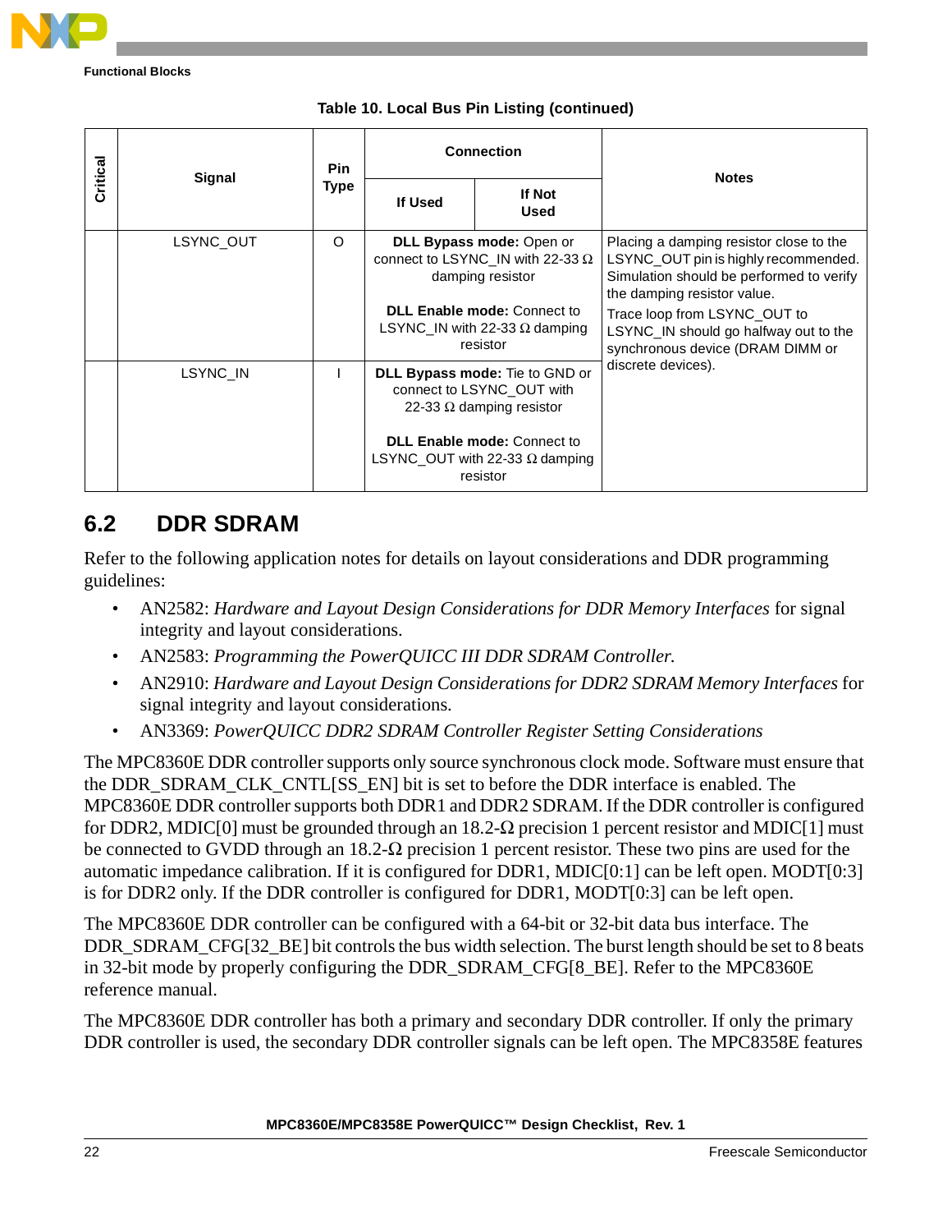**Table 10. Local Bus Pin Listing (continued)**

| Critical | Signal | Pin Type | Connection | | Notes |
|---|---|---|---|---|---|
| | | | If Used | If Not Used | |
| | LSYNC_OUT | O | **DLL Bypass mode:** Open or connect to LSYNC_IN with 22-33 Ω damping resistor<br><br>**DLL Enable mode:** Connect to LSYNC_IN with 22-33 Ω damping resistor | | Placing a damping resistor close to the LSYNC_OUT pin is highly recommended. Simulation should be performed to verify the damping resistor value.<br><br>Trace loop from LSYNC_OUT to LSYNC_IN should go halfway out to the synchronous device (DRAM DIMM or discrete devices). |
| | LSYNC_IN | I | **DLL Bypass mode:** Tie to GND or connect to LSYNC_OUT with 22-33 Ω damping resistor<br><br>**DLL Enable mode:** Connect to LSYNC_OUT with 22-33 Ω damping resistor | | |

## 6.2 DDR SDRAM

Refer to the following application notes for details on layout considerations and DDR programming guidelines:

- AN2582: *Hardware and Layout Design Considerations for DDR Memory Interfaces* for signal integrity and layout considerations.
- AN2583: *Programming the PowerQUICC III DDR SDRAM Controller.*
- AN2910: *Hardware and Layout Design Considerations for DDR2 SDRAM Memory Interfaces* for signal integrity and layout considerations.
- AN3369: *PowerQUICC DDR2 SDRAM Controller Register Setting Considerations*

The MPC8360E DDR controller supports only source synchronous clock mode. Software must ensure that the DDR_SDRAM_CLK_CNTL[SS_EN] bit is set to before the DDR interface is enabled. The MPC8360E DDR controller supports both DDR1 and DDR2 SDRAM. If the DDR controller is configured for DDR2, MDIC[0] must be grounded through an 18.2-Ω precision 1 percent resistor and MDIC[1] must be connected to GVDD through an 18.2-Ω precision 1 percent resistor. These two pins are used for the automatic impedance calibration. If it is configured for DDR1, MDIC[0:1] can be left open. MODT[0:3] is for DDR2 only. If the DDR controller is configured for DDR1, MODT[0:3] can be left open.

The MPC8360E DDR controller can be configured with a 64-bit or 32-bit data bus interface. The DDR_SDRAM_CFG[32_BE] bit controls the bus width selection. The burst length should be set to 8 beats in 32-bit mode by properly configuring the DDR_SDRAM_CFG[8_BE]. Refer to the MPC8360E reference manual.

The MPC8360E DDR controller has both a primary and secondary DDR controller. If only the primary DDR controller is used, the secondary DDR controller signals can be left open. The MPC8358E features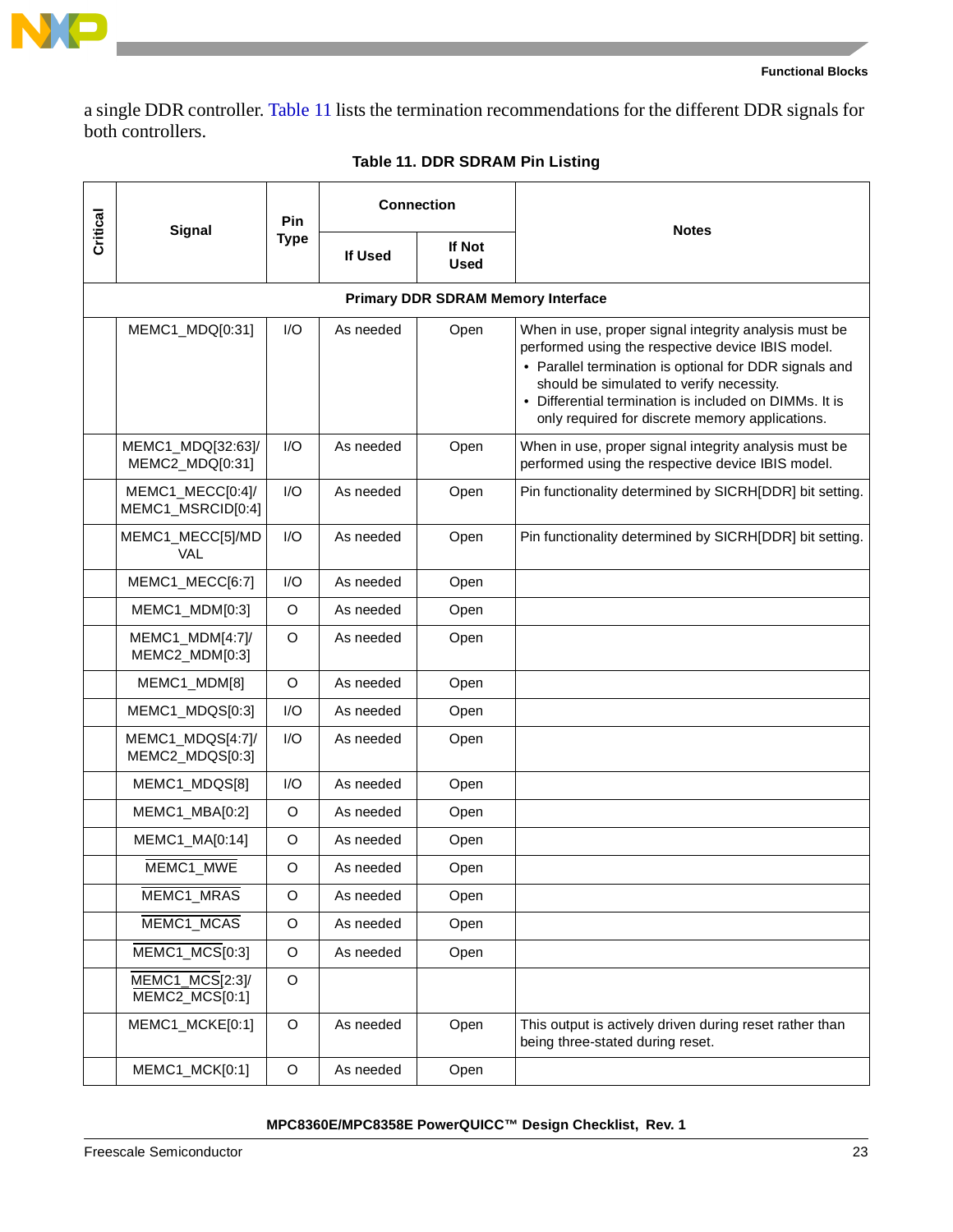a single DDR controller. Table 11 lists the termination recommendations for the different DDR signals for both controllers.

**Table 11. DDR SDRAM Pin Listing**

| Critical | Signal | Pin Type | Connection | | Notes |
|---|---|---|---|---|---|
| | | | If Used | If Not Used | |
| **Primary DDR SDRAM Memory Interface** | | | | | |
| | MEMC1_MDQ[0:31] | I/O | As needed | Open | When in use, proper signal integrity analysis must be performed using the respective device IBIS model.<br>• Parallel termination is optional for DDR signals and should be simulated to verify necessity.<br>• Differential termination is included on DIMMs. It is only required for discrete memory applications. |
| | MEMC1_MDQ[32:63]/ MEMC2_MDQ[0:31] | I/O | As needed | Open | When in use, proper signal integrity analysis must be performed using the respective device IBIS model. |
| | MEMC1_MECC[0:4]/ MEMC1_MSRCID[0:4] | I/O | As needed | Open | Pin functionality determined by SICRH[DDR] bit setting. |
| | MEMC1_MECC[5]/MDVAL | I/O | As needed | Open | Pin functionality determined by SICRH[DDR] bit setting. |
| | MEMC1_MECC[6:7] | I/O | As needed | Open | |
| | MEMC1_MDM[0:3] | O | As needed | Open | |
| | MEMC1_MDM[4:7]/ MEMC2_MDM[0:3] | O | As needed | Open | |
| | MEMC1_MDM[8] | O | As needed | Open | |
| | MEMC1_MDQS[0:3] | I/O | As needed | Open | |
| | MEMC1_MDQS[4:7]/ MEMC2_MDQS[0:3] | I/O | As needed | Open | |
| | MEMC1_MDQS[8] | I/O | As needed | Open | |
| | MEMC1_MBA[0:2] | O | As needed | Open | |
| | MEMC1_MA[0:14] | O | As needed | Open | |
| | $\overline{\text{MEMC1\_MWE}}$ | O | As needed | Open | |
| | $\overline{\text{MEMC1\_MRAS}}$ | O | As needed | Open | |
| | $\overline{\text{MEMC1\_MCAS}}$ | O | As needed | Open | |
| | $\overline{\text{MEMC1\_MCS}}$[0:3] | O | As needed | Open | |
| | $\overline{\text{MEMC1\_MCS}}$[2:3]/ $\overline{\text{MEMC2\_MCS}}$[0:1] | O | | | |
| | MEMC1_MCKE[0:1] | O | As needed | Open | This output is actively driven during reset rather than being three-stated during reset. |
| | MEMC1_MCK[0:1] | O | As needed | Open | |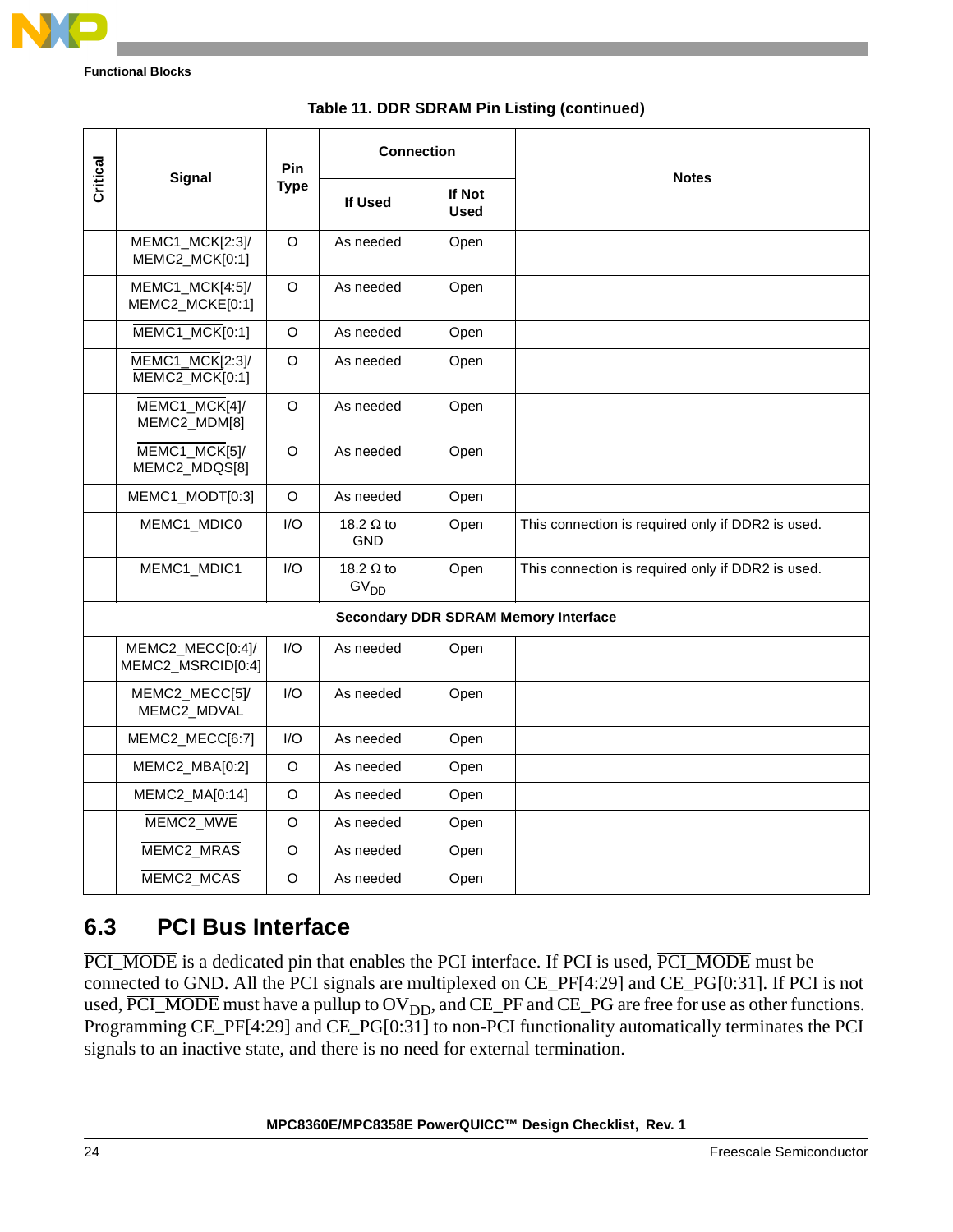**Table 11. DDR SDRAM Pin Listing (continued)**

| Critical | Signal | Pin Type | Connection | | Notes |
|---|---|---|---|---|---|
| | | | If Used | If Not Used | |
| | MEMC1_MCK[2:3]/ MEMC2_MCK[0:1] | O | As needed | Open | |
| | MEMC1_MCK[4:5]/ MEMC2_MCKE[0:1] | O | As needed | Open | |
| | $\overline{\text{MEMC1\_MCK}}$[0:1] | O | As needed | Open | |
| | $\overline{\text{MEMC1\_MCK}}$[2:3]/ $\overline{\text{MEMC2\_MCK}}$[0:1] | O | As needed | Open | |
| | $\overline{\text{MEMC1\_MCK}}$[4]/ MEMC2_MDM[8] | O | As needed | Open | |
| | $\overline{\text{MEMC1\_MCK}}$[5]/ MEMC2_MDQS[8] | O | As needed | Open | |
| | MEMC1_MODT[0:3] | O | As needed | Open | |
| | MEMC1_MDIC0 | I/O | 18.2 Ω to GND | Open | This connection is required only if DDR2 is used. |
| | MEMC1_MDIC1 | I/O | 18.2 Ω to $GV_{DD}$ | Open | This connection is required only if DDR2 is used. |
| **Secondary DDR SDRAM Memory Interface** | | | | | |
| | MEMC2_MECC[0:4]/ MEMC2_MSRCID[0:4] | I/O | As needed | Open | |
| | MEMC2_MECC[5]/ MEMC2_MDVAL | I/O | As needed | Open | |
| | MEMC2_MECC[6:7] | I/O | As needed | Open | |
| | MEMC2_MBA[0:2] | O | As needed | Open | |
| | MEMC2_MA[0:14] | O | As needed | Open | |
| | $\overline{\text{MEMC2\_MWE}}$ | O | As needed | Open | |
| | $\overline{\text{MEMC2\_MRAS}}$ | O | As needed | Open | |
| | $\overline{\text{MEMC2\_MCAS}}$ | O | As needed | Open | |

## 6.3 PCI Bus Interface

$\overline{\text{PCI\_MODE}}$ is a dedicated pin that enables the PCI interface. If PCI is used, $\overline{\text{PCI\_MODE}}$ must be connected to GND. All the PCI signals are multiplexed on CE_PF[4:29] and CE_PG[0:31]. If PCI is not used, $\overline{\text{PCI\_MODE}}$ must have a pullup to $OV_{DD}$, and CE_PF and CE_PG are free for use as other functions. Programming CE_PF[4:29] and CE_PG[0:31] to non-PCI functionality automatically terminates the PCI signals to an inactive state, and there is no need for external termination.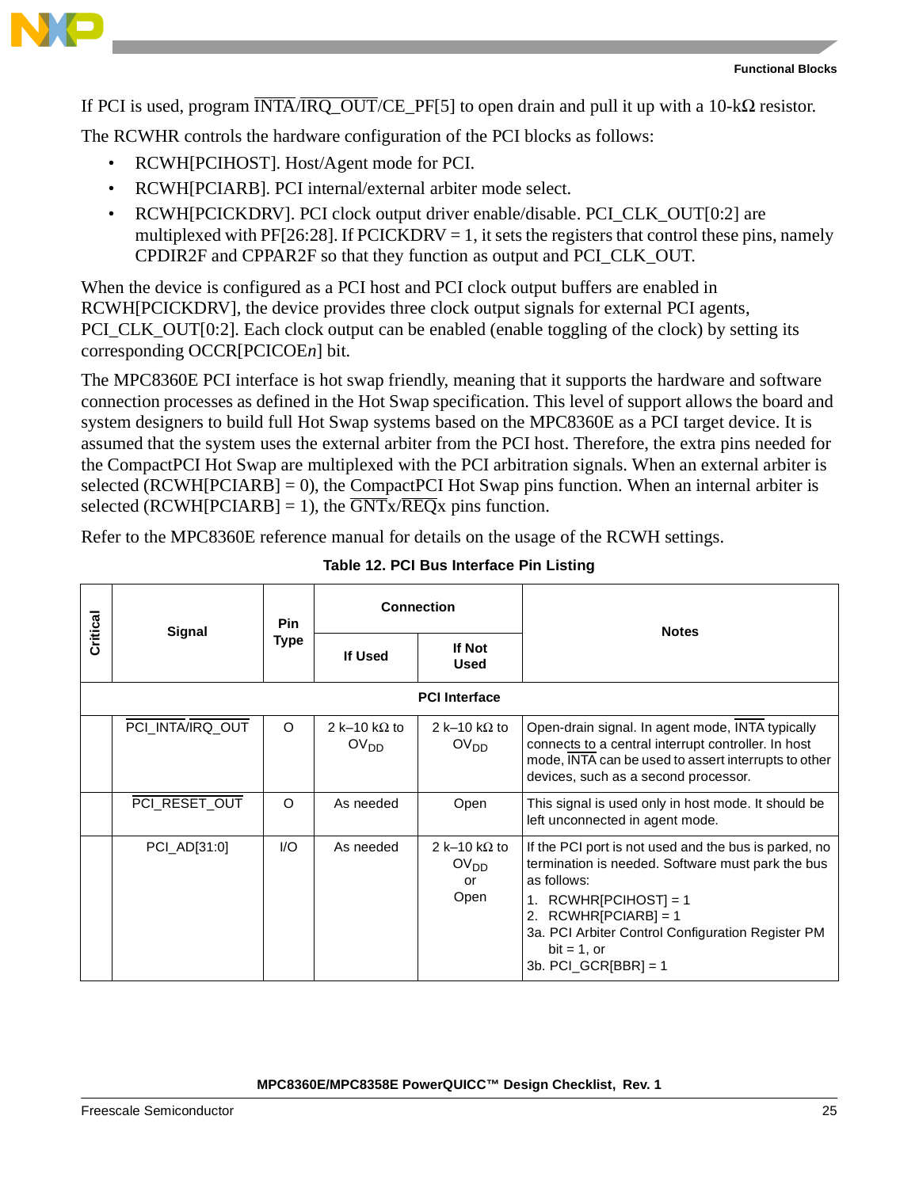If PCI is used, program $\overline{\text{INTA}}$/$\overline{\text{IRQ\_OUT}}$/CE_PF[5] to open drain and pull it up with a 10-kΩ resistor.

The RCWHR controls the hardware configuration of the PCI blocks as follows:

- RCWH[PCIHOST]. Host/Agent mode for PCI.
- RCWH[PCIARB]. PCI internal/external arbiter mode select.
- RCWH[PCICKDRV]. PCI clock output driver enable/disable. PCI_CLK_OUT[0:2] are multiplexed with PF[26:28]. If PCICKDRV = 1, it sets the registers that control these pins, namely CPDIR2F and CPPAR2F so that they function as output and PCI_CLK_OUT.

When the device is configured as a PCI host and PCI clock output buffers are enabled in RCWH[PCICKDRV], the device provides three clock output signals for external PCI agents, PCI_CLK_OUT[0:2]. Each clock output can be enabled (enable toggling of the clock) by setting its corresponding OCCR[PCICOE*n*] bit.

The MPC8360E PCI interface is hot swap friendly, meaning that it supports the hardware and software connection processes as defined in the Hot Swap specification. This level of support allows the board and system designers to build full Hot Swap systems based on the MPC8360E as a PCI target device. It is assumed that the system uses the external arbiter from the PCI host. Therefore, the extra pins needed for the CompactPCI Hot Swap are multiplexed with the PCI arbitration signals. When an external arbiter is selected (RCWH[PCIARB] = 0), the CompactPCI Hot Swap pins function. When an internal arbiter is selected (RCWH[PCIARB] = 1), the $\overline{\text{GNT}}$x/$\overline{\text{REQ}}$x pins function.

Refer to the MPC8360E reference manual for details on the usage of the RCWH settings.

**Table 12. PCI Bus Interface Pin Listing**

| Critical | Signal | Pin Type | Connection | | Notes |
|---|---|---|---|---|---|
| | | | If Used | If Not Used | |
| **PCI Interface** | | | | | |
| | PCI_$\overline{\text{INTA}}$/$\overline{\text{IRQ\_OUT}}$ | O | 2 k–10 kΩ to $OV_{DD}$ | 2 k–10 kΩ to $OV_{DD}$ | Open-drain signal. In agent mode, $\overline{\text{INTA}}$ typically connects to a central interrupt controller. In host mode, $\overline{\text{INTA}}$ can be used to assert interrupts to other devices, such as a second processor. |
| | $\overline{\text{PCI\_RESET\_OUT}}$ | O | As needed | Open | This signal is used only in host mode. It should be left unconnected in agent mode. |
| | PCI_AD[31:0] | I/O | As needed | 2 k–10 kΩ to $OV_{DD}$ or Open | If the PCI port is not used and the bus is parked, no termination is needed. Software must park the bus as follows:<br>1. RCWHR[PCIHOST] = 1<br>2. RCWHR[PCIARB] = 1<br>3a. PCI Arbiter Control Configuration Register PM bit = 1, or<br>3b. PCI_GCR[BBR] = 1 |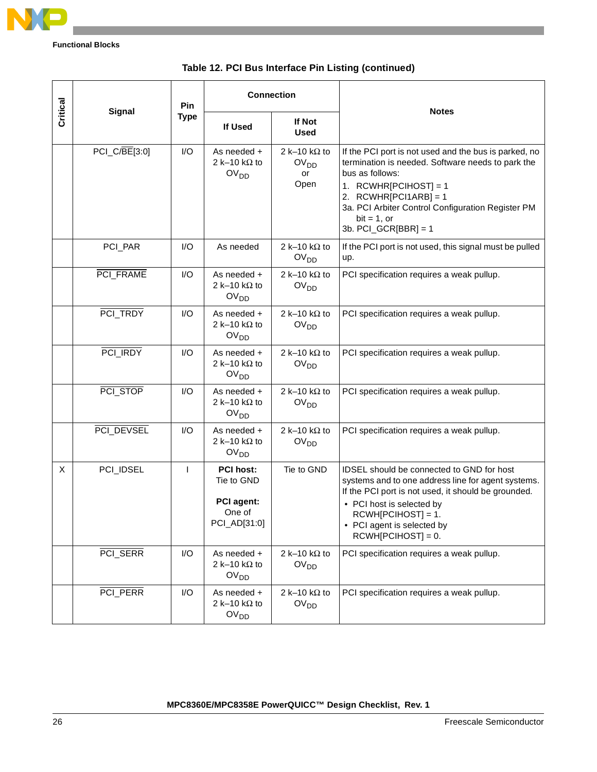## Functional Blocks

**Table 12. PCI Bus Interface Pin Listing (continued)**

| Critical | Signal | Pin Type | Connection | | Notes |
|---|---|---|---|---|---|
| | | | If Used | If Not Used | |
| | PCI_C/$\overline{\text{BE}}$[3:0] | I/O | As needed + 2 k–10 kΩ to $OV_{DD}$ | 2 k–10 kΩ to $OV_{DD}$ or Open | If the PCI port is not used and the bus is parked, no termination is needed. Software needs to park the bus as follows: 1. RCWHR[PCIHOST] = 1 2. RCWHR[PCI1ARB] = 1 3a. PCI Arbiter Control Configuration Register PM bit = 1, or 3b. PCI_GCR[BBR] = 1 |
| | PCI_PAR | I/O | As needed | 2 k–10 kΩ to $OV_{DD}$ | If the PCI port is not used, this signal must be pulled up. |
| | $\overline{\text{PCI\_FRAME}}$ | I/O | As needed + 2 k–10 kΩ to $OV_{DD}$ | 2 k–10 kΩ to $OV_{DD}$ | PCI specification requires a weak pullup. |
| | $\overline{\text{PCI\_TRDY}}$ | I/O | As needed + 2 k–10 kΩ to $OV_{DD}$ | 2 k–10 kΩ to $OV_{DD}$ | PCI specification requires a weak pullup. |
| | $\overline{\text{PCI\_IRDY}}$ | I/O | As needed + 2 k–10 kΩ to $OV_{DD}$ | 2 k–10 kΩ to $OV_{DD}$ | PCI specification requires a weak pullup. |
| | $\overline{\text{PCI\_STOP}}$ | I/O | As needed + 2 k–10 kΩ to $OV_{DD}$ | 2 k–10 kΩ to $OV_{DD}$ | PCI specification requires a weak pullup. |
| | $\overline{\text{PCI\_DEVSEL}}$ | I/O | As needed + 2 k–10 kΩ to $OV_{DD}$ | 2 k–10 kΩ to $OV_{DD}$ | PCI specification requires a weak pullup. |
| X | PCI_IDSEL | I | **PCI host:** Tie to GND **PCI agent:** One of PCI_AD[31:0] | Tie to GND | IDSEL should be connected to GND for host systems and to one address line for agent systems. If the PCI port is not used, it should be grounded. • PCI host is selected by RCWH[PCIHOST] = 1. • PCI agent is selected by RCWH[PCIHOST] = 0. |
| | $\overline{\text{PCI\_SERR}}$ | I/O | As needed + 2 k–10 kΩ to $OV_{DD}$ | 2 k–10 kΩ to $OV_{DD}$ | PCI specification requires a weak pullup. |
| | $\overline{\text{PCI\_PERR}}$ | I/O | As needed + 2 k–10 kΩ to $OV_{DD}$ | 2 k–10 kΩ to $OV_{DD}$ | PCI specification requires a weak pullup. |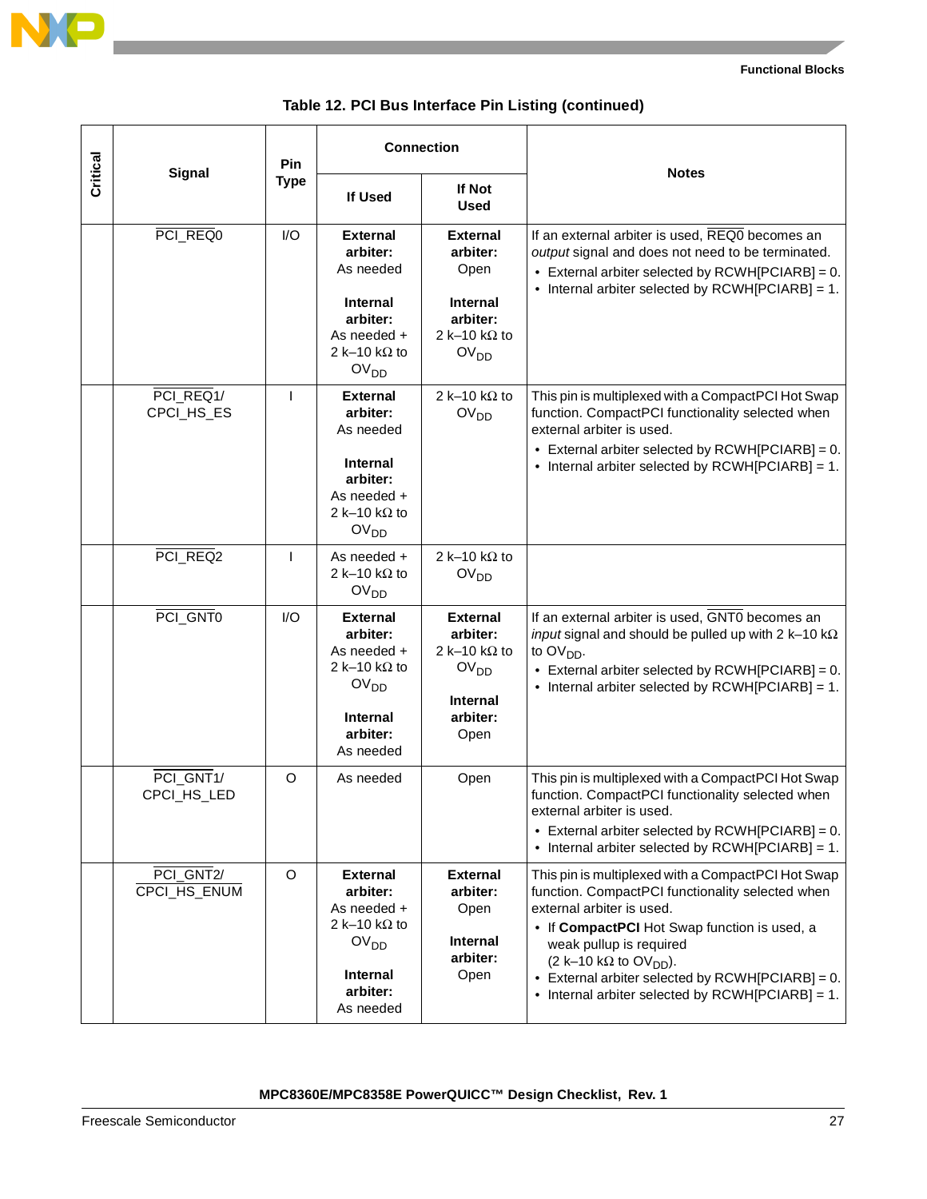**Table 12. PCI Bus Interface Pin Listing (continued)**

| Critical | Signal | Pin Type | Connection | | Notes |
|---|---|---|---|---|---|
| | | | If Used | If Not Used | |
| | PCI_REQ0 | I/O | **External arbiter:** As needed<br><br>**Internal arbiter:** As needed + 2 k–10 kΩ to $OV_{DD}$ | **External arbiter:** Open<br><br>**Internal arbiter:** 2 k–10 kΩ to $OV_{DD}$ | If an external arbiter is used, REQ0 becomes an *output* signal and does not need to be terminated.<br>• External arbiter selected by RCWH[PCIARB] = 0.<br>• Internal arbiter selected by RCWH[PCIARB] = 1. |
| | PCI_REQ1/ CPCI_HS_ES | I | **External arbiter:** As needed<br><br>**Internal arbiter:** As needed + 2 k–10 kΩ to $OV_{DD}$ | 2 k–10 kΩ to $OV_{DD}$ | This pin is multiplexed with a CompactPCI Hot Swap function. CompactPCI functionality selected when external arbiter is used.<br>• External arbiter selected by RCWH[PCIARB] = 0.<br>• Internal arbiter selected by RCWH[PCIARB] = 1. |
| | PCI_REQ2 | I | As needed + 2 k–10 kΩ to $OV_{DD}$ | 2 k–10 kΩ to $OV_{DD}$ | |
| | PCI_GNT0 | I/O | **External arbiter:** As needed + 2 k–10 kΩ to $OV_{DD}$<br><br>**Internal arbiter:** As needed | **External arbiter:** 2 k–10 kΩ to $OV_{DD}$<br><br>**Internal arbiter:** Open | If an external arbiter is used, GNT0 becomes an *input* signal and should be pulled up with 2 k–10 kΩ to $OV_{DD}$.<br>• External arbiter selected by RCWH[PCIARB] = 0.<br>• Internal arbiter selected by RCWH[PCIARB] = 1. |
| | PCI_GNT1/ CPCI_HS_LED | O | As needed | Open | This pin is multiplexed with a CompactPCI Hot Swap function. CompactPCI functionality selected when external arbiter is used.<br>• External arbiter selected by RCWH[PCIARB] = 0.<br>• Internal arbiter selected by RCWH[PCIARB] = 1. |
| | PCI_GNT2/ CPCI_HS_ENUM | O | **External arbiter:** As needed + 2 k–10 kΩ to $OV_{DD}$<br><br>**Internal arbiter:** As needed | **External arbiter:** Open<br><br>**Internal arbiter:** Open | This pin is multiplexed with a CompactPCI Hot Swap function. CompactPCI functionality selected when external arbiter is used.<br>• If **CompactPCI** Hot Swap function is used, a weak pullup is required (2 k–10 kΩ to $OV_{DD}$).<br>• External arbiter selected by RCWH[PCIARB] = 0.<br>• Internal arbiter selected by RCWH[PCIARB] = 1. |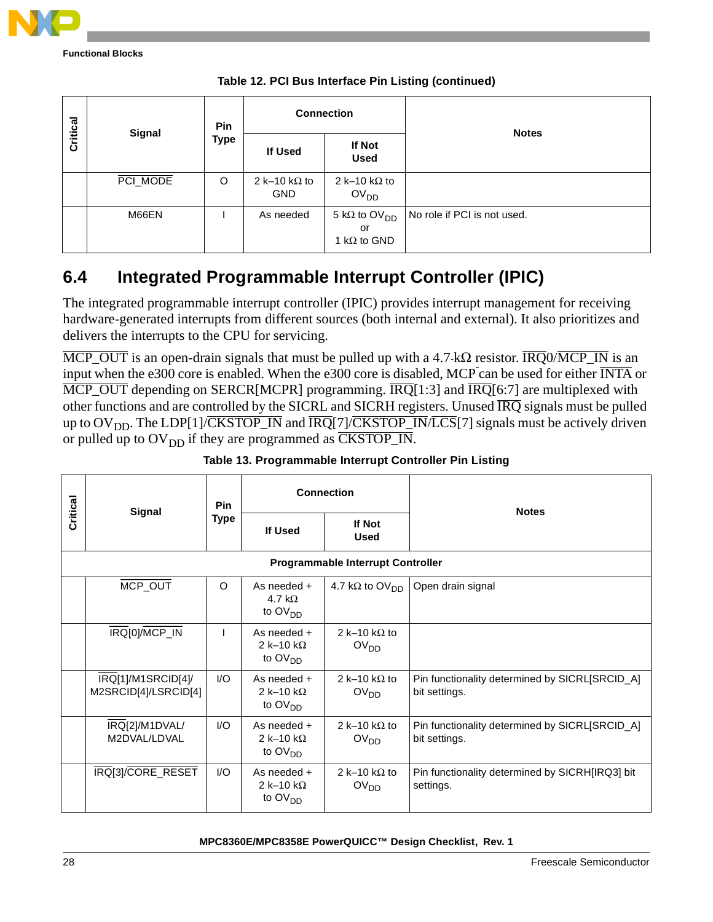Table 12. PCI Bus Interface Pin Listing (continued)

| Critical | Signal | Pin Type | Connection | | Notes |
|---|---|---|---|---|---|
| | | | If Used | If Not Used | |
| | $\overline{\text{PCI\_MODE}}$ | O | 2 k–10 kΩ to GND | 2 k–10 kΩ to $OV_{DD}$ | |
| | M66EN | I | As needed | 5 kΩ to $OV_{DD}$ or 1 kΩ to GND | No role if PCI is not used. |

## 6.4 Integrated Programmable Interrupt Controller (IPIC)

The integrated programmable interrupt controller (IPIC) provides interrupt management for receiving hardware-generated interrupts from different sources (both internal and external). It also prioritizes and delivers the interrupts to the CPU for servicing.

$\overline{\text{MCP\_OUT}}$ is an open-drain signals that must be pulled up with a 4.7-kΩ resistor. $\overline{\text{IRQ}}$0/$\overline{\text{MCP\_IN}}$ is an input when the e300 core is enabled. When the e300 core is disabled, $\overline{\text{MCP}}$ can be used for either $\overline{\text{INTA}}$ or $\overline{\text{MCP\_OUT}}$ depending on SERCR[MCPR] programming. $\overline{\text{IRQ}}$[1:3] and $\overline{\text{IRQ}}$[6:7] are multiplexed with other functions and are controlled by the SICRL and SICRH registers. Unused $\overline{\text{IRQ}}$ signals must be pulled up to $OV_{DD}$. The LDP[1]/$\overline{\text{CKSTOP\_IN}}$ and $\overline{\text{IRQ}}$[7]/$\overline{\text{CKSTOP\_IN}}$/$\overline{\text{LCS}}$[7] signals must be actively driven or pulled up to $OV_{DD}$ if they are programmed as $\overline{\text{CKSTOP\_IN}}$.

Table 13. Programmable Interrupt Controller Pin Listing

| Critical | Signal | Pin Type | Connection | | Notes |
|---|---|---|---|---|---|
| | | | If Used | If Not Used | |
| **Programmable Interrupt Controller** | | | | | |
| | $\overline{\text{MCP\_OUT}}$ | O | As needed + 4.7 kΩ to $OV_{DD}$ | 4.7 kΩ to $OV_{DD}$ | Open drain signal |
| | $\overline{\text{IRQ}}$[0]/$\overline{\text{MCP\_IN}}$ | I | As needed + 2 k–10 kΩ to $OV_{DD}$ | 2 k–10 kΩ to $OV_{DD}$ | |
| | $\overline{\text{IRQ}}$[1]/M1SRCID[4]/ M2SRCID[4]/LSRCID[4] | I/O | As needed + 2 k–10 kΩ to $OV_{DD}$ | 2 k–10 kΩ to $OV_{DD}$ | Pin functionality determined by SICRL[SRCID_A] bit settings. |
| | $\overline{\text{IRQ}}$[2]/M1DVAL/ M2DVAL/LDVAL | I/O | As needed + 2 k–10 kΩ to $OV_{DD}$ | 2 k–10 kΩ to $OV_{DD}$ | Pin functionality determined by SICRL[SRCID_A] bit settings. |
| | $\overline{\text{IRQ}}$[3]/$\overline{\text{CORE\_RESET}}$ | I/O | As needed + 2 k–10 kΩ to $OV_{DD}$ | 2 k–10 kΩ to $OV_{DD}$ | Pin functionality determined by SICRH[IRQ3] bit settings. |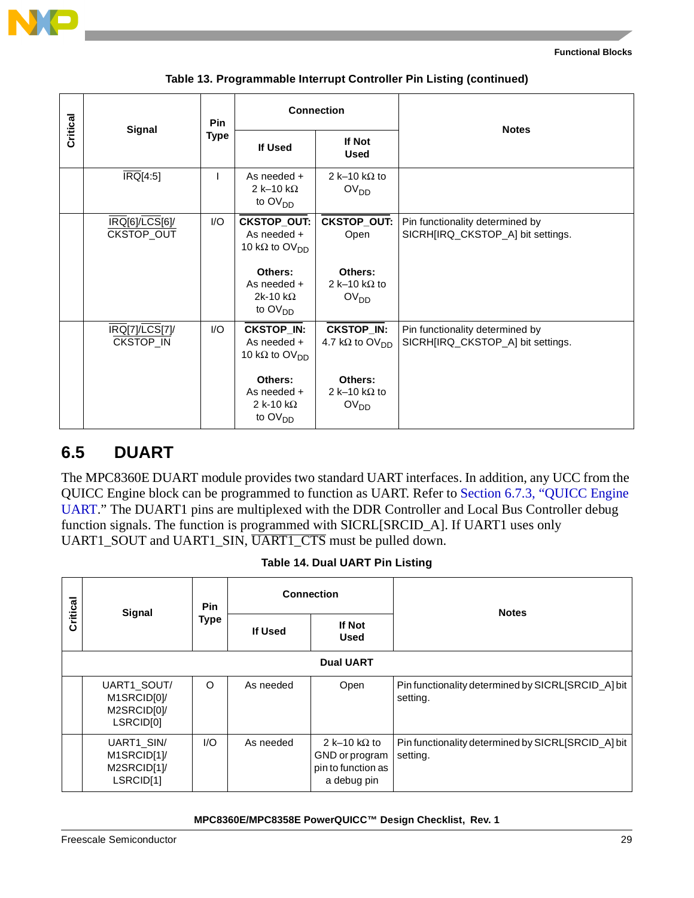**Table 13. Programmable Interrupt Controller Pin Listing (continued)**

| Critical | Signal | Pin Type | Connection | | Notes |
|---|---|---|---|---|---|
| | | | If Used | If Not Used | |
| | $\overline{\text{IRQ}}$[4:5] | I | As needed + 2 k–10 kΩ to $OV_{DD}$ | 2 k–10 kΩ to $OV_{DD}$ | |
| | $\overline{\text{IRQ}}$[6]/$\overline{\text{LCS}}$[6]/ CKSTOP_OUT | I/O | **$\overline{\text{CKSTOP\_OUT}}$:** As needed + 10 kΩ to $OV_{DD}$<br><br>**Others:** As needed + 2k-10 kΩ to $OV_{DD}$ | **$\overline{\text{CKSTOP\_OUT}}$:** Open<br><br>**Others:** 2 k–10 kΩ to $OV_{DD}$ | Pin functionality determined by SICRH[IRQ_CKSTOP_A] bit settings. |
| | $\overline{\text{IRQ}}$[7]/$\overline{\text{LCS}}$[7]/ $\overline{\text{CKSTOP\_IN}}$ | I/O | **$\overline{\text{CKSTOP\_IN}}$:** As needed + 10 kΩ to $OV_{DD}$<br><br>**Others:** As needed + 2 k-10 kΩ to $OV_{DD}$ | **$\overline{\text{CKSTOP\_IN}}$:** 4.7 kΩ to $OV_{DD}$<br><br>**Others:** 2 k–10 kΩ to $OV_{DD}$ | Pin functionality determined by SICRH[IRQ_CKSTOP_A] bit settings. |

## 6.5 DUART

The MPC8360E DUART module provides two standard UART interfaces. In addition, any UCC from the QUICC Engine block can be programmed to function as UART. Refer to Section 6.7.3, "QUICC Engine UART." The DUART1 pins are multiplexed with the DDR Controller and Local Bus Controller debug function signals. The function is programmed with SICRL[SRCID_A]. If UART1 uses only UART1_SOUT and UART1_SIN, $\overline{\text{UART1\_CTS}}$ must be pulled down.

**Table 14. Dual UART Pin Listing**

| Critical | Signal | Pin Type | Connection | | Notes |
|---|---|---|---|---|---|
| | | | If Used | If Not Used | |
| **Dual UART** | | | | | |
| | UART1_SOUT/ M1SRCID[0]/ M2SRCID[0]/ LSRCID[0] | O | As needed | Open | Pin functionality determined by SICRL[SRCID_A] bit setting. |
| | UART1_SIN/ M1SRCID[1]/ M2SRCID[1]/ LSRCID[1] | I/O | As needed | 2 k–10 kΩ to GND or program pin to function as a debug pin | Pin functionality determined by SICRL[SRCID_A] bit setting. |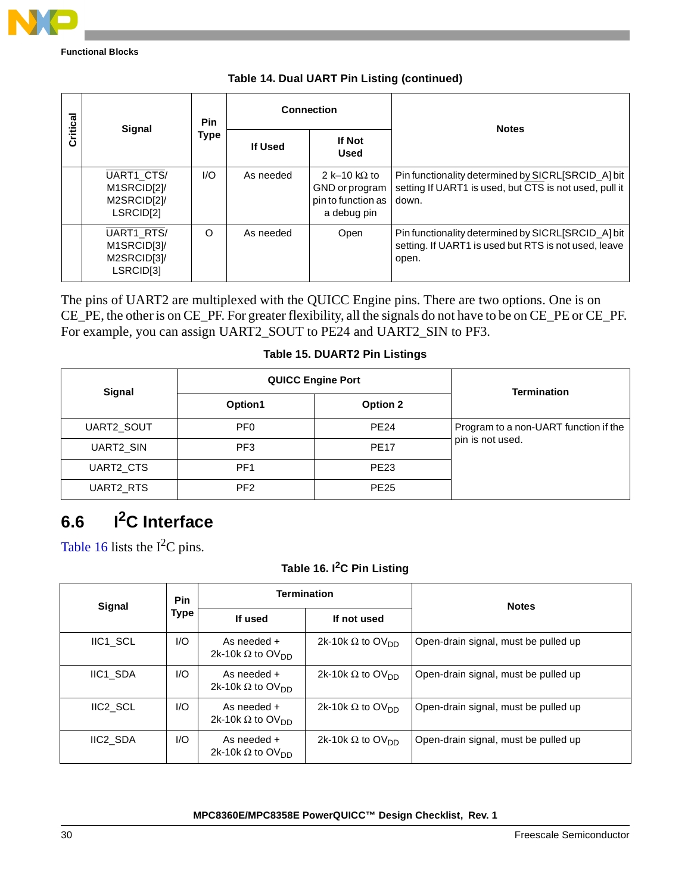**Table 14. Dual UART Pin Listing (continued)**

| Critical | Signal | Pin Type | Connection | | Notes |
|---|---|---|---|---|---|
| | | | If Used | If Not Used | |
| | $\overline{\text{UART1\_CTS}}$/ M1SRCID[2]/ M2SRCID[2]/ LSRCID[2] | I/O | As needed | 2 k–10 kΩ to GND or program pin to function as a debug pin | Pin functionality determined by SICRL[SRCID_A] bit setting If UART1 is used, but $\overline{\text{CTS}}$ is not used, pull it down. |
| | $\overline{\text{UART1\_RTS}}$/ M1SRCID[3]/ M2SRCID[3]/ LSRCID[3] | O | As needed | Open | Pin functionality determined by SICRL[SRCID_A] bit setting. If UART1 is used but RTS is not used, leave open. |

The pins of UART2 are multiplexed with the QUICC Engine pins. There are two options. One is on CE_PE, the other is on CE_PF. For greater flexibility, all the signals do not have to be on CE_PE or CE_PF. For example, you can assign UART2_SOUT to PE24 and UART2_SIN to PF3.

**Table 15. DUART2 Pin Listings**

| Signal | QUICC Engine Port | | Termination |
|---|---|---|---|
| | Option1 | Option 2 | |
| UART2_SOUT | PF0 | PE24 | Program to a non-UART function if the pin is not used. |
| UART2_SIN | PF3 | PE17 | |
| UART2_CTS | PF1 | PE23 | |
| UART2_RTS | PF2 | PE25 | |

## 6.6 I²C Interface

Table 16 lists the I²C pins.

**Table 16. I²C Pin Listing**

| Signal | Pin Type | Termination | | Notes |
|---|---|---|---|---|
| | | If used | If not used | |
| IIC1_SCL | I/O | As needed + 2k-10k Ω to $OV_{DD}$ | 2k-10k Ω to $OV_{DD}$ | Open-drain signal, must be pulled up |
| IIC1_SDA | I/O | As needed + 2k-10k Ω to $OV_{DD}$ | 2k-10k Ω to $OV_{DD}$ | Open-drain signal, must be pulled up |
| IIC2_SCL | I/O | As needed + 2k-10k Ω to $OV_{DD}$ | 2k-10k Ω to $OV_{DD}$ | Open-drain signal, must be pulled up |
| IIC2_SDA | I/O | As needed + 2k-10k Ω to $OV_{DD}$ | 2k-10k Ω to $OV_{DD}$ | Open-drain signal, must be pulled up |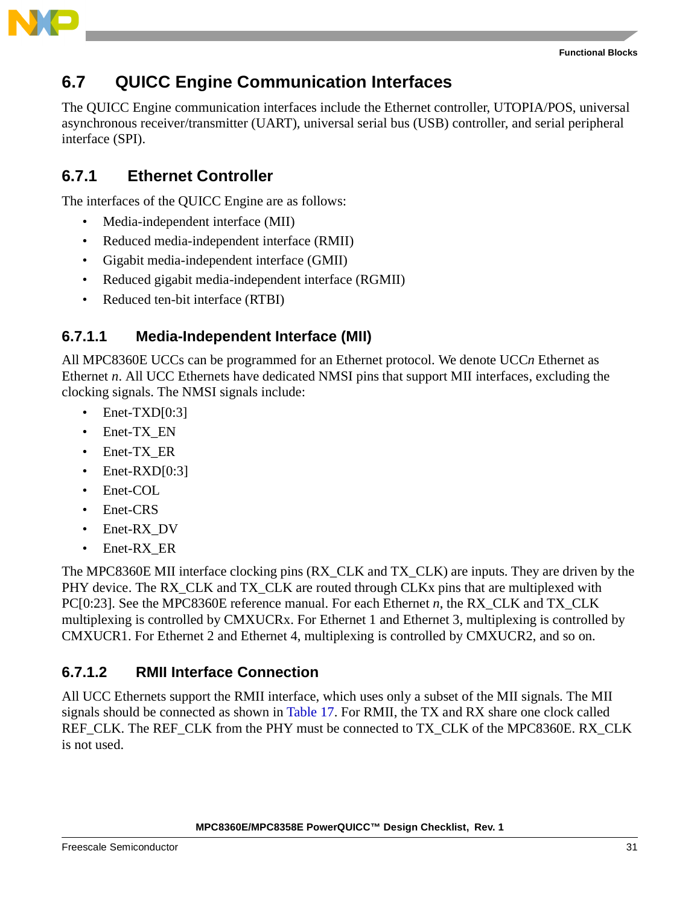## 6.7 QUICC Engine Communication Interfaces

The QUICC Engine communication interfaces include the Ethernet controller, UTOPIA/POS, universal asynchronous receiver/transmitter (UART), universal serial bus (USB) controller, and serial peripheral interface (SPI).

### 6.7.1 Ethernet Controller

The interfaces of the QUICC Engine are as follows:

- Media-independent interface (MII)
- Reduced media-independent interface (RMII)
- Gigabit media-independent interface (GMII)
- Reduced gigabit media-independent interface (RGMII)
- Reduced ten-bit interface (RTBI)

#### 6.7.1.1 Media-Independent Interface (MII)

All MPC8360E UCCs can be programmed for an Ethernet protocol. We denote UCC*n* Ethernet as Ethernet *n*. All UCC Ethernets have dedicated NMSI pins that support MII interfaces, excluding the clocking signals. The NMSI signals include:

- Enet-TXD[0:3]
- Enet-TX_EN
- Enet-TX_ER
- Enet-RXD[0:3]
- Enet-COL
- Enet-CRS
- Enet-RX_DV
- Enet-RX_ER

The MPC8360E MII interface clocking pins (RX_CLK and TX_CLK) are inputs. They are driven by the PHY device. The RX_CLK and TX_CLK are routed through CLKx pins that are multiplexed with PC[0:23]. See the MPC8360E reference manual. For each Ethernet *n*, the RX_CLK and TX_CLK multiplexing is controlled by CMXUCRx. For Ethernet 1 and Ethernet 3, multiplexing is controlled by CMXUCR1. For Ethernet 2 and Ethernet 4, multiplexing is controlled by CMXUCR2, and so on.

#### 6.7.1.2 RMII Interface Connection

All UCC Ethernets support the RMII interface, which uses only a subset of the MII signals. The MII signals should be connected as shown in Table 17. For RMII, the TX and RX share one clock called REF_CLK. The REF_CLK from the PHY must be connected to TX_CLK of the MPC8360E. RX_CLK is not used.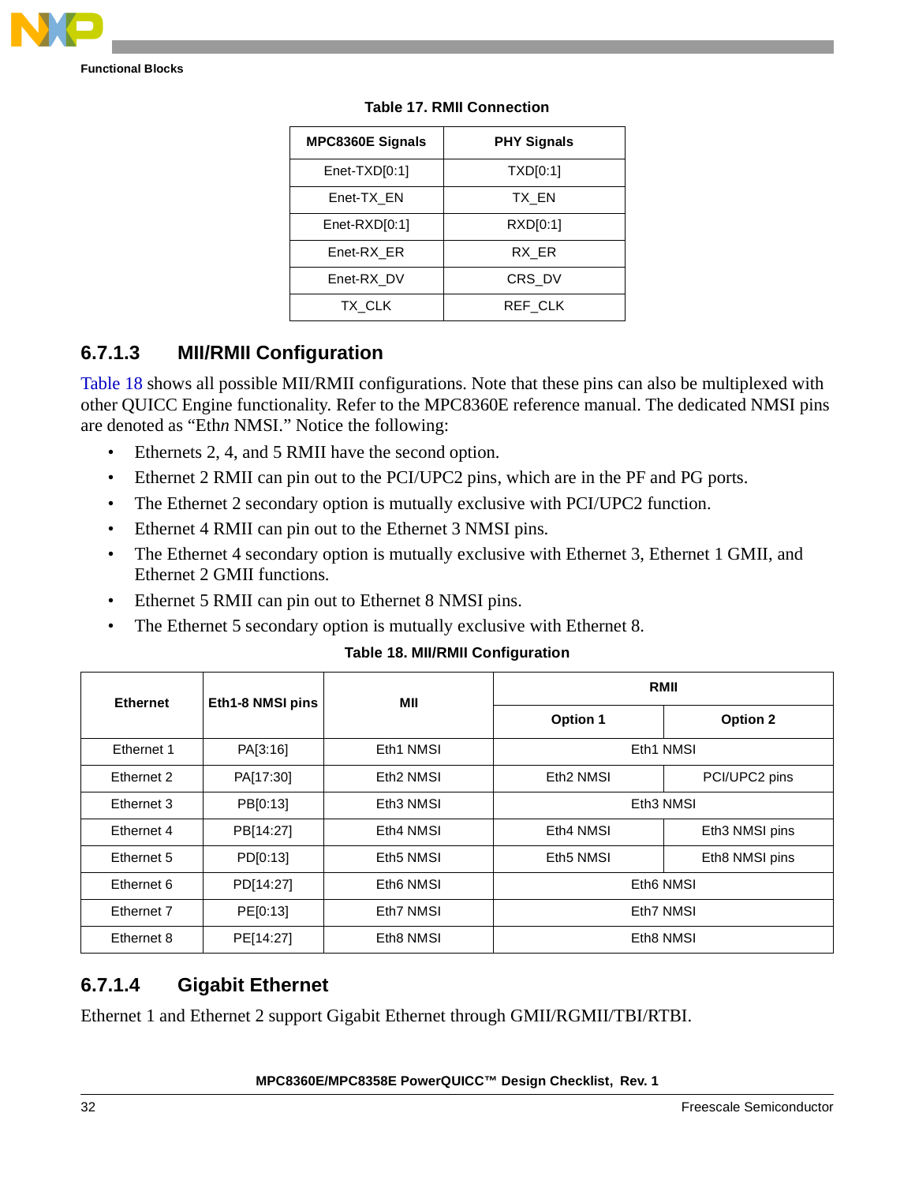**Table 17. RMII Connection**

| MPC8360E Signals | PHY Signals |
| --- | --- |
| Enet-TXD[0:1] | TXD[0:1] |
| Enet-TX_EN | TX_EN |
| Enet-RXD[0:1] | RXD[0:1] |
| Enet-RX_ER | RX_ER |
| Enet-RX_DV | CRS_DV |
| TX_CLK | REF_CLK |

### 6.7.1.3 MII/RMII Configuration

Table 18 shows all possible MII/RMII configurations. Note that these pins can also be multiplexed with other QUICC Engine functionality. Refer to the MPC8360E reference manual. The dedicated NMSI pins are denoted as "Eth*n* NMSI." Notice the following:

- Ethernets 2, 4, and 5 RMII have the second option.
- Ethernet 2 RMII can pin out to the PCI/UPC2 pins, which are in the PF and PG ports.
- The Ethernet 2 secondary option is mutually exclusive with PCI/UPC2 function.
- Ethernet 4 RMII can pin out to the Ethernet 3 NMSI pins.
- The Ethernet 4 secondary option is mutually exclusive with Ethernet 3, Ethernet 1 GMII, and Ethernet 2 GMII functions.
- Ethernet 5 RMII can pin out to Ethernet 8 NMSI pins.
- The Ethernet 5 secondary option is mutually exclusive with Ethernet 8.

**Table 18. MII/RMII Configuration**

| Ethernet | Eth1-8 NMSI pins | MII | RMII | |
| --- | --- | --- | --- | --- |
| | | | Option 1 | Option 2 |
| Ethernet 1 | PA[3:16] | Eth1 NMSI | Eth1 NMSI | |
| Ethernet 2 | PA[17:30] | Eth2 NMSI | Eth2 NMSI | PCI/UPC2 pins |
| Ethernet 3 | PB[0:13] | Eth3 NMSI | Eth3 NMSI | |
| Ethernet 4 | PB[14:27] | Eth4 NMSI | Eth4 NMSI | Eth3 NMSI pins |
| Ethernet 5 | PD[0:13] | Eth5 NMSI | Eth5 NMSI | Eth8 NMSI pins |
| Ethernet 6 | PD[14:27] | Eth6 NMSI | Eth6 NMSI | |
| Ethernet 7 | PE[0:13] | Eth7 NMSI | Eth7 NMSI | |
| Ethernet 8 | PE[14:27] | Eth8 NMSI | Eth8 NMSI | |

### 6.7.1.4 Gigabit Ethernet

Ethernet 1 and Ethernet 2 support Gigabit Ethernet through GMII/RGMII/TBI/RTBI.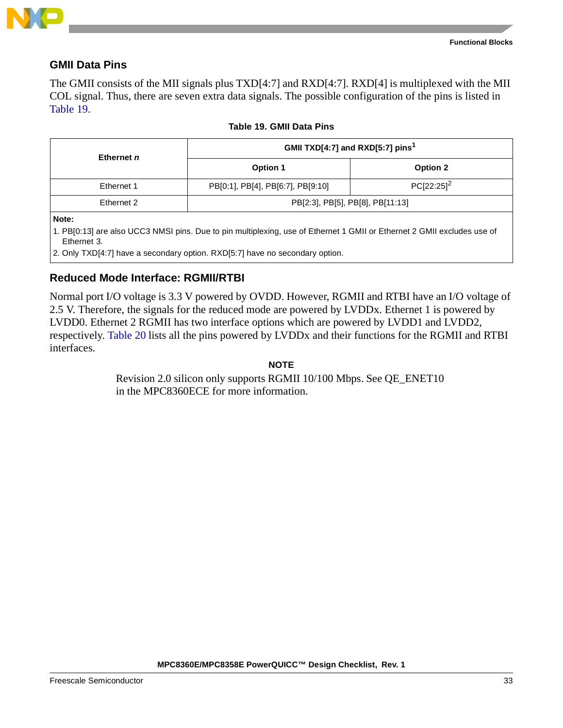### GMII Data Pins

The GMII consists of the MII signals plus TXD[4:7] and RXD[4:7]. RXD[4] is multiplexed with the MII COL signal. Thus, there are seven extra data signals. The possible configuration of the pins is listed in Table 19.

**Table 19. GMII Data Pins**

| Ethernet *n* | GMII TXD[4:7] and RXD[5:7] pins[1] | |
|---|---|---|
| | Option 1 | Option 2 |
| Ethernet 1 | PB[0:1], PB[4], PB[6:7], PB[9:10] | PC[22:25][2] |
| Ethernet 2 | PB[2:3], PB[5], PB[8], PB[11:13] | |

**Note:**

1. PB[0:13] are also UCC3 NMSI pins. Due to pin multiplexing, use of Ethernet 1 GMII or Ethernet 2 GMII excludes use of Ethernet 3.
2. Only TXD[4:7] have a secondary option. RXD[5:7] have no secondary option.

### Reduced Mode Interface: RGMII/RTBI

Normal port I/O voltage is 3.3 V powered by OVDD. However, RGMII and RTBI have an I/O voltage of 2.5 V. Therefore, the signals for the reduced mode are powered by LVDDx. Ethernet 1 is powered by LVDD0. Ethernet 2 RGMII has two interface options which are powered by LVDD1 and LVDD2, respectively. Table 20 lists all the pins powered by LVDDx and their functions for the RGMII and RTBI interfaces.

**NOTE**

Revision 2.0 silicon only supports RGMII 10/100 Mbps. See QE_ENET10 in the MPC8360ECE for more information.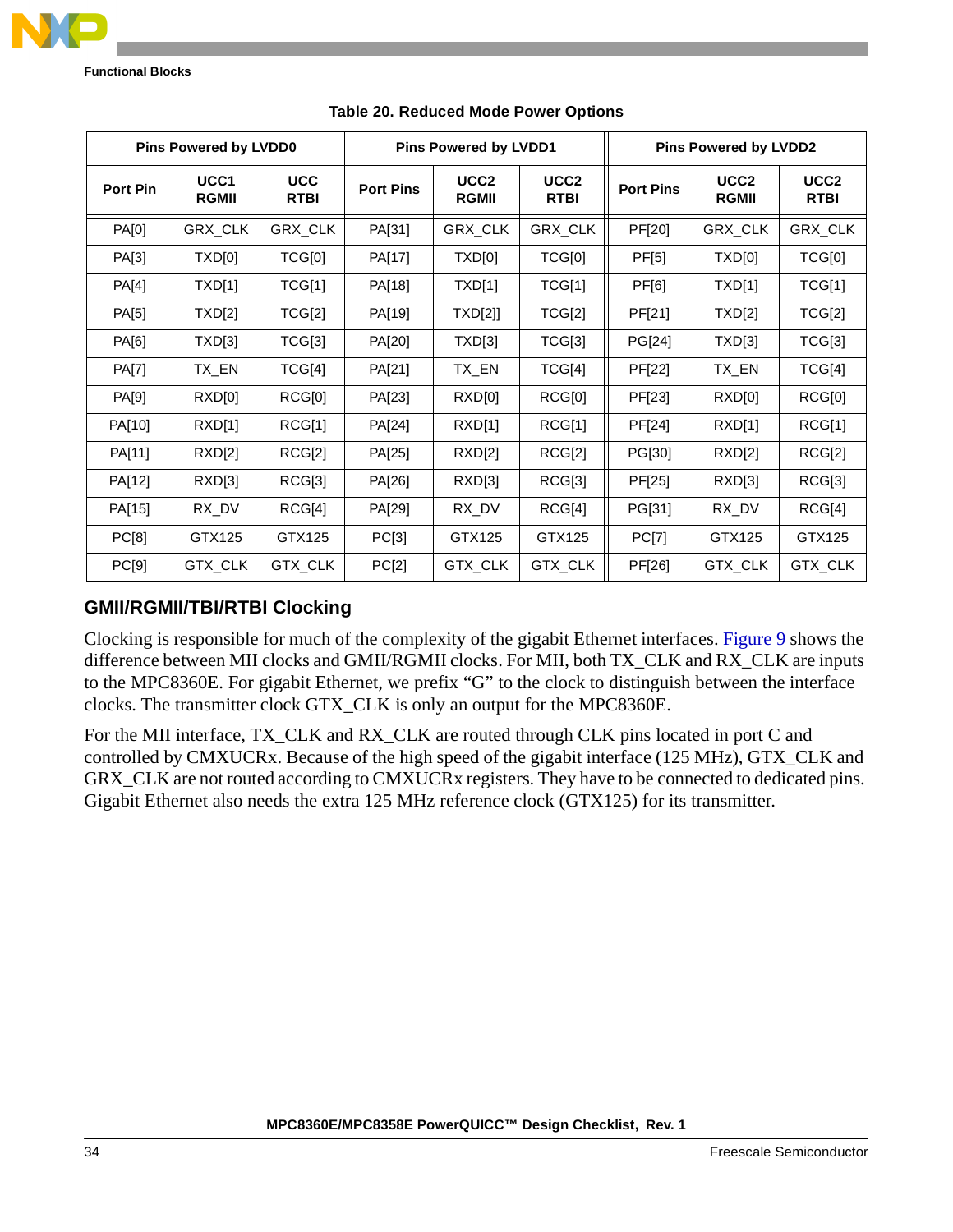**Table 20. Reduced Mode Power Options**

| Pins Powered by LVDD0 | | | Pins Powered by LVDD1 | | | Pins Powered by LVDD2 | | |
|---|---|---|---|---|---|---|---|---|
| **Port Pin** | **UCC1 RGMII** | **UCC RTBI** | **Port Pins** | **UCC2 RGMII** | **UCC2 RTBI** | **Port Pins** | **UCC2 RGMII** | **UCC2 RTBI** |
| PA[0] | GRX_CLK | GRX_CLK | PA[31] | GRX_CLK | GRX_CLK | PF[20] | GRX_CLK | GRX_CLK |
| PA[3] | TXD[0] | TCG[0] | PA[17] | TXD[0] | TCG[0] | PF[5] | TXD[0] | TCG[0] |
| PA[4] | TXD[1] | TCG[1] | PA[18] | TXD[1] | TCG[1] | PF[6] | TXD[1] | TCG[1] |
| PA[5] | TXD[2] | TCG[2] | PA[19] | TXD[2]] | TCG[2] | PF[21] | TXD[2] | TCG[2] |
| PA[6] | TXD[3] | TCG[3] | PA[20] | TXD[3] | TCG[3] | PG[24] | TXD[3] | TCG[3] |
| PA[7] | TX_EN | TCG[4] | PA[21] | TX_EN | TCG[4] | PF[22] | TX_EN | TCG[4] |
| PA[9] | RXD[0] | RCG[0] | PA[23] | RXD[0] | RCG[0] | PF[23] | RXD[0] | RCG[0] |
| PA[10] | RXD[1] | RCG[1] | PA[24] | RXD[1] | RCG[1] | PF[24] | RXD[1] | RCG[1] |
| PA[11] | RXD[2] | RCG[2] | PA[25] | RXD[2] | RCG[2] | PG[30] | RXD[2] | RCG[2] |
| PA[12] | RXD[3] | RCG[3] | PA[26] | RXD[3] | RCG[3] | PF[25] | RXD[3] | RCG[3] |
| PA[15] | RX_DV | RCG[4] | PA[29] | RX_DV | RCG[4] | PG[31] | RX_DV | RCG[4] |
| PC[8] | GTX125 | GTX125 | PC[3] | GTX125 | GTX125 | PC[7] | GTX125 | GTX125 |
| PC[9] | GTX_CLK | GTX_CLK | PC[2] | GTX_CLK | GTX_CLK | PF[26] | GTX_CLK | GTX_CLK |

## GMII/RGMII/TBI/RTBI Clocking

Clocking is responsible for much of the complexity of the gigabit Ethernet interfaces. Figure 9 shows the difference between MII clocks and GMII/RGMII clocks. For MII, both TX_CLK and RX_CLK are inputs to the MPC8360E. For gigabit Ethernet, we prefix "G" to the clock to distinguish between the interface clocks. The transmitter clock GTX_CLK is only an output for the MPC8360E.

For the MII interface, TX_CLK and RX_CLK are routed through CLK pins located in port C and controlled by CMXUCRx. Because of the high speed of the gigabit interface (125 MHz), GTX_CLK and GRX_CLK are not routed according to CMXUCRx registers. They have to be connected to dedicated pins. Gigabit Ethernet also needs the extra 125 MHz reference clock (GTX125) for its transmitter.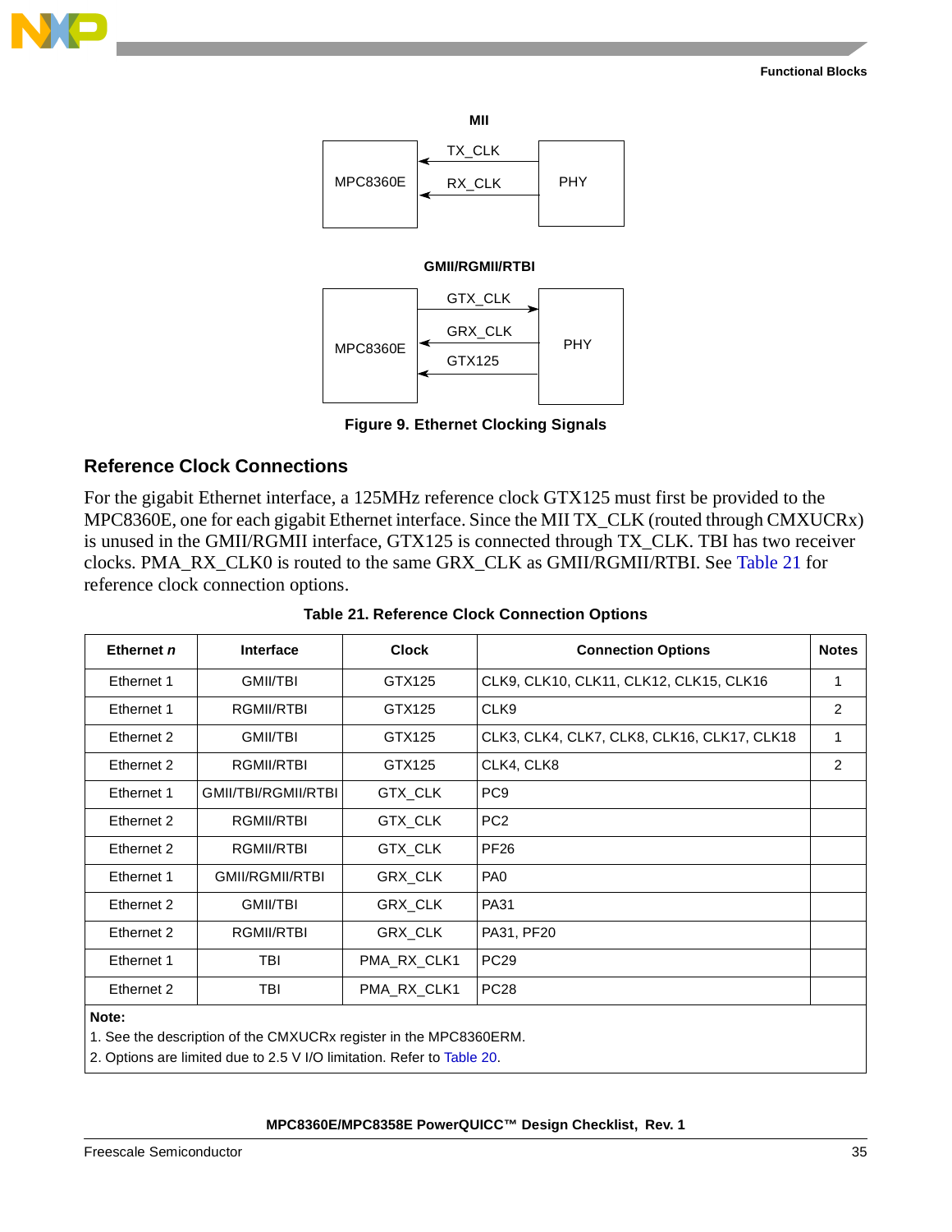MII

| MPC8360E | TX_CLK ← / RX_CLK ← | PHY |
|---|---|---|

GMII/RGMII/RTBI

| MPC8360E | GTX_CLK → / GRX_CLK ← / GTX125 ← | PHY |
|---|---|---|

**Figure 9. Ethernet Clocking Signals**

## Reference Clock Connections

For the gigabit Ethernet interface, a 125MHz reference clock GTX125 must first be provided to the MPC8360E, one for each gigabit Ethernet interface. Since the MII TX_CLK (routed through CMXUCRx) is unused in the GMII/RGMII interface, GTX125 is connected through TX_CLK. TBI has two receiver clocks. PMA_RX_CLK0 is routed to the same GRX_CLK as GMII/RGMII/RTBI. See Table 21 for reference clock connection options.

**Table 21. Reference Clock Connection Options**

| Ethernet *n* | Interface | Clock | Connection Options | Notes |
|---|---|---|---|---|
| Ethernet 1 | GMII/TBI | GTX125 | CLK9, CLK10, CLK11, CLK12, CLK15, CLK16 | 1 |
| Ethernet 1 | RGMII/RTBI | GTX125 | CLK9 | 2 |
| Ethernet 2 | GMII/TBI | GTX125 | CLK3, CLK4, CLK7, CLK8, CLK16, CLK17, CLK18 | 1 |
| Ethernet 2 | RGMII/RTBI | GTX125 | CLK4, CLK8 | 2 |
| Ethernet 1 | GMII/TBI/RGMII/RTBI | GTX_CLK | PC9 | |
| Ethernet 2 | RGMII/RTBI | GTX_CLK | PC2 | |
| Ethernet 2 | RGMII/RTBI | GTX_CLK | PF26 | |
| Ethernet 1 | GMII/RGMII/RTBI | GRX_CLK | PA0 | |
| Ethernet 2 | GMII/TBI | GRX_CLK | PA31 | |
| Ethernet 2 | RGMII/RTBI | GRX_CLK | PA31, PF20 | |
| Ethernet 1 | TBI | PMA_RX_CLK1 | PC29 | |
| Ethernet 2 | TBI | PMA_RX_CLK1 | PC28 | |

**Note:**
1. See the description of the CMXUCRx register in the MPC8360ERM.
2. Options are limited due to 2.5 V I/O limitation. Refer to Table 20.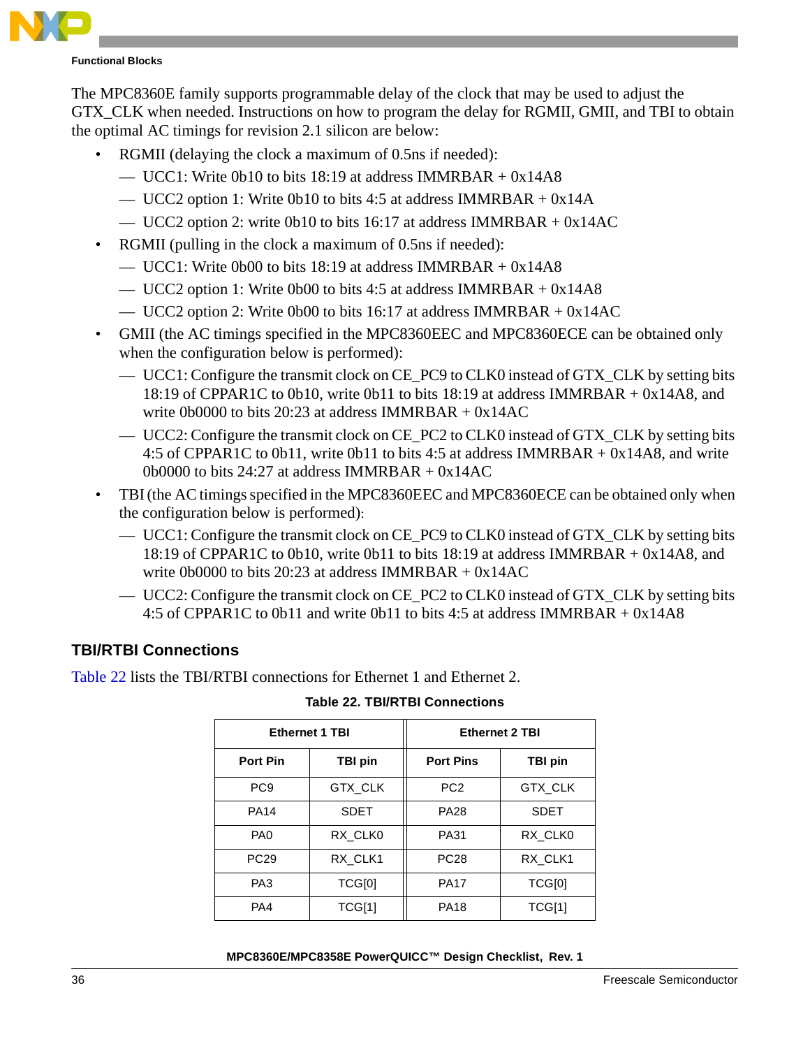The MPC8360E family supports programmable delay of the clock that may be used to adjust the GTX_CLK when needed. Instructions on how to program the delay for RGMII, GMII, and TBI to obtain the optimal AC timings for revision 2.1 silicon are below:

- RGMII (delaying the clock a maximum of 0.5ns if needed):
  - — UCC1: Write 0b10 to bits 18:19 at address IMMRBAR + 0x14A8
  - — UCC2 option 1: Write 0b10 to bits 4:5 at address IMMRBAR + 0x14A
  - — UCC2 option 2: write 0b10 to bits 16:17 at address IMMRBAR + 0x14AC
- RGMII (pulling in the clock a maximum of 0.5ns if needed):
  - — UCC1: Write 0b00 to bits 18:19 at address IMMRBAR + 0x14A8
  - — UCC2 option 1: Write 0b00 to bits 4:5 at address IMMRBAR + 0x14A8
  - — UCC2 option 2: Write 0b00 to bits 16:17 at address IMMRBAR + 0x14AC
- GMII (the AC timings specified in the MPC8360EEC and MPC8360ECE can be obtained only when the configuration below is performed):
  - — UCC1: Configure the transmit clock on CE_PC9 to CLK0 instead of GTX_CLK by setting bits 18:19 of CPPAR1C to 0b10, write 0b11 to bits 18:19 at address IMMRBAR + 0x14A8, and write 0b0000 to bits 20:23 at address IMMRBAR + 0x14AC
  - — UCC2: Configure the transmit clock on CE_PC2 to CLK0 instead of GTX_CLK by setting bits 4:5 of CPPAR1C to 0b11, write 0b11 to bits 4:5 at address IMMRBAR + 0x14A8, and write 0b0000 to bits 24:27 at address IMMRBAR + 0x14AC
- TBI (the AC timings specified in the MPC8360EEC and MPC8360ECE can be obtained only when the configuration below is performed):
  - — UCC1: Configure the transmit clock on CE_PC9 to CLK0 instead of GTX_CLK by setting bits 18:19 of CPPAR1C to 0b10, write 0b11 to bits 18:19 at address IMMRBAR + 0x14A8, and write 0b0000 to bits 20:23 at address IMMRBAR + 0x14AC
  - — UCC2: Configure the transmit clock on CE_PC2 to CLK0 instead of GTX_CLK by setting bits 4:5 of CPPAR1C to 0b11 and write 0b11 to bits 4:5 at address IMMRBAR + 0x14A8

## TBI/RTBI Connections

Table 22 lists the TBI/RTBI connections for Ethernet 1 and Ethernet 2.

**Table 22. TBI/RTBI Connections**

| Ethernet 1 TBI | | Ethernet 2 TBI | |
|---|---|---|---|
| **Port Pin** | **TBI pin** | **Port Pins** | **TBI pin** |
| PC9 | GTX_CLK | PC2 | GTX_CLK |
| PA14 | SDET | PA28 | SDET |
| PA0 | RX_CLK0 | PA31 | RX_CLK0 |
| PC29 | RX_CLK1 | PC28 | RX_CLK1 |
| PA3 | TCG[0] | PA17 | TCG[0] |
| PA4 | TCG[1] | PA18 | TCG[1] |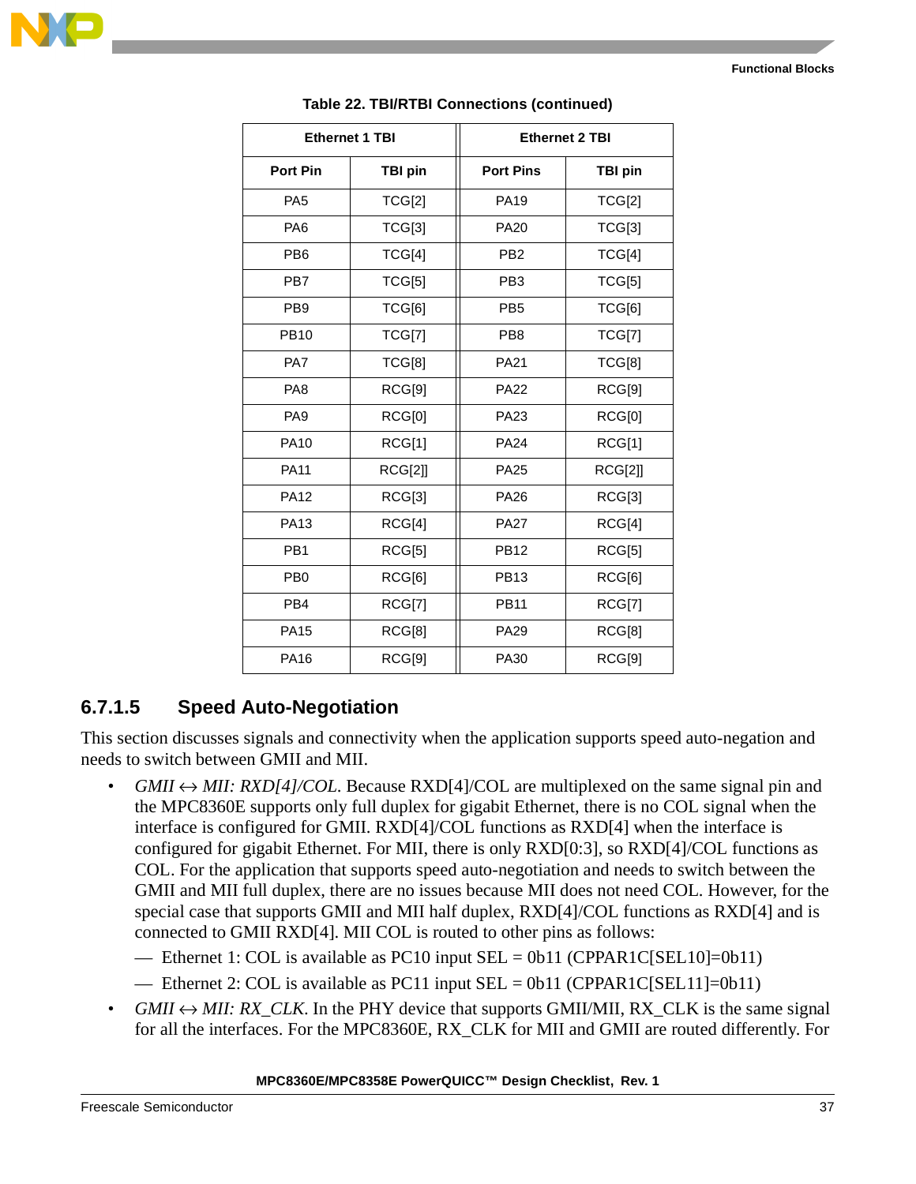**Table 22. TBI/RTBI Connections (continued)**

| Ethernet 1 TBI | | Ethernet 2 TBI | |
|---|---|---|---|
| **Port Pin** | **TBI pin** | **Port Pins** | **TBI pin** |
| PA5 | TCG[2] | PA19 | TCG[2] |
| PA6 | TCG[3] | PA20 | TCG[3] |
| PB6 | TCG[4] | PB2 | TCG[4] |
| PB7 | TCG[5] | PB3 | TCG[5] |
| PB9 | TCG[6] | PB5 | TCG[6] |
| PB10 | TCG[7] | PB8 | TCG[7] |
| PA7 | TCG[8] | PA21 | TCG[8] |
| PA8 | RCG[9] | PA22 | RCG[9] |
| PA9 | RCG[0] | PA23 | RCG[0] |
| PA10 | RCG[1] | PA24 | RCG[1] |
| PA11 | RCG[2]] | PA25 | RCG[2]] |
| PA12 | RCG[3] | PA26 | RCG[3] |
| PA13 | RCG[4] | PA27 | RCG[4] |
| PB1 | RCG[5] | PB12 | RCG[5] |
| PB0 | RCG[6] | PB13 | RCG[6] |
| PB4 | RCG[7] | PB11 | RCG[7] |
| PA15 | RCG[8] | PA29 | RCG[8] |
| PA16 | RCG[9] | PA30 | RCG[9] |

### 6.7.1.5 Speed Auto-Negotiation

This section discusses signals and connectivity when the application supports speed auto-negation and needs to switch between GMII and MII.

- *GMII ↔ MII: RXD[4]/COL*. Because RXD[4]/COL are multiplexed on the same signal pin and the MPC8360E supports only full duplex for gigabit Ethernet, there is no COL signal when the interface is configured for GMII. RXD[4]/COL functions as RXD[4] when the interface is configured for gigabit Ethernet. For MII, there is only RXD[0:3], so RXD[4]/COL functions as COL. For the application that supports speed auto-negotiation and needs to switch between the GMII and MII full duplex, there are no issues because MII does not need COL. However, for the special case that supports GMII and MII half duplex, RXD[4]/COL functions as RXD[4] and is connected to GMII RXD[4]. MII COL is routed to other pins as follows:
  - — Ethernet 1: COL is available as PC10 input SEL = 0b11 (CPPAR1C[SEL10]=0b11)
  - — Ethernet 2: COL is available as PC11 input SEL = 0b11 (CPPAR1C[SEL11]=0b11)
- *GMII ↔ MII: RX_CLK*. In the PHY device that supports GMII/MII, RX_CLK is the same signal for all the interfaces. For the MPC8360E, RX_CLK for MII and GMII are routed differently. For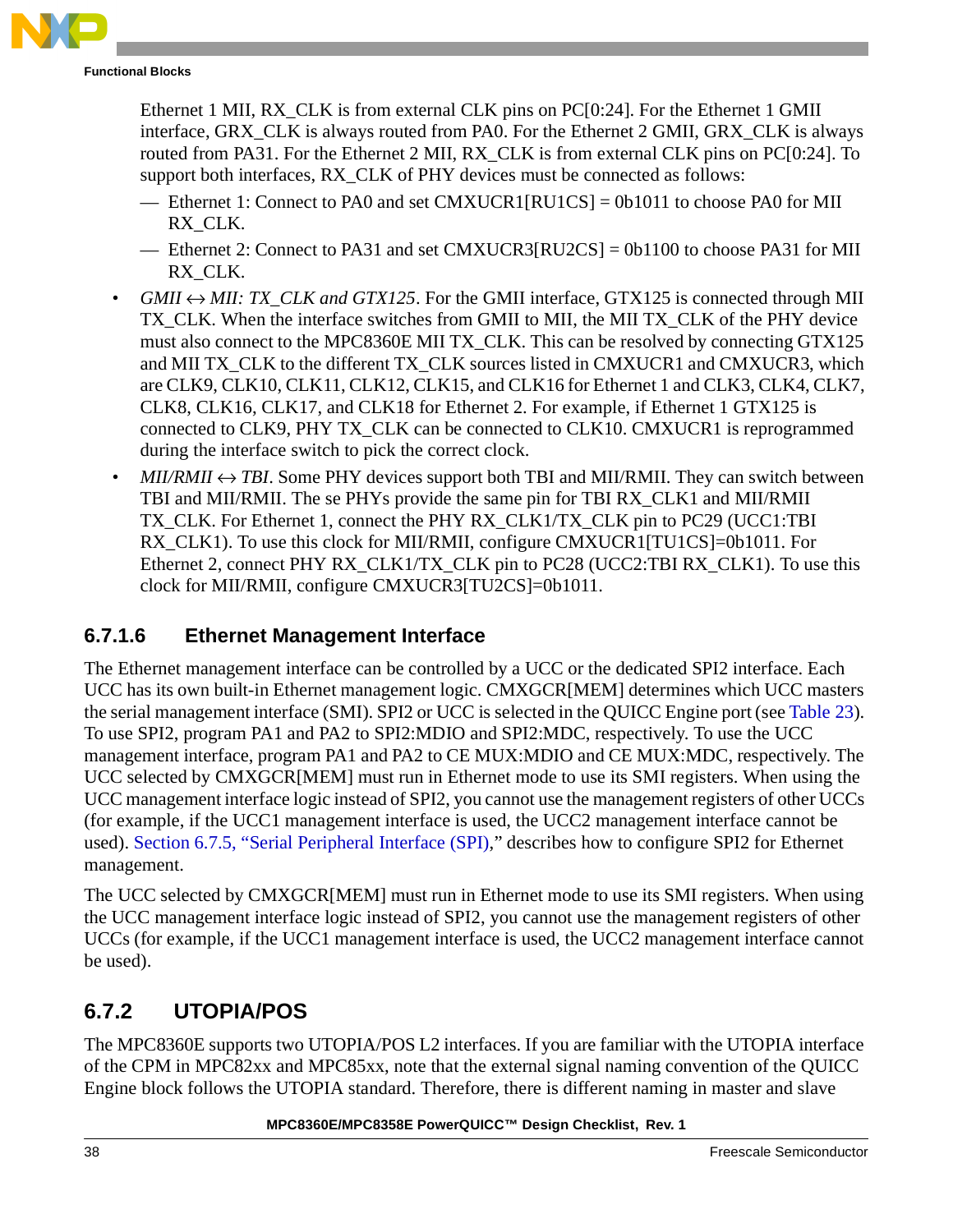Ethernet 1 MII, RX_CLK is from external CLK pins on PC[0:24]. For the Ethernet 1 GMII interface, GRX_CLK is always routed from PA0. For the Ethernet 2 GMII, GRX_CLK is always routed from PA31. For the Ethernet 2 MII, RX_CLK is from external CLK pins on PC[0:24]. To support both interfaces, RX_CLK of PHY devices must be connected as follows:

  - Ethernet 1: Connect to PA0 and set CMXUCR1[RU1CS] = 0b1011 to choose PA0 for MII RX_CLK.
  - Ethernet 2: Connect to PA31 and set CMXUCR3[RU2CS] = 0b1100 to choose PA31 for MII RX_CLK.

- *GMII ↔ MII: TX_CLK and GTX125*. For the GMII interface, GTX125 is connected through MII TX_CLK. When the interface switches from GMII to MII, the MII TX_CLK of the PHY device must also connect to the MPC8360E MII TX_CLK. This can be resolved by connecting GTX125 and MII TX_CLK to the different TX_CLK sources listed in CMXUCR1 and CMXUCR3, which are CLK9, CLK10, CLK11, CLK12, CLK15, and CLK16 for Ethernet 1 and CLK3, CLK4, CLK7, CLK8, CLK16, CLK17, and CLK18 for Ethernet 2. For example, if Ethernet 1 GTX125 is connected to CLK9, PHY TX_CLK can be connected to CLK10. CMXUCR1 is reprogrammed during the interface switch to pick the correct clock.
- *MII/RMII ↔ TBI*. Some PHY devices support both TBI and MII/RMII. They can switch between TBI and MII/RMII. The se PHYs provide the same pin for TBI RX_CLK1 and MII/RMII TX_CLK. For Ethernet 1, connect the PHY RX_CLK1/TX_CLK pin to PC29 (UCC1:TBI RX_CLK1). To use this clock for MII/RMII, configure CMXUCR1[TU1CS]=0b1011. For Ethernet 2, connect PHY RX_CLK1/TX_CLK pin to PC28 (UCC2:TBI RX_CLK1). To use this clock for MII/RMII, configure CMXUCR3[TU2CS]=0b1011.

### 6.7.1.6 Ethernet Management Interface

The Ethernet management interface can be controlled by a UCC or the dedicated SPI2 interface. Each UCC has its own built-in Ethernet management logic. CMXGCR[MEM] determines which UCC masters the serial management interface (SMI). SPI2 or UCC is selected in the QUICC Engine port (see Table 23). To use SPI2, program PA1 and PA2 to SPI2:MDIO and SPI2:MDC, respectively. To use the UCC management interface, program PA1 and PA2 to CE MUX:MDIO and CE MUX:MDC, respectively. The UCC selected by CMXGCR[MEM] must run in Ethernet mode to use its SMI registers. When using the UCC management interface logic instead of SPI2, you cannot use the management registers of other UCCs (for example, if the UCC1 management interface is used, the UCC2 management interface cannot be used). Section 6.7.5, "Serial Peripheral Interface (SPI)," describes how to configure SPI2 for Ethernet management.

The UCC selected by CMXGCR[MEM] must run in Ethernet mode to use its SMI registers. When using the UCC management interface logic instead of SPI2, you cannot use the management registers of other UCCs (for example, if the UCC1 management interface is used, the UCC2 management interface cannot be used).

## 6.7.2 UTOPIA/POS

The MPC8360E supports two UTOPIA/POS L2 interfaces. If you are familiar with the UTOPIA interface of the CPM in MPC82xx and MPC85xx, note that the external signal naming convention of the QUICC Engine block follows the UTOPIA standard. Therefore, there is different naming in master and slave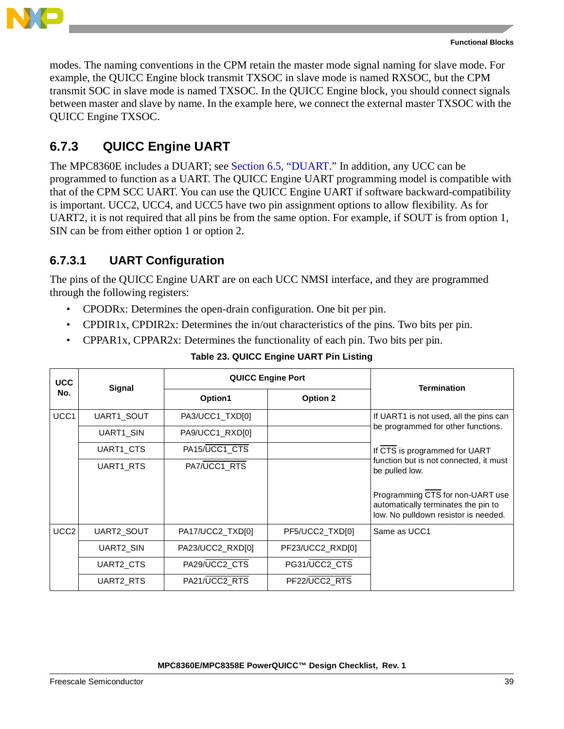modes. The naming conventions in the CPM retain the master mode signal naming for slave mode. For example, the QUICC Engine block transmit TXSOC in slave mode is named RXSOC, but the CPM transmit SOC in slave mode is named TXSOC. In the QUICC Engine block, you should connect signals between master and slave by name. In the example here, we connect the external master TXSOC with the QUICC Engine TXSOC.

### 6.7.3 QUICC Engine UART

The MPC8360E includes a DUART; see Section 6.5, "DUART." In addition, any UCC can be programmed to function as a UART. The QUICC Engine UART programming model is compatible with that of the CPM SCC UART. You can use the QUICC Engine UART if software backward-compatibility is important. UCC2, UCC4, and UCC5 have two pin assignment options to allow flexibility. As for UART2, it is not required that all pins be from the same option. For example, if SOUT is from option 1, SIN can be from either option 1 or option 2.

#### 6.7.3.1 UART Configuration

The pins of the QUICC Engine UART are on each UCC NMSI interface, and they are programmed through the following registers:

- CPODRx: Determines the open-drain configuration. One bit per pin.
- CPDIR1x, CPDIR2x: Determines the in/out characteristics of the pins. Two bits per pin.
- CPPAR1x, CPPAR2x: Determines the functionality of each pin. Two bits per pin.

**Table 23. QUICC Engine UART Pin Listing**

| UCC No. | Signal | QUICC Engine Port | | Termination |
|---|---|---|---|---|
| | | Option1 | Option 2 | |
| UCC1 | UART1_SOUT | PA3/UCC1_TXD[0] | | If UART1 is not used, all the pins can be programmed for other functions. |
| | UART1_SIN | PA9/UCC1_RXD[0] | | |
| | UART1_CTS | PA15/$\overline{\text{UCC1\_CTS}}$ | | If $\overline{\text{CTS}}$ is programmed for UART function but is not connected, it must be pulled low. |
| | UART1_RTS | PA7/$\overline{\text{UCC1\_RTS}}$ | | Programming $\overline{\text{CTS}}$ for non-UART use automatically terminates the pin to low. No pulldown resistor is needed. |
| UCC2 | UART2_SOUT | PA17/UCC2_TXD[0] | PF5/UCC2_TXD[0] | Same as UCC1 |
| | UART2_SIN | PA23/UCC2_RXD[0] | PF23/UCC2_RXD[0] | |
| | UART2_CTS | PA29/$\overline{\text{UCC2\_CTS}}$ | PG31/$\overline{\text{UCC2\_CTS}}$ | |
| | UART2_RTS | PA21/$\overline{\text{UCC2\_RTS}}$ | PF22/$\overline{\text{UCC2\_RTS}}$ | |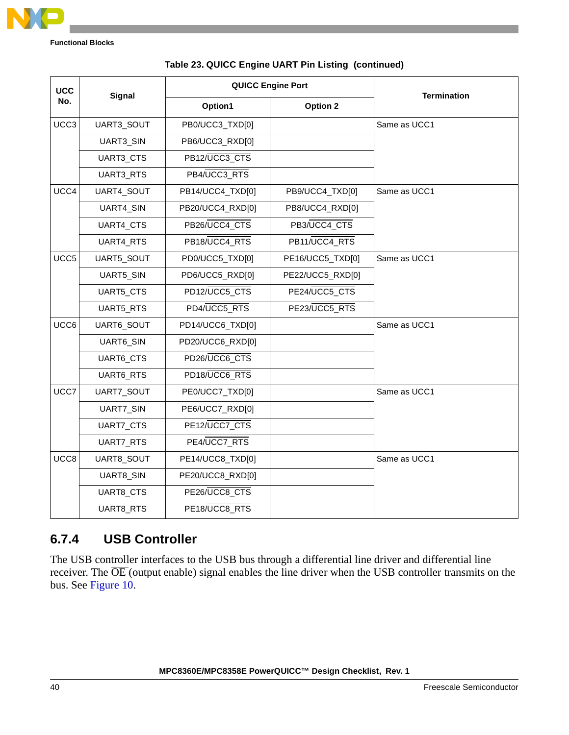**Table 23. QUICC Engine UART Pin Listing (continued)**

| UCC No. | Signal | QUICC Engine Port | | Termination |
|---|---|---|---|---|
| | | Option1 | Option 2 | |
| UCC3 | UART3_SOUT | PB0/UCC3_TXD[0] | | Same as UCC1 |
| | UART3_SIN | PB6/UCC3_RXD[0] | | |
| | UART3_CTS | PB12/$\overline{\text{UCC3\_CTS}}$ | | |
| | UART3_RTS | PB4/$\overline{\text{UCC3\_RTS}}$ | | |
| UCC4 | UART4_SOUT | PB14/UCC4_TXD[0] | PB9/UCC4_TXD[0] | Same as UCC1 |
| | UART4_SIN | PB20/UCC4_RXD[0] | PB8/UCC4_RXD[0] | |
| | UART4_CTS | PB26/$\overline{\text{UCC4\_CTS}}$ | PB3/$\overline{\text{UCC4\_CTS}}$ | |
| | UART4_RTS | PB18/$\overline{\text{UCC4\_RTS}}$ | PB11/$\overline{\text{UCC4\_RTS}}$ | |
| UCC5 | UART5_SOUT | PD0/UCC5_TXD[0] | PE16/UCC5_TXD[0] | Same as UCC1 |
| | UART5_SIN | PD6/UCC5_RXD[0] | PE22/UCC5_RXD[0] | |
| | UART5_CTS | PD12/$\overline{\text{UCC5\_CTS}}$ | PE24/$\overline{\text{UCC5\_CTS}}$ | |
| | UART5_RTS | PD4/$\overline{\text{UCC5\_RTS}}$ | PE23/$\overline{\text{UCC5\_RTS}}$ | |
| UCC6 | UART6_SOUT | PD14/UCC6_TXD[0] | | Same as UCC1 |
| | UART6_SIN | PD20/UCC6_RXD[0] | | |
| | UART6_CTS | PD26/$\overline{\text{UCC6\_CTS}}$ | | |
| | UART6_RTS | PD18/$\overline{\text{UCC6\_RTS}}$ | | |
| UCC7 | UART7_SOUT | PE0/UCC7_TXD[0] | | Same as UCC1 |
| | UART7_SIN | PE6/UCC7_RXD[0] | | |
| | UART7_CTS | PE12/$\overline{\text{UCC7\_CTS}}$ | | |
| | UART7_RTS | PE4/$\overline{\text{UCC7\_RTS}}$ | | |
| UCC8 | UART8_SOUT | PE14/UCC8_TXD[0] | | Same as UCC1 |
| | UART8_SIN | PE20/UCC8_RXD[0] | | |
| | UART8_CTS | PE26/$\overline{\text{UCC8\_CTS}}$ | | |
| | UART8_RTS | PE18/$\overline{\text{UCC8\_RTS}}$ | | |

## 6.7.4 USB Controller

The USB controller interfaces to the USB bus through a differential line driver and differential line receiver. The $\overline{\text{OE}}$ (output enable) signal enables the line driver when the USB controller transmits on the bus. See Figure 10.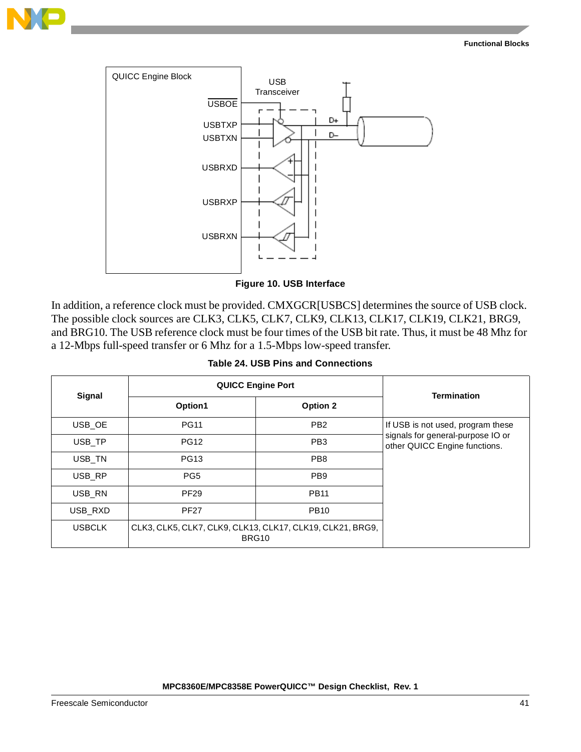Figure 10. USB Interface

In addition, a reference clock must be provided. CMXGCR[USBCS] determines the source of USB clock. The possible clock sources are CLK3, CLK5, CLK7, CLK9, CLK13, CLK17, CLK19, CLK21, BRG9, and BRG10. The USB reference clock must be four times of the USB bit rate. Thus, it must be 48 Mhz for a 12-Mbps full-speed transfer or 6 Mhz for a 1.5-Mbps low-speed transfer.

**Table 24. USB Pins and Connections**

| Signal | QUICC Engine Port | | Termination |
|---|---|---|---|
| | Option1 | Option 2 | |
| USB_OE | PG11 | PB2 | If USB is not used, program these signals for general-purpose IO or other QUICC Engine functions. |
| USB_TP | PG12 | PB3 | |
| USB_TN | PG13 | PB8 | |
| USB_RP | PG5 | PB9 | |
| USB_RN | PF29 | PB11 | |
| USB_RXD | PF27 | PB10 | |
| USBCLK | CLK3, CLK5, CLK7, CLK9, CLK13, CLK17, CLK19, CLK21, BRG9, BRG10 | | |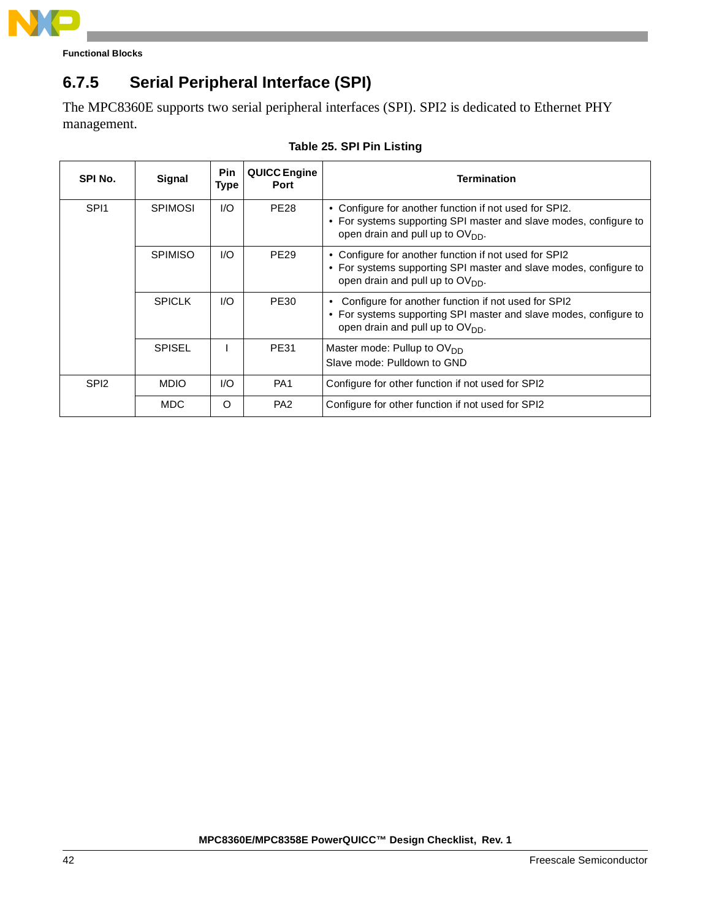## 6.7.5 Serial Peripheral Interface (SPI)

The MPC8360E supports two serial peripheral interfaces (SPI). SPI2 is dedicated to Ethernet PHY management.

**Table 25. SPI Pin Listing**

| SPI No. | Signal | Pin Type | QUICC Engine Port | Termination |
|---|---|---|---|---|
| SPI1 | SPIMOSI | I/O | PE28 | • Configure for another function if not used for SPI2.<br>• For systems supporting SPI master and slave modes, configure to open drain and pull up to $OV_{DD}$. |
| | SPIMISO | I/O | PE29 | • Configure for another function if not used for SPI2<br>• For systems supporting SPI master and slave modes, configure to open drain and pull up to $OV_{DD}$. |
| | SPICLK | I/O | PE30 | • Configure for another function if not used for SPI2<br>• For systems supporting SPI master and slave modes, configure to open drain and pull up to $OV_{DD}$. |
| | SPISEL | I | PE31 | Master mode: Pullup to $OV_{DD}$<br>Slave mode: Pulldown to GND |
| SPI2 | MDIO | I/O | PA1 | Configure for other function if not used for SPI2 |
| | MDC | O | PA2 | Configure for other function if not used for SPI2 |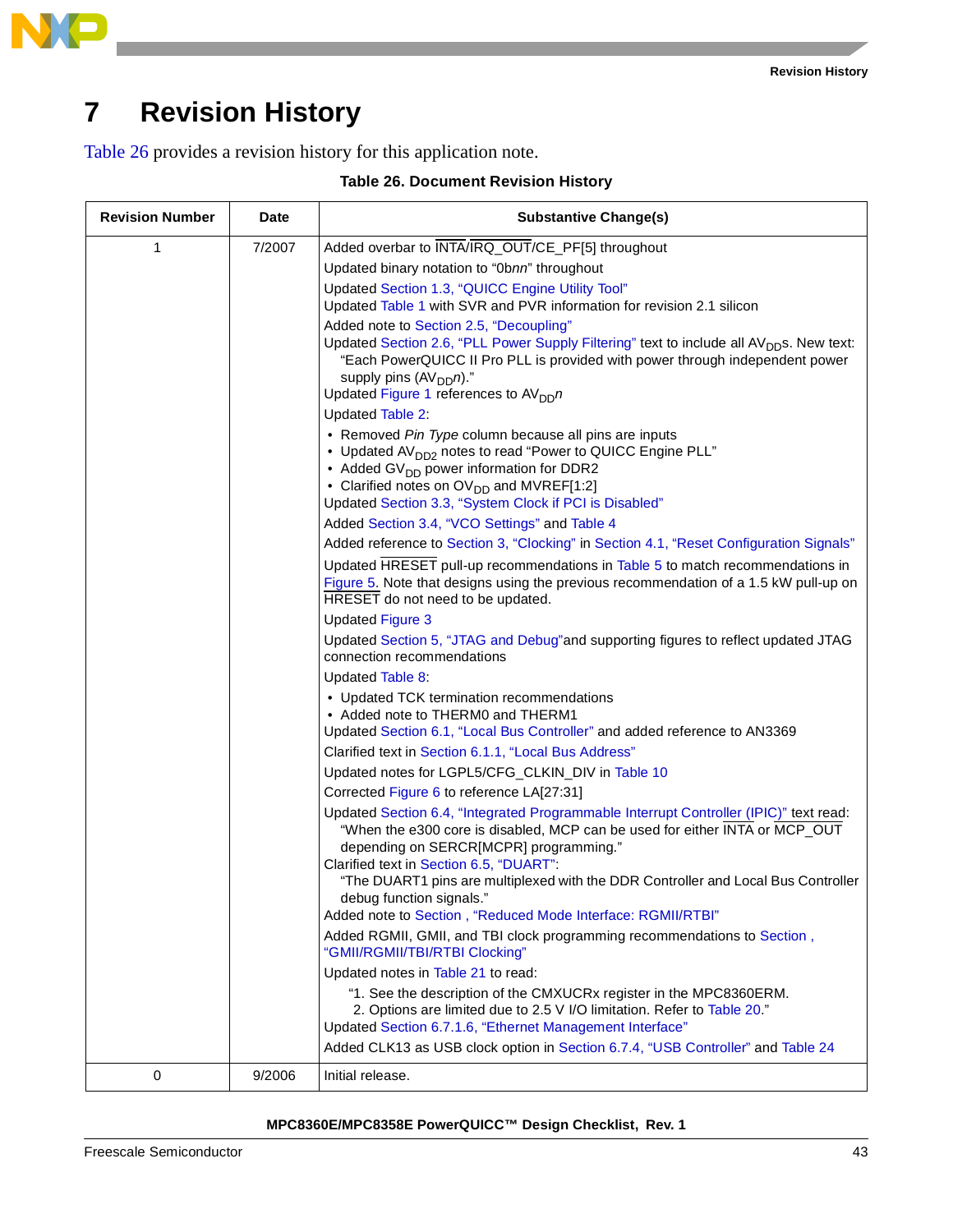# 7 Revision History

Table 26 provides a revision history for this application note.

**Table 26. Document Revision History**

| Revision Number | Date | Substantive Change(s) |
|---|---|---|
| 1 | 7/2007 | Added overbar to $\overline{\text{INTA}}$/$\overline{\text{IRQ\_OUT}}$/CE_PF[5] throughout<br>Updated binary notation to "0b*nn*" throughout<br>Updated Section 1.3, "QUICC Engine Utility Tool"<br>Updated Table 1 with SVR and PVR information for revision 2.1 silicon<br>Added note to Section 2.5, "Decoupling"<br>Updated Section 2.6, "PLL Power Supply Filtering" text to include all $AV_{DD}$s. New text: "Each PowerQUICC II Pro PLL is provided with power through independent power supply pins ($AV_{DD}n$)."<br>Updated Figure 1 references to $AV_{DD}n$<br>Updated Table 2:<br>• Removed *Pin Type* column because all pins are inputs<br>• Updated $AV_{DD2}$ notes to read "Power to QUICC Engine PLL"<br>• Added $GV_{DD}$ power information for DDR2<br>• Clarified notes on $OV_{DD}$ and MVREF[1:2]<br>Updated Section 3.3, "System Clock if PCI is Disabled"<br>Added Section 3.4, "VCO Settings" and Table 4<br>Added reference to Section 3, "Clocking" in Section 4.1, "Reset Configuration Signals"<br>Updated $\overline{\text{HRESET}}$ pull-up recommendations in Table 5 to match recommendations in Figure 5. Note that designs using the previous recommendation of a 1.5 kW pull-up on $\overline{\text{HRESET}}$ do not need to be updated.<br>Updated Figure 3<br>Updated Section 5, "JTAG and Debug"and supporting figures to reflect updated JTAG connection recommendations<br>Updated Table 8:<br>• Updated TCK termination recommendations<br>• Added note to THERM0 and THERM1<br>Updated Section 6.1, "Local Bus Controller" and added reference to AN3369<br>Clarified text in Section 6.1.1, "Local Bus Address"<br>Updated notes for LGPL5/CFG_CLKIN_DIV in Table 10<br>Corrected Figure 6 to reference LA[27:31]<br>Updated Section 6.4, "Integrated Programmable Interrupt Controller (IPIC)" text read: "When the e300 core is disabled, MCP can be used for either $\overline{\text{INTA}}$ or $\overline{\text{MCP\_OUT}}$ depending on SERCR[MCPR] programming."<br>Clarified text in Section 6.5, "DUART":<br>"The DUART1 pins are multiplexed with the DDR Controller and Local Bus Controller debug function signals."<br>Added note to Section , "Reduced Mode Interface: RGMII/RTBI"<br>Added RGMII, GMII, and TBI clock programming recommendations to Section , "GMII/RGMII/TBI/RTBI Clocking"<br>Updated notes in Table 21 to read:<br>"1. See the description of the CMXUCRx register in the MPC8360ERM.<br>2. Options are limited due to 2.5 V I/O limitation. Refer to Table 20."<br>Updated Section 6.7.1.6, "Ethernet Management Interface"<br>Added CLK13 as USB clock option in Section 6.7.4, "USB Controller" and Table 24 |
| 0 | 9/2006 | Initial release. |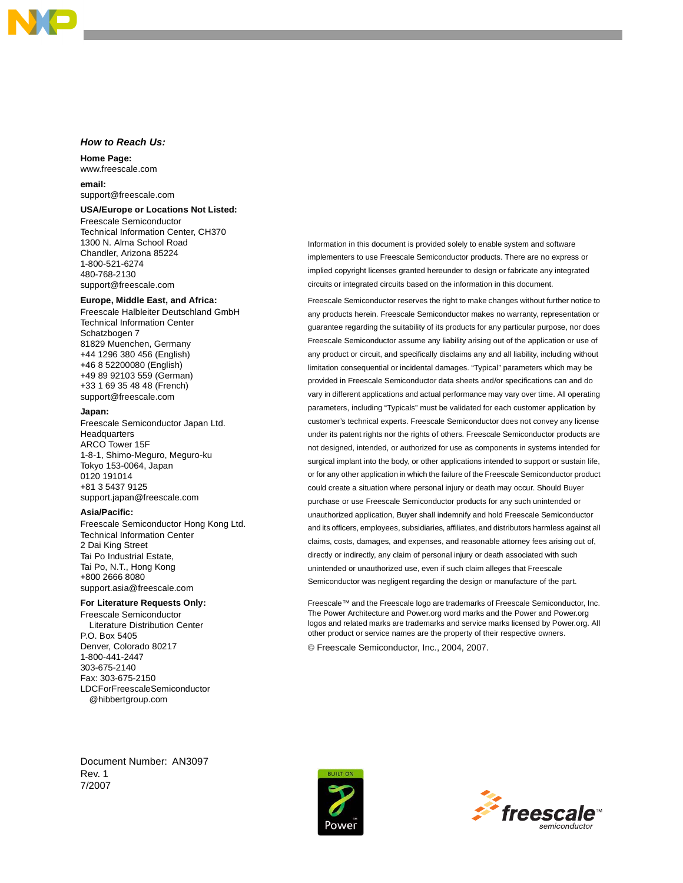### *How to Reach Us:*

**Home Page:**
www.freescale.com

**email:**
support@freescale.com

**USA/Europe or Locations Not Listed:**
Freescale Semiconductor
Technical Information Center, CH370
1300 N. Alma School Road
Chandler, Arizona 85224
1-800-521-6274
480-768-2130
support@freescale.com

**Europe, Middle East, and Africa:**
Freescale Halbleiter Deutschland GmbH
Technical Information Center
Schatzbogen 7
81829 Muenchen, Germany
+44 1296 380 456 (English)
+46 8 52200080 (English)
+49 89 92103 559 (German)
+33 1 69 35 48 48 (French)
support@freescale.com

**Japan:**
Freescale Semiconductor Japan Ltd.
Headquarters
ARCO Tower 15F
1-8-1, Shimo-Meguro, Meguro-ku
Tokyo 153-0064, Japan
0120 191014
+81 3 5437 9125
support.japan@freescale.com

**Asia/Pacific:**
Freescale Semiconductor Hong Kong Ltd.
Technical Information Center
2 Dai King Street
Tai Po Industrial Estate,
Tai Po, N.T., Hong Kong
+800 2666 8080
support.asia@freescale.com

**For Literature Requests Only:**
Freescale Semiconductor
Literature Distribution Center
P.O. Box 5405
Denver, Colorado 80217
1-800-441-2447
303-675-2140
Fax: 303-675-2150
LDCForFreescaleSemiconductor
@hibbertgroup.com

Information in this document is provided solely to enable system and software implementers to use Freescale Semiconductor products. There are no express or implied copyright licenses granted hereunder to design or fabricate any integrated circuits or integrated circuits based on the information in this document.

Freescale Semiconductor reserves the right to make changes without further notice to any products herein. Freescale Semiconductor makes no warranty, representation or guarantee regarding the suitability of its products for any particular purpose, nor does Freescale Semiconductor assume any liability arising out of the application or use of any product or circuit, and specifically disclaims any and all liability, including without limitation consequential or incidental damages. "Typical" parameters which may be provided in Freescale Semiconductor data sheets and/or specifications can and do vary in different applications and actual performance may vary over time. All operating parameters, including "Typicals" must be validated for each customer application by customer's technical experts. Freescale Semiconductor does not convey any license under its patent rights nor the rights of others. Freescale Semiconductor products are not designed, intended, or authorized for use as components in systems intended for surgical implant into the body, or other applications intended to support or sustain life, or for any other application in which the failure of the Freescale Semiconductor product could create a situation where personal injury or death may occur. Should Buyer purchase or use Freescale Semiconductor products for any such unintended or unauthorized application, Buyer shall indemnify and hold Freescale Semiconductor and its officers, employees, subsidiaries, affiliates, and distributors harmless against all claims, costs, damages, and expenses, and reasonable attorney fees arising out of, directly or indirectly, any claim of personal injury or death associated with such unintended or unauthorized use, even if such claim alleges that Freescale Semiconductor was negligent regarding the design or manufacture of the part.

Freescale™ and the Freescale logo are trademarks of Freescale Semiconductor, Inc. The Power Architecture and Power.org word marks and the Power and Power.org logos and related marks are trademarks and service marks licensed by Power.org. All other product or service names are the property of their respective owners.

© Freescale Semiconductor, Inc., 2004, 2007.

Document Number: AN3097
Rev. 1
7/2007